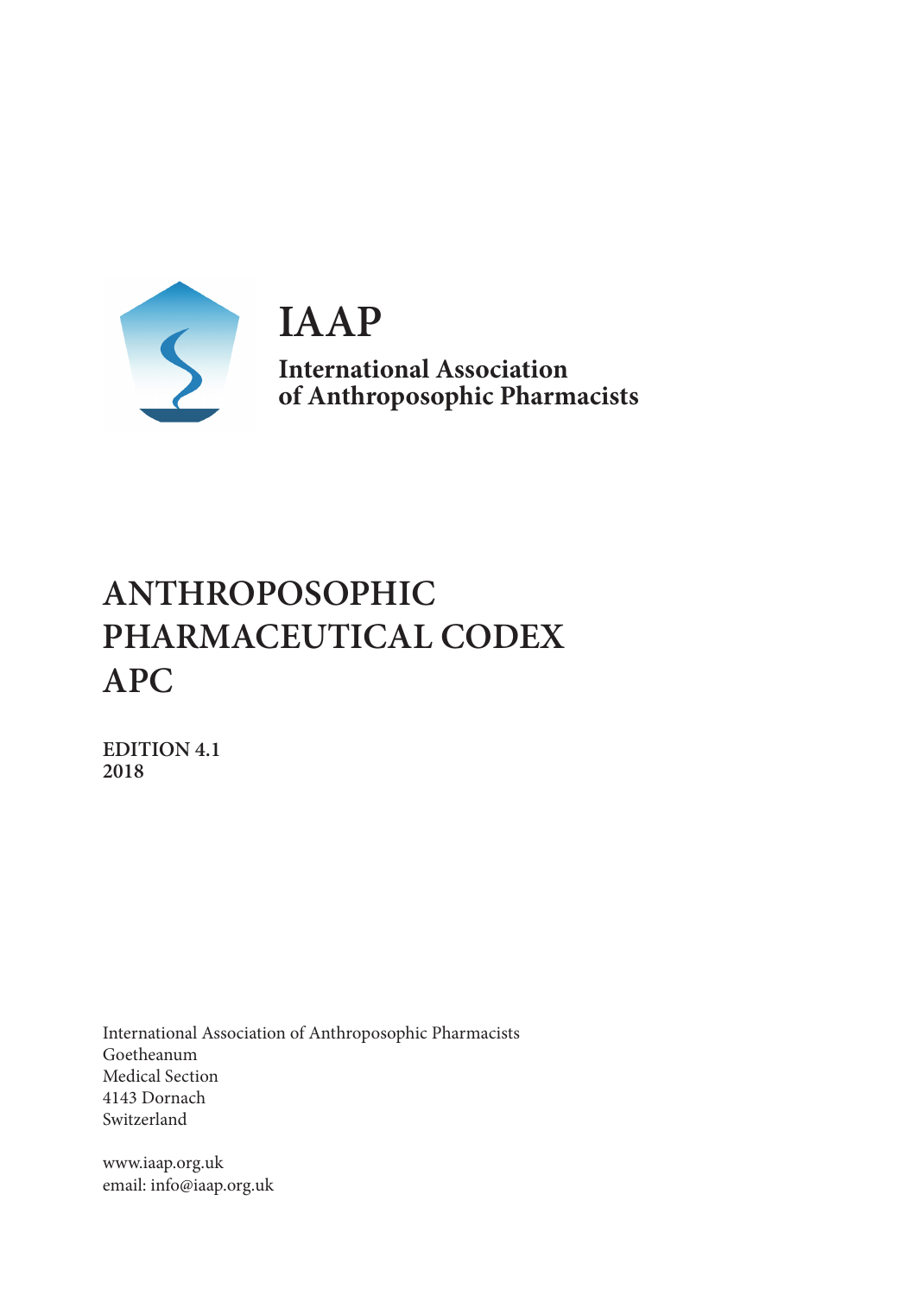# IAAP

**International Association of Anthroposophic Pharmacists**

# ANTHROPOSOPHIC PHARMACEUTICAL CODEX APC

**EDITION 4.1**
**2018**

International Association of Anthroposophic Pharmacists
Goetheanum
Medical Section
4143 Dornach
Switzerland

www.iaap.org.uk
email: info@iaap.org.uk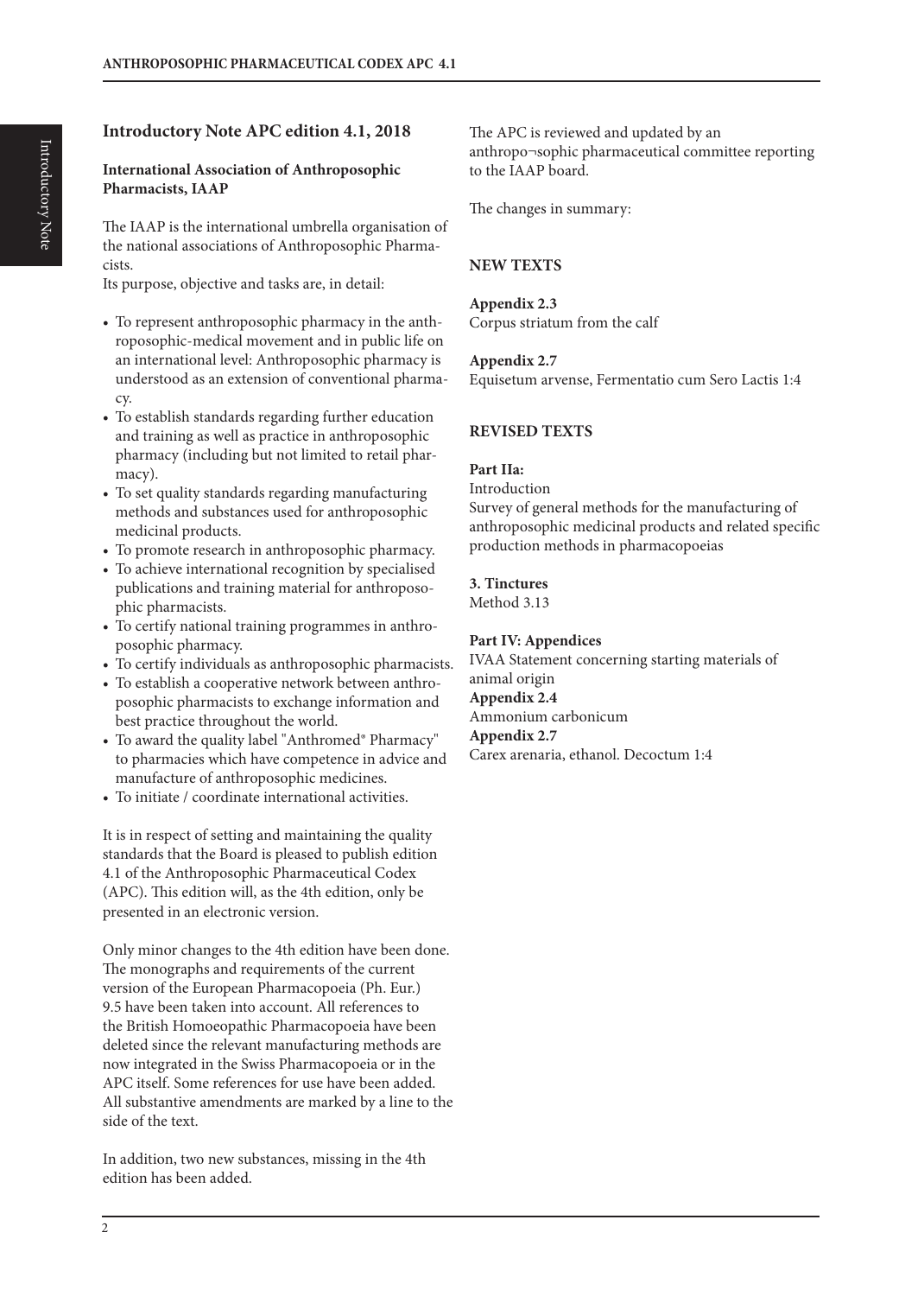## Introductory Note APC edition 4.1, 2018

### International Association of Anthroposophic Pharmacists, IAAP

The IAAP is the international umbrella organisation of the national associations of Anthroposophic Pharmacists.

Its purpose, objective and tasks are, in detail:

- To represent anthroposophic pharmacy in the anthroposophic-medical movement and in public life on an international level: Anthroposophic pharmacy is understood as an extension of conventional pharmacy.
- To establish standards regarding further education and training as well as practice in anthroposophic pharmacy (including but not limited to retail pharmacy).
- To set quality standards regarding manufacturing methods and substances used for anthroposophic medicinal products.
- To promote research in anthroposophic pharmacy.
- To achieve international recognition by specialised publications and training material for anthroposophic pharmacists.
- To certify national training programmes in anthroposophic pharmacy.
- To certify individuals as anthroposophic pharmacists.
- To establish a cooperative network between anthroposophic pharmacists to exchange information and best practice throughout the world.
- To award the quality label "Anthromed® Pharmacy" to pharmacies which have competence in advice and manufacture of anthroposophic medicines.
- To initiate / coordinate international activities.

It is in respect of setting and maintaining the quality standards that the Board is pleased to publish edition 4.1 of the Anthroposophic Pharmaceutical Codex (APC). This edition will, as the 4th edition, only be presented in an electronic version.

Only minor changes to the 4th edition have been done. The monographs and requirements of the current version of the European Pharmacopoeia (Ph. Eur.) 9.5 have been taken into account. All references to the British Homoeopathic Pharmacopoeia have been deleted since the relevant manufacturing methods are now integrated in the Swiss Pharmacopoeia or in the APC itself. Some references for use have been added. All substantive amendments are marked by a line to the side of the text.

In addition, two new substances, missing in the 4th edition has been added.

The APC is reviewed and updated by an anthropo¬sophic pharmaceutical committee reporting to the IAAP board.

The changes in summary:

### NEW TEXTS

**Appendix 2.3**
Corpus striatum from the calf

**Appendix 2.7**
Equisetum arvense, Fermentatio cum Sero Lactis 1:4

### REVISED TEXTS

**Part IIa:**
Introduction
Survey of general methods for the manufacturing of anthroposophic medicinal products and related specific production methods in pharmacopoeias

**3. Tinctures**
Method 3.13

**Part IV: Appendices**
IVAA Statement concerning starting materials of animal origin
**Appendix 2.4**
Ammonium carbonicum
**Appendix 2.7**
Carex arenaria, ethanol. Decoctum 1:4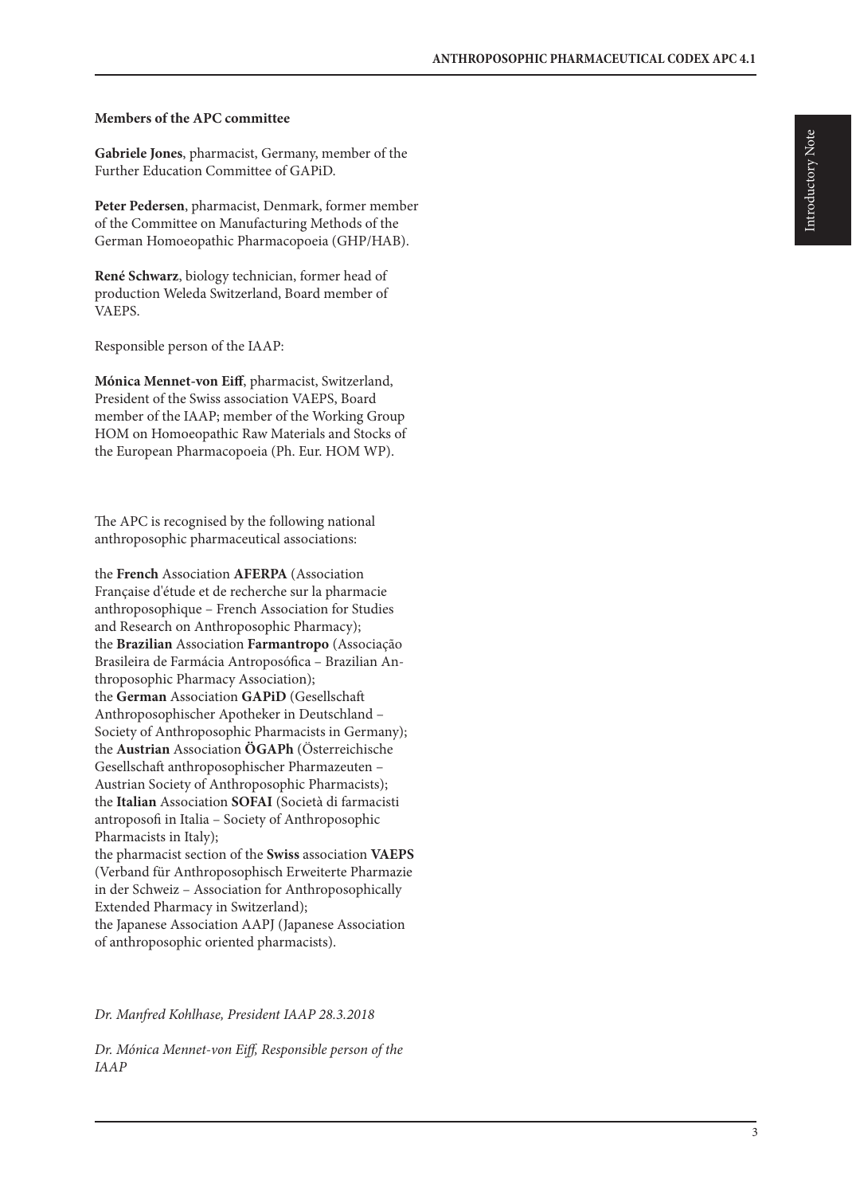**Members of the APC committee**

**Gabriele Jones**, pharmacist, Germany, member of the Further Education Committee of GAPiD.

**Peter Pedersen**, pharmacist, Denmark, former member of the Committee on Manufacturing Methods of the German Homoeopathic Pharmacopoeia (GHP/HAB).

**René Schwarz**, biology technician, former head of production Weleda Switzerland, Board member of VAEPS.

Responsible person of the IAAP:

**Mónica Mennet-von Eiff**, pharmacist, Switzerland, President of the Swiss association VAEPS, Board member of the IAAP; member of the Working Group HOM on Homoeopathic Raw Materials and Stocks of the European Pharmacopoeia (Ph. Eur. HOM WP).

The APC is recognised by the following national anthroposophic pharmaceutical associations:

the **French** Association **AFERPA** (Association Française d'étude et de recherche sur la pharmacie anthroposophique – French Association for Studies and Research on Anthroposophic Pharmacy);
the **Brazilian** Association **Farmantropo** (Associação Brasileira de Farmácia Antroposófica – Brazilian Anthroposophic Pharmacy Association);
the **German** Association **GAPiD** (Gesellschaft Anthroposophischer Apotheker in Deutschland – Society of Anthroposophic Pharmacists in Germany);
the **Austrian** Association **ÖGAPh** (Österreichische Gesellschaft anthroposophischer Pharmazeuten – Austrian Society of Anthroposophic Pharmacists);
the **Italian** Association **SOFAI** (Società di farmacisti antroposofi in Italia – Society of Anthroposophic Pharmacists in Italy);
the pharmacist section of the **Swiss** association **VAEPS** (Verband für Anthroposophisch Erweiterte Pharmazie in der Schweiz – Association for Anthroposophically Extended Pharmacy in Switzerland);
the Japanese Association AAPJ (Japanese Association of anthroposophic oriented pharmacists).

*Dr. Manfred Kohlhase, President IAAP 28.3.2018*

*Dr. Mónica Mennet-von Eiff, Responsible person of the IAAP*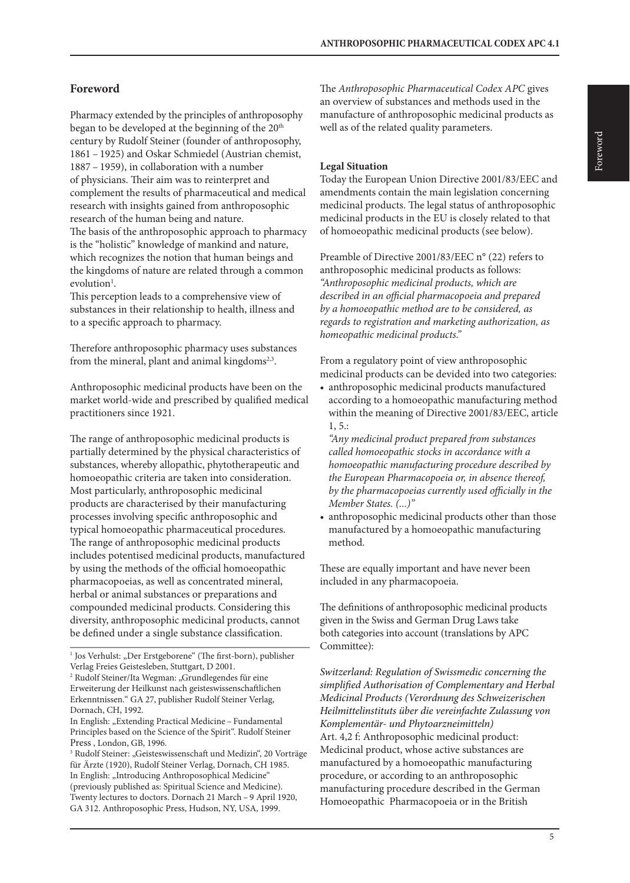## Foreword

Pharmacy extended by the principles of anthroposophy began to be developed at the beginning of the 20th century by Rudolf Steiner (founder of anthroposophy, 1861 – 1925) and Oskar Schmiedel (Austrian chemist, 1887 – 1959), in collaboration with a number of physicians. Their aim was to reinterpret and complement the results of pharmaceutical and medical research with insights gained from anthroposophic research of the human being and nature.
The basis of the anthroposophic approach to pharmacy is the "holistic" knowledge of mankind and nature, which recognizes the notion that human beings and the kingdoms of nature are related through a common evolution[1].
This perception leads to a comprehensive view of substances in their relationship to health, illness and to a specific approach to pharmacy.

Therefore anthroposophic pharmacy uses substances from the mineral, plant and animal kingdoms[2,3].

Anthroposophic medicinal products have been on the market world-wide and prescribed by qualified medical practitioners since 1921.

The range of anthroposophic medicinal products is partially determined by the physical characteristics of substances, whereby allopathic, phytotherapeutic and homoeopathic criteria are taken into consideration. Most particularly, anthroposophic medicinal products are characterised by their manufacturing processes involving specific anthroposophic and typical homoeopathic pharmaceutical procedures. The range of anthroposophic medicinal products includes potentised medicinal products, manufactured by using the methods of the official homoeopathic pharmacopoeias, as well as concentrated mineral, herbal or animal substances or preparations and compounded medicinal products. Considering this diversity, anthroposophic medicinal products, cannot be defined under a single substance classification.

[1] Jos Verhulst: „Der Erstgeborene" (The first-born), publisher Verlag Freies Geistesleben, Stuttgart, D 2001.
[2] Rudolf Steiner/Ita Wegman: „Grundlegendes für eine Erweiterung der Heilkunst nach geisteswissenschaftlichen Erkenntnissen." GA 27, publisher Rudolf Steiner Verlag, Dornach, CH, 1992.
In English: „Extending Practical Medicine – Fundamental Principles based on the Science of the Spirit". Rudolf Steiner Press , London, GB, 1996.
[3] Rudolf Steiner: „Geisteswissenschaft und Medizin", 20 Vorträge für Ärzte (1920), Rudolf Steiner Verlag, Dornach, CH 1985. In English: „Introducing Anthroposophical Medicine" (previously published as: Spiritual Science and Medicine). Twenty lectures to doctors. Dornach 21 March – 9 April 1920, GA 312. Anthroposophic Press, Hudson, NY, USA, 1999.

The *Anthroposophic Pharmaceutical Codex APC* gives an overview of substances and methods used in the manufacture of anthroposophic medicinal products as well as of the related quality parameters.

**Legal Situation**
Today the European Union Directive 2001/83/EEC and amendments contain the main legislation concerning medicinal products. The legal status of anthroposophic medicinal products in the EU is closely related to that of homoeopathic medicinal products (see below).

Preamble of Directive 2001/83/EEC n° (22) refers to anthroposophic medicinal products as follows:
*"Anthroposophic medicinal products, which are described in an official pharmacopoeia and prepared by a homoeopathic method are to be considered, as regards to registration and marketing authorization, as homeopathic medicinal products."*

From a regulatory point of view anthroposophic medicinal products can be devided into two categories:

- anthroposophic medicinal products manufactured according to a homoeopathic manufacturing method within the meaning of Directive 2001/83/EEC, article 1, 5.:
  *"Any medicinal product prepared from substances called homoeopathic stocks in accordance with a homoeopathic manufacturing procedure described by the European Pharmacopoeia or, in absence thereof, by the pharmacopoeias currently used officially in the Member States. (...)"*
- anthroposophic medicinal products other than those manufactured by a homoeopathic manufacturing method.

These are equally important and have never been included in any pharmacopoeia.

The definitions of anthroposophic medicinal products given in the Swiss and German Drug Laws take both categories into account (translations by APC Committee):

*Switzerland: Regulation of Swissmedic concerning the simplified Authorisation of Complementary and Herbal Medicinal Products (Verordnung des Schweizerischen Heilmittelinstituts über die vereinfachte Zulassung von Komplementär- und Phytoarzneimitteln)*
Art. 4,2 f: Anthroposophic medicinal product: Medicinal product, whose active substances are manufactured by a homoeopathic manufacturing procedure, or according to an anthroposophic manufacturing procedure described in the German Homoeopathic Pharmacopoeia or in the British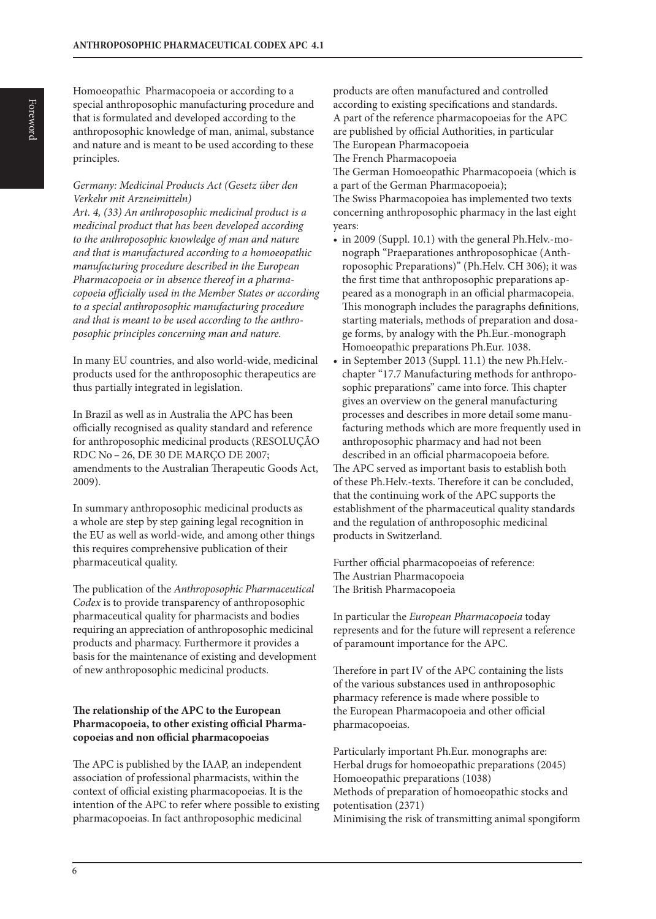Homoeopathic Pharmacopoeia or according to a special anthroposophic manufacturing procedure and that is formulated and developed according to the anthroposophic knowledge of man, animal, substance and nature and is meant to be used according to these principles.

*Germany: Medicinal Products Act (Gesetz über den Verkehr mit Arzneimitteln)*
*Art. 4, (33) An anthroposophic medicinal product is a medicinal product that has been developed according to the anthroposophic knowledge of man and nature and that is manufactured according to a homoeopathic manufacturing procedure described in the European Pharmacopoeia or in absence thereof in a pharmacopoeia officially used in the Member States or according to a special anthroposophic manufacturing procedure and that is meant to be used according to the anthroposophic principles concerning man and nature.*

In many EU countries, and also world-wide, medicinal products used for the anthroposophic therapeutics are thus partially integrated in legislation.

In Brazil as well as in Australia the APC has been officially recognised as quality standard and reference for anthroposophic medicinal products (RESOLUÇÃO RDC No – 26, DE 30 DE MARÇO DE 2007; amendments to the Australian Therapeutic Goods Act, 2009).

In summary anthroposophic medicinal products as a whole are step by step gaining legal recognition in the EU as well as world-wide, and among other things this requires comprehensive publication of their pharmaceutical quality.

The publication of the *Anthroposophic Pharmaceutical Codex* is to provide transparency of anthroposophic pharmaceutical quality for pharmacists and bodies requiring an appreciation of anthroposophic medicinal products and pharmacy. Furthermore it provides a basis for the maintenance of existing and development of new anthroposophic medicinal products.

**The relationship of the APC to the European Pharmacopoeia, to other existing official Pharmacopoeias and non official pharmacopoeias**

The APC is published by the IAAP, an independent association of professional pharmacists, within the context of official existing pharmacopoeias. It is the intention of the APC to refer where possible to existing pharmacopoeias. In fact anthroposophic medicinal products are often manufactured and controlled according to existing specifications and standards.
A part of the reference pharmacopoeias for the APC are published by official Authorities, in particular
The European Pharmacopoeia
The French Pharmacopoeia
The German Homoeopathic Pharmacopoeia (which is a part of the German Pharmacopoeia);
The Swiss Pharmacopoiea has implemented two texts concerning anthroposophic pharmacy in the last eight years:

- in 2009 (Suppl. 10.1) with the general Ph.Helv.-monograph "Praeparationes anthroposophicae (Anthroposophic Preparations)" (Ph.Helv. CH 306); it was the first time that anthroposophic preparations appeared as a monograph in an official pharmacopoeia. This monograph includes the paragraphs definitions, starting materials, methods of preparation and dosage forms, by analogy with the Ph.Eur.-monograph Homoeopathic preparations Ph.Eur. 1038.
- in September 2013 (Suppl. 11.1) the new Ph.Helv.-chapter "17.7 Manufacturing methods for anthroposophic preparations" came into force. This chapter gives an overview on the general manufacturing processes and describes in more detail some manufacturing methods which are more frequently used in anthroposophic pharmacy and had not been described in an official pharmacopoeia before.

The APC served as important basis to establish both of these Ph.Helv.-texts. Therefore it can be concluded, that the continuing work of the APC supports the establishment of the pharmaceutical quality standards and the regulation of anthroposophic medicinal products in Switzerland.

Further official pharmacopoeias of reference:
The Austrian Pharmacopoeia
The British Pharmacopoeia

In particular the *European Pharmacopoeia* today represents and for the future will represent a reference of paramount importance for the APC.

Therefore in part IV of the APC containing the lists of the various substances used in anthroposophic pharmacy reference is made where possible to the European Pharmacopoeia and other official pharmacopoeias.

Particularly important Ph.Eur. monographs are:
Herbal drugs for homoeopathic preparations (2045)
Homoeopathic preparations (1038)
Methods of preparation of homoeopathic stocks and potentisation (2371)
Minimising the risk of transmitting animal spongiform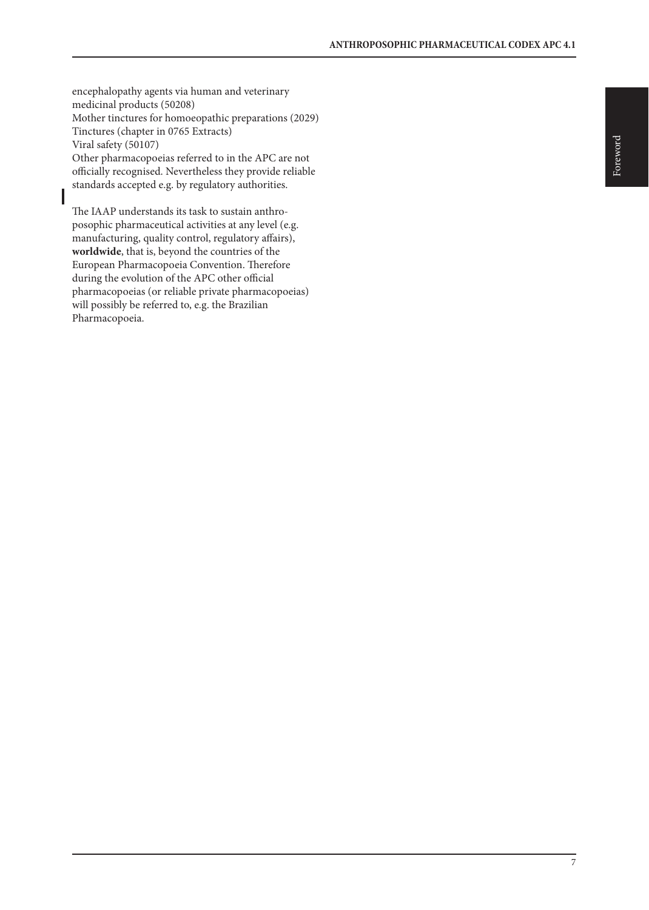encephalopathy agents via human and veterinary medicinal products (50208)
Mother tinctures for homoeopathic preparations (2029)
Tinctures (chapter in 0765 Extracts)
Viral safety (50107)
Other pharmacopoeias referred to in the APC are not officially recognised. Nevertheless they provide reliable standards accepted e.g. by regulatory authorities.

The IAAP understands its task to sustain anthroposophic pharmaceutical activities at any level (e.g. manufacturing, quality control, regulatory affairs), **worldwide**, that is, beyond the countries of the European Pharmacopoeia Convention. Therefore during the evolution of the APC other official pharmacopoeias (or reliable private pharmacopoeias) will possibly be referred to, e.g. the Brazilian Pharmacopoeia.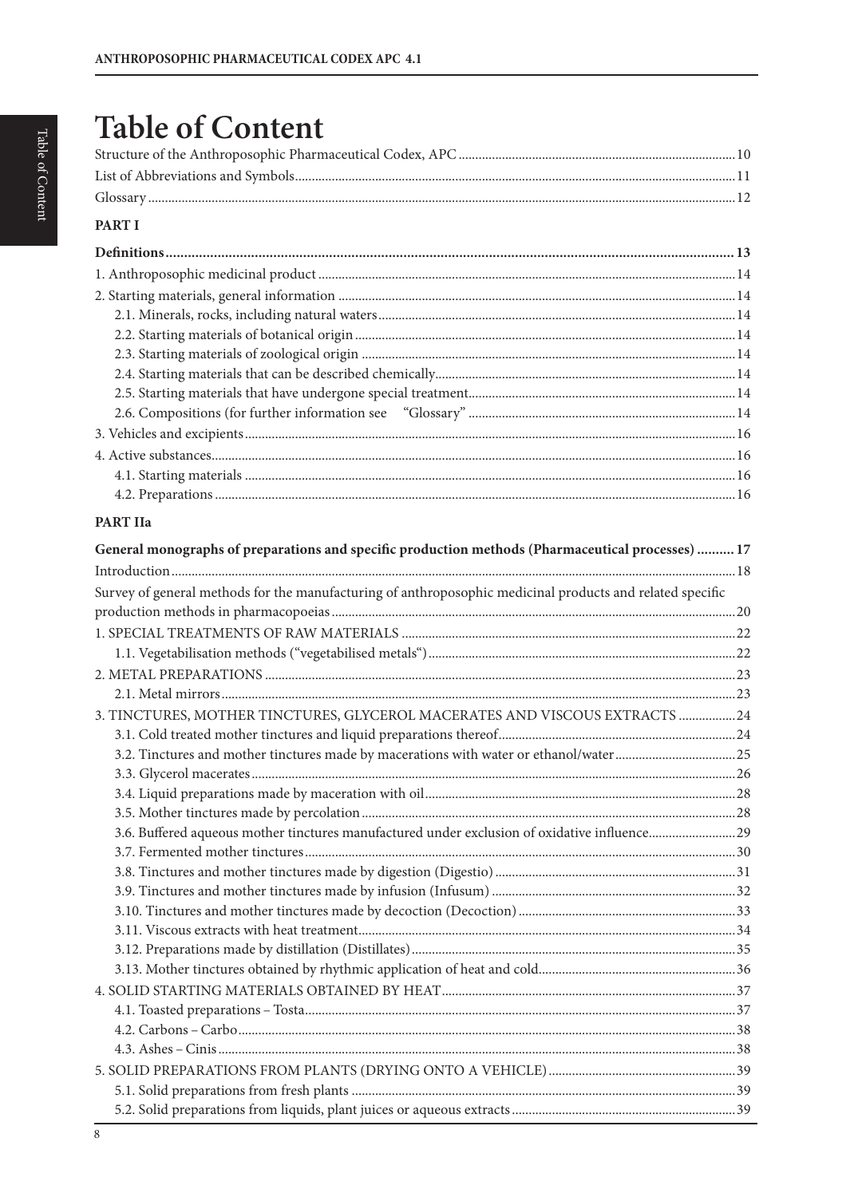# Table of Content

Structure of the Anthroposophic Pharmaceutical Codex, APC ... 10
List of Abbreviations and Symbols ... 11
Glossary ... 12

## PART I

**Definitions ... 13**

1. Anthroposophic medicinal product ... 14
2. Starting materials, general information ... 14
   - 2.1. Minerals, rocks, including natural waters ... 14
   - 2.2. Starting materials of botanical origin ... 14
   - 2.3. Starting materials of zoological origin ... 14
   - 2.4. Starting materials that can be described chemically ... 14
   - 2.5. Starting materials that have undergone special treatment ... 14
   - 2.6. Compositions (for further information see "Glossary" ... 14
3. Vehicles and excipients ... 16
4. Active substances ... 16
   - 4.1. Starting materials ... 16
   - 4.2. Preparations ... 16

## PART IIa

**General monographs of preparations and specific production methods (Pharmaceutical processes) ... 17**

Introduction ... 18
Survey of general methods for the manufacturing of anthroposophic medicinal products and related specific production methods in pharmacopoeias ... 20

1. SPECIAL TREATMENTS OF RAW MATERIALS ... 22
   - 1.1. Vegetabilisation methods ("vegetabilised metals") ... 22
2. METAL PREPARATIONS ... 23
   - 2.1. Metal mirrors ... 23
3. TINCTURES, MOTHER TINCTURES, GLYCEROL MACERATES AND VISCOUS EXTRACTS ... 24
   - 3.1. Cold treated mother tinctures and liquid preparations thereof ... 24
   - 3.2. Tinctures and mother tinctures made by macerations with water or ethanol/water ... 25
   - 3.3. Glycerol macerates ... 26
   - 3.4. Liquid preparations made by maceration with oil ... 28
   - 3.5. Mother tinctures made by percolation ... 28
   - 3.6. Buffered aqueous mother tinctures manufactured under exclusion of oxidative influence ... 29
   - 3.7. Fermented mother tinctures ... 30
   - 3.8. Tinctures and mother tinctures made by digestion (Digestio) ... 31
   - 3.9. Tinctures and mother tinctures made by infusion (Infusum) ... 32
   - 3.10. Tinctures and mother tinctures made by decoction (Decoction) ... 33
   - 3.11. Viscous extracts with heat treatment ... 34
   - 3.12. Preparations made by distillation (Distillates) ... 35
   - 3.13. Mother tinctures obtained by rhythmic application of heat and cold ... 36
4. SOLID STARTING MATERIALS OBTAINED BY HEAT ... 37
   - 4.1. Toasted preparations – Tosta ... 37
   - 4.2. Carbons – Carbo ... 38
   - 4.3. Ashes – Cinis ... 38
5. SOLID PREPARATIONS FROM PLANTS (DRYING ONTO A VEHICLE) ... 39
   - 5.1. Solid preparations from fresh plants ... 39
   - 5.2. Solid preparations from liquids, plant juices or aqueous extracts ... 39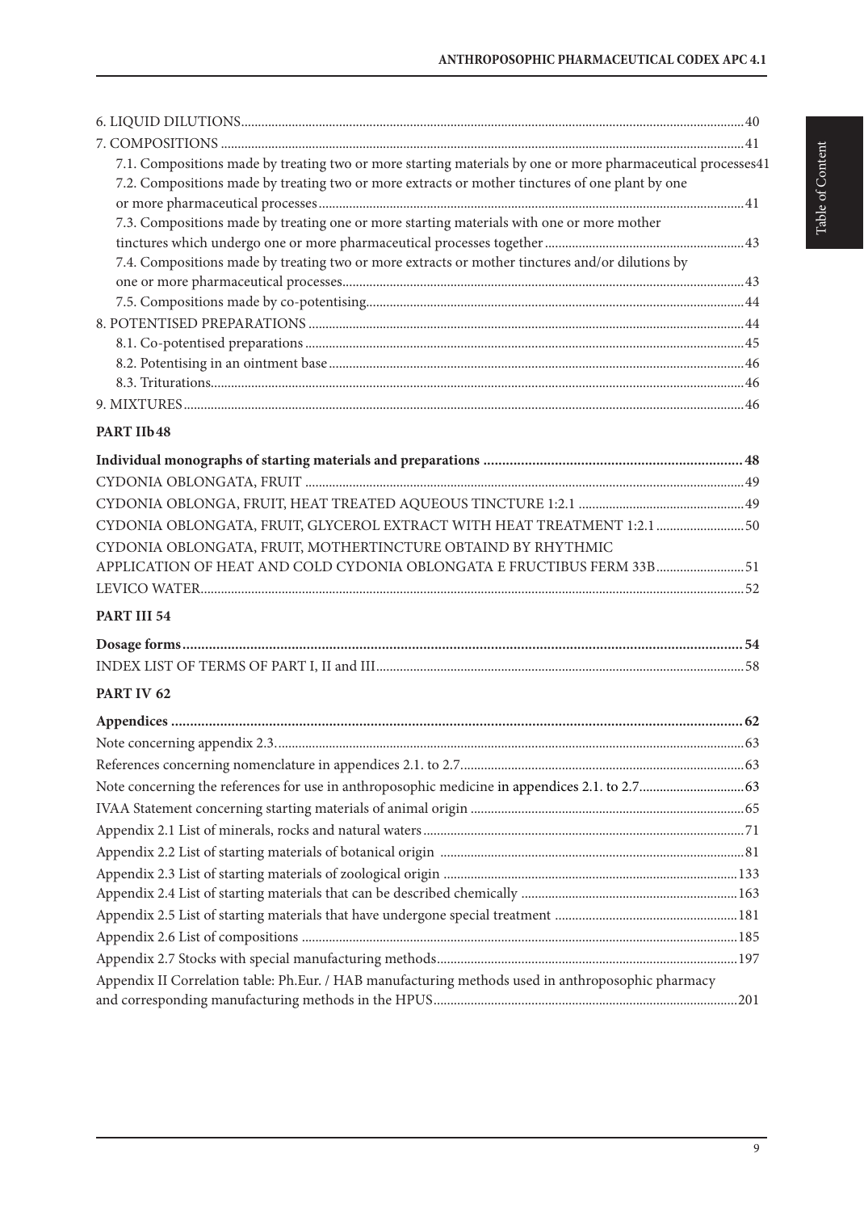6. LIQUID DILUTIONS.......................................................................................................................................................40
7. COMPOSITIONS .........................................................................................................................................................41
   7.1. Compositions made by treating two or more starting materials by one or more pharmaceutical processes41
   7.2. Compositions made by treating two or more extracts or mother tinctures of one plant by one or more pharmaceutical processes.............................................................................................................................41
   7.3. Compositions made by treating one or more starting materials with one or more mother tinctures which undergo one or more pharmaceutical processes together...........................................................43
   7.4. Compositions made by treating two or more extracts or mother tinctures and/or dilutions by one or more pharmaceutical processes.......................................................................................................................43
   7.5. Compositions made by co-potentising..............................................................................................................44
8. POTENTISED PREPARATIONS .................................................................................................................................44
   8.1. Co-potentised preparations .................................................................................................................................45
   8.2. Potentising in an ointment base..........................................................................................................................46
   8.3. Triturations.............................................................................................................................................................46
9. MIXTURES.....................................................................................................................................................................46

## PART IIb 48

**Individual monographs of starting materials and preparations ..................................................................... 48**

CYDONIA OBLONGATA, FRUIT .................................................................................................................................49
CYDONIA OBLONGA, FRUIT, HEAT TREATED AQUEOUS TINCTURE 1:2.1 .................................................49
CYDONIA OBLONGATA, FRUIT, GLYCEROL EXTRACT WITH HEAT TREATMENT 1:2.1 ..........................50
CYDONIA OBLONGATA, FRUIT, MOTHERTINCTURE OBTAIND BY RHYTHMIC APPLICATION OF HEAT AND COLD CYDONIA OBLONGATA E FRUCTIBUS FERM 33B..........................51
LEVICO WATER................................................................................................................................................................52

## PART III 54

**Dosage forms.................................................................................................................................................... 54**

INDEX LIST OF TERMS OF PART I, II and III............................................................................................................58

## PART IV 62

**Appendices ........................................................................................................................................................ 62**

Note concerning appendix 2.3..........................................................................................................................................63
References concerning nomenclature in appendices 2.1. to 2.7....................................................................................63
Note concerning the references for use in anthroposophic medicine in appendices 2.1. to 2.7..............................63
IVAA Statement concerning starting materials of animal origin .................................................................................65
Appendix 2.1 List of minerals, rocks and natural waters...............................................................................................71
Appendix 2.2 List of starting materials of botanical origin ..........................................................................................81
Appendix 2.3 List of starting materials of zoological origin .......................................................................................133
Appendix 2.4 List of starting materials that can be described chemically ................................................................163
Appendix 2.5 List of starting materials that have undergone special treatment ......................................................181
Appendix 2.6 List of compositions ................................................................................................................................185
Appendix 2.7 Stocks with special manufacturing methods.........................................................................................197
Appendix II Correlation table: Ph.Eur. / HAB manufacturing methods used in anthroposophic pharmacy and corresponding manufacturing methods in the HPUS..........................................................................................201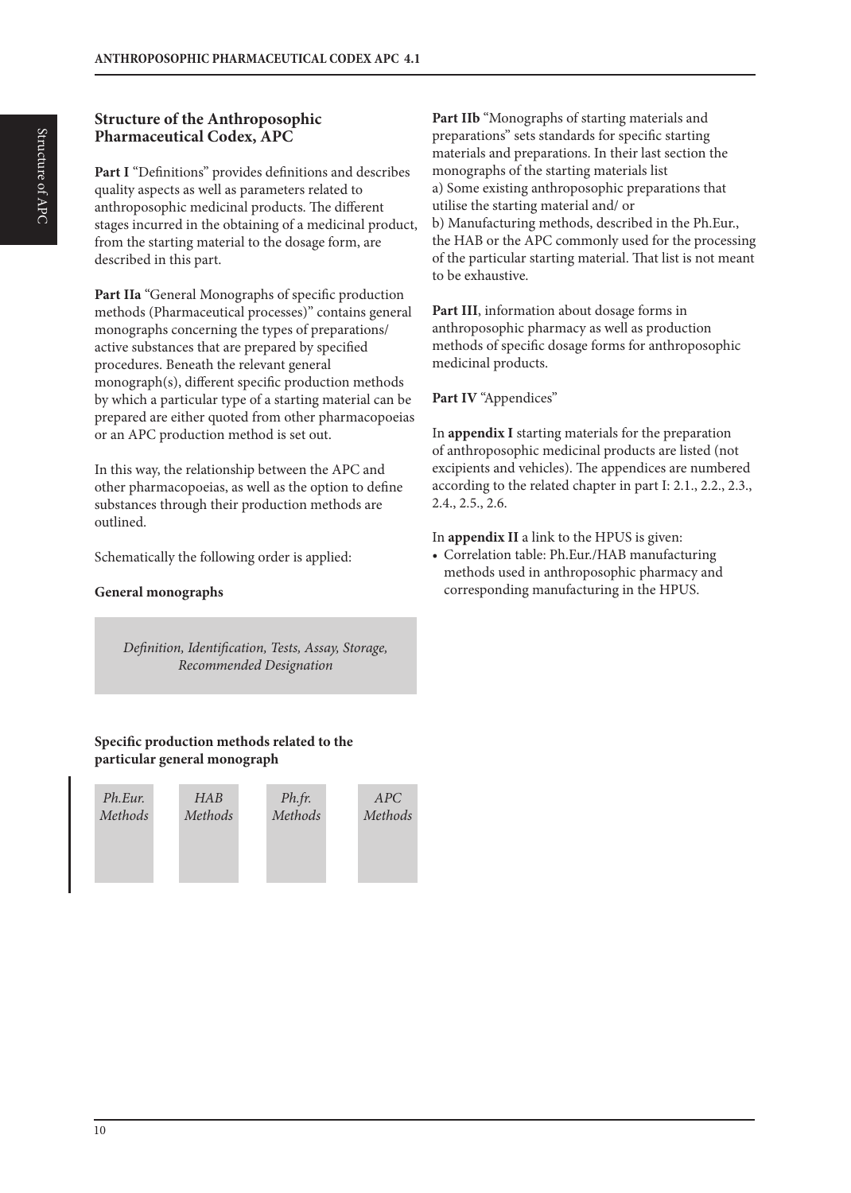## Structure of the Anthroposophic Pharmaceutical Codex, APC

**Part I** "Definitions" provides definitions and describes quality aspects as well as parameters related to anthroposophic medicinal products. The different stages incurred in the obtaining of a medicinal product, from the starting material to the dosage form, are described in this part.

**Part IIa** "General Monographs of specific production methods (Pharmaceutical processes)" contains general monographs concerning the types of preparations/ active substances that are prepared by specified procedures. Beneath the relevant general monograph(s), different specific production methods by which a particular type of a starting material can be prepared are either quoted from other pharmacopoeias or an APC production method is set out.

In this way, the relationship between the APC and other pharmacopoeias, as well as the option to define substances through their production methods are outlined.

Schematically the following order is applied:

**General monographs**

*Definition, Identification, Tests, Assay, Storage, Recommended Designation*

**Specific production methods related to the particular general monograph**

| *Ph.Eur. Methods* | *HAB Methods* | *Ph.fr. Methods* | *APC Methods* |
|---|---|---|---|

**Part IIb** "Monographs of starting materials and preparations" sets standards for specific starting materials and preparations. In their last section the monographs of the starting materials list
a) Some existing anthroposophic preparations that utilise the starting material and/ or
b) Manufacturing methods, described in the Ph.Eur., the HAB or the APC commonly used for the processing of the particular starting material. That list is not meant to be exhaustive.

**Part III**, information about dosage forms in anthroposophic pharmacy as well as production methods of specific dosage forms for anthroposophic medicinal products.

**Part IV** "Appendices"

In **appendix I** starting materials for the preparation of anthroposophic medicinal products are listed (not excipients and vehicles). The appendices are numbered according to the related chapter in part I: 2.1., 2.2., 2.3., 2.4., 2.5., 2.6.

In **appendix II** a link to the HPUS is given:

- Correlation table: Ph.Eur./HAB manufacturing methods used in anthroposophic pharmacy and corresponding manufacturing in the HPUS.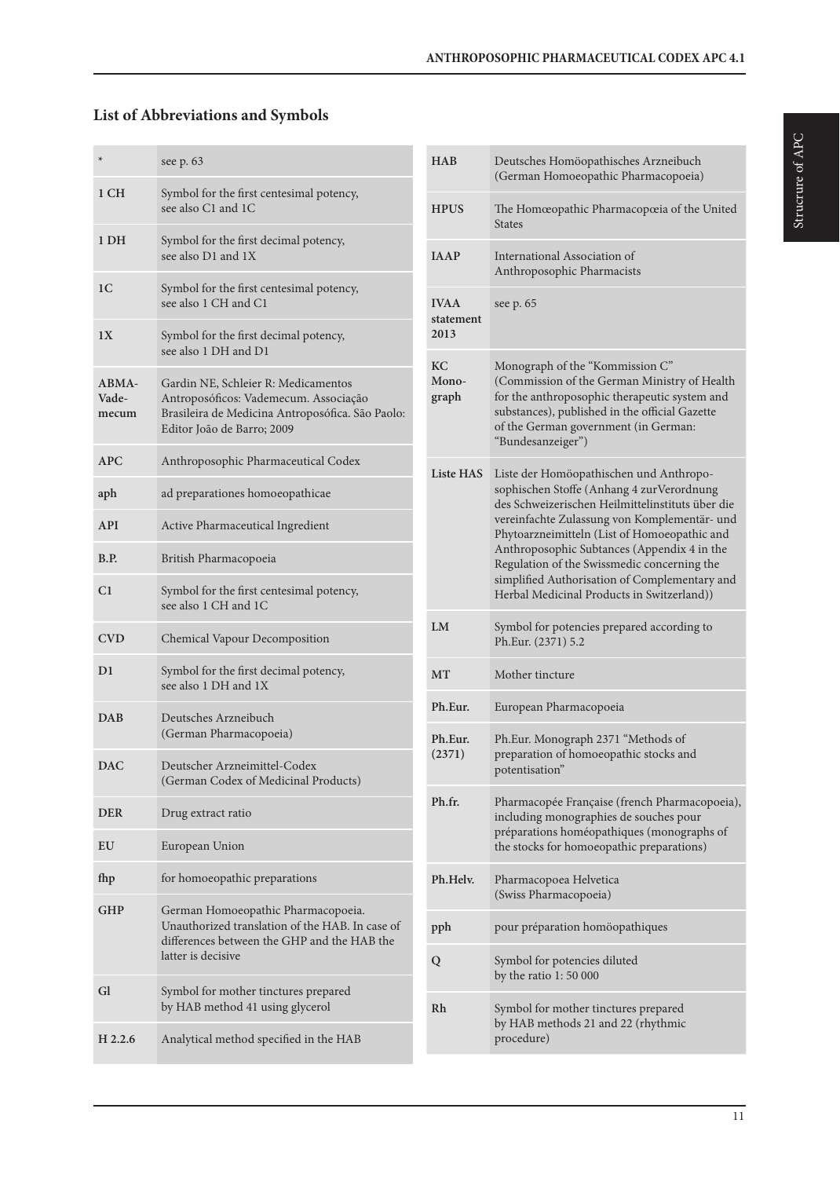## List of Abbreviations and Symbols

| | |
|---|---|
| * | see p. 63 |
| **1 CH** | Symbol for the first centesimal potency, see also C1 and 1C |
| **1 DH** | Symbol for the first decimal potency, see also D1 and 1X |
| **1C** | Symbol for the first centesimal potency, see also 1 CH and C1 |
| **1X** | Symbol for the first decimal potency, see also 1 DH and D1 |
| **ABMA-Vade-mecum** | Gardin NE, Schleier R: Medicamentos Antroposóficos: Vademecum. Associação Brasileira de Medicina Antroposófica. São Paolo: Editor João de Barro; 2009 |
| **APC** | Anthroposophic Pharmaceutical Codex |
| **aph** | ad preparationes homoeopathicae |
| **API** | Active Pharmaceutical Ingredient |
| **B.P.** | British Pharmacopoeia |
| **C1** | Symbol for the first centesimal potency, see also 1 CH and 1C |
| **CVD** | Chemical Vapour Decomposition |
| **D1** | Symbol for the first decimal potency, see also 1 DH and 1X |
| **DAB** | Deutsches Arzneibuch (German Pharmacopoeia) |
| **DAC** | Deutscher Arzneimittel-Codex (German Codex of Medicinal Products) |
| **DER** | Drug extract ratio |
| **EU** | European Union |
| **fhp** | for homoeopathic preparations |
| **GHP** | German Homoeopathic Pharmacopoeia. Unauthorized translation of the HAB. In case of differences between the GHP and the HAB the latter is decisive |
| **Gl** | Symbol for mother tinctures prepared by HAB method 41 using glycerol |
| **H 2.2.6** | Analytical method specified in the HAB |
| **HAB** | Deutsches Homöopathisches Arzneibuch (German Homoeopathic Pharmacopoeia) |
| **HPUS** | The Homœopathic Pharmacopœia of the United States |
| **IAAP** | International Association of Anthroposophic Pharmacists |
| **IVAA statement 2013** | see p. 65 |
| **KC Mono-graph** | Monograph of the "Kommission C" (Commission of the German Ministry of Health for the anthroposophic therapeutic system and substances), published in the official Gazette of the German government (in German: "Bundesanzeiger") |
| **Liste HAS** | Liste der Homöopathischen und Anthroposophischen Stoffe (Anhang 4 zurVerordnung des Schweizerischen Heilmittelinstituts über die vereinfachte Zulassung von Komplementär- und Phytoarzneimitteln (List of Homoeopathic and Anthroposophic Subtances (Appendix 4 in the Regulation of the Swissmedic concerning the simplified Authorisation of Complementary and Herbal Medicinal Products in Switzerland)) |
| **LM** | Symbol for potencies prepared according to Ph.Eur. (2371) 5.2 |
| **MT** | Mother tincture |
| **Ph.Eur.** | European Pharmacopoeia |
| **Ph.Eur. (2371)** | Ph.Eur. Monograph 2371 "Methods of preparation of homoeopathic stocks and potentisation" |
| **Ph.fr.** | Pharmacopée Française (french Pharmacopoeia), including monographies de souches pour préparations homéopathiques (monographs of the stocks for homoeopathic preparations) |
| **Ph.Helv.** | Pharmacopoea Helvetica (Swiss Pharmacopoeia) |
| **pph** | pour préparation homöopathiques |
| **Q** | Symbol for potencies diluted by the ratio 1: 50 000 |
| **Rh** | Symbol for mother tinctures prepared by HAB methods 21 and 22 (rhythmic procedure) |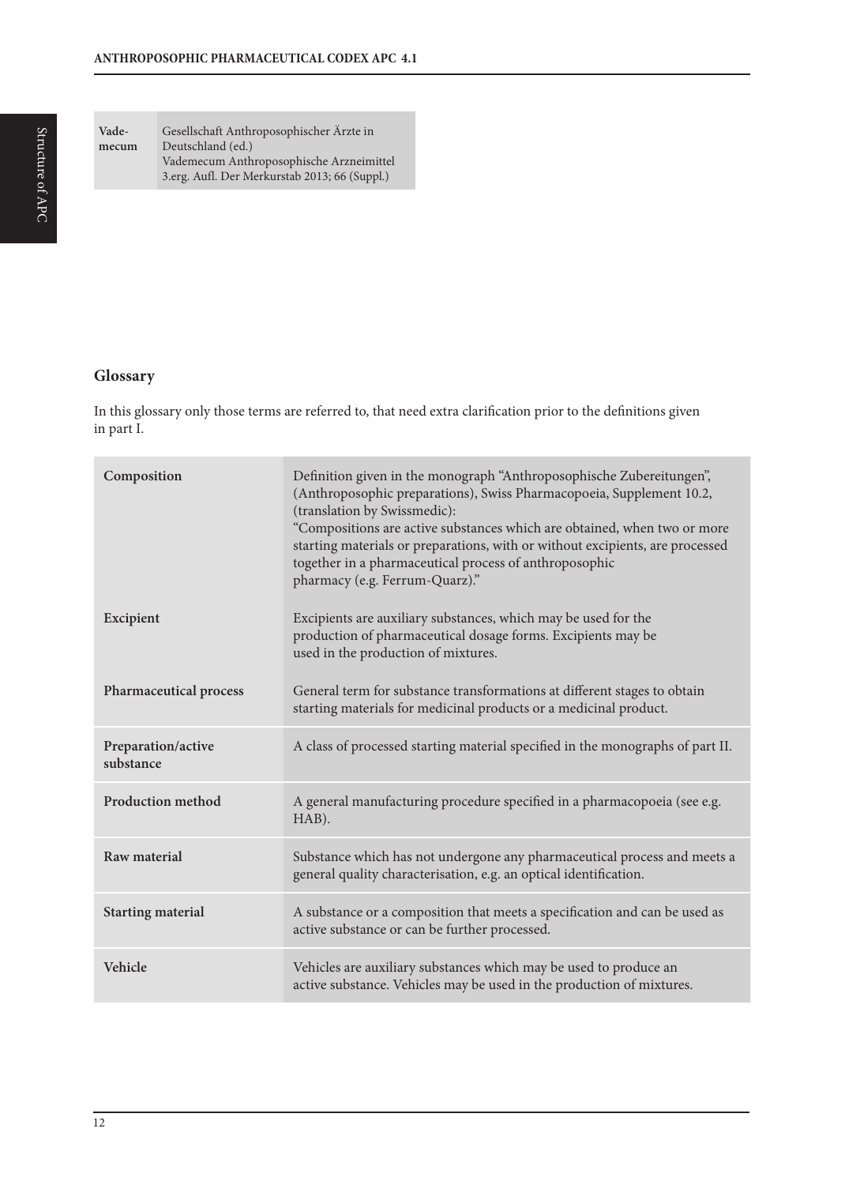| Vade-mecum | Gesellschaft Anthroposophischer Ärzte in Deutschland (ed.) Vademecum Anthroposophische Arzneimittel 3.erg. Aufl. Der Merkurstab 2013; 66 (Suppl.) |
|---|---|

## Glossary

In this glossary only those terms are referred to, that need extra clarification prior to the definitions given in part I.

| Term | Definition |
|---|---|
| **Composition** | Definition given in the monograph "Anthroposophische Zubereitungen", (Anthroposophic preparations), Swiss Pharmacopoeia, Supplement 10.2, (translation by Swissmedic): "Compositions are active substances which are obtained, when two or more starting materials or preparations, with or without excipients, are processed together in a pharmaceutical process of anthroposophic pharmacy (e.g. Ferrum-Quarz)." |
| **Excipient** | Excipients are auxiliary substances, which may be used for the production of pharmaceutical dosage forms. Excipients may be used in the production of mixtures. |
| **Pharmaceutical process** | General term for substance transformations at different stages to obtain starting materials for medicinal products or a medicinal product. |
| **Preparation/active substance** | A class of processed starting material specified in the monographs of part II. |
| **Production method** | A general manufacturing procedure specified in a pharmacopoeia (see e.g. HAB). |
| **Raw material** | Substance which has not undergone any pharmaceutical process and meets a general quality characterisation, e.g. an optical identification. |
| **Starting material** | A substance or a composition that meets a specification and can be used as active substance or can be further processed. |
| **Vehicle** | Vehicles are auxiliary substances which may be used to produce an active substance. Vehicles may be used in the production of mixtures. |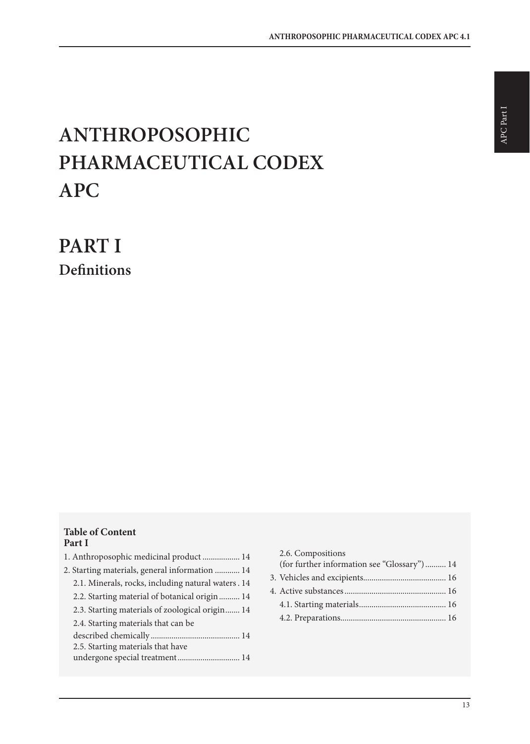# ANTHROPOSOPHIC PHARMACEUTICAL CODEX APC

# PART I

## Definitions

**Table of Content**
**Part I**

1. Anthroposophic medicinal product .................. 14
2. Starting materials, general information ............ 14
   - 2.1. Minerals, rocks, including natural waters . 14
   - 2.2. Starting material of botanical origin .......... 14
   - 2.3. Starting materials of zoological origin ....... 14
   - 2.4. Starting materials that can be described chemically .......................................... 14
   - 2.5. Starting materials that have undergone special treatment ............................. 14
   - 2.6. Compositions (for further information see "Glossary") .......... 14
3. Vehicles and excipients........................................ 16
4. Active substances ................................................ 16
   - 4.1. Starting materials.......................................... 16
   - 4.2. Preparations.................................................. 16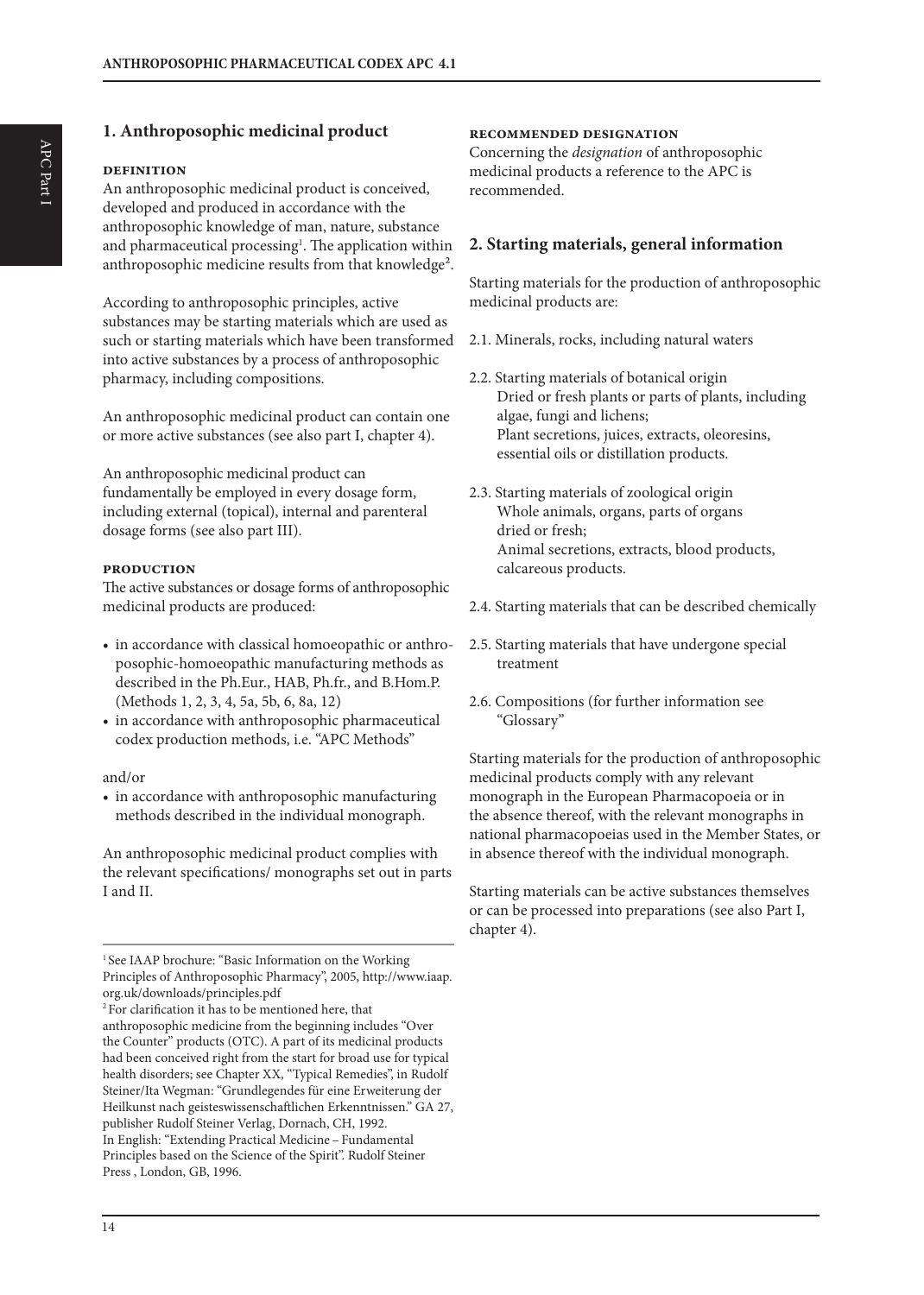## 1. Anthroposophic medicinal product

#### DEFINITION

An anthroposophic medicinal product is conceived, developed and produced in accordance with the anthroposophic knowledge of man, nature, substance and pharmaceutical processing[1]. The application within anthroposophic medicine results from that knowledge[2].

According to anthroposophic principles, active substances may be starting materials which are used as such or starting materials which have been transformed into active substances by a process of anthroposophic pharmacy, including compositions.

An anthroposophic medicinal product can contain one or more active substances (see also part I, chapter 4).

An anthroposophic medicinal product can fundamentally be employed in every dosage form, including external (topical), internal and parenteral dosage forms (see also part III).

#### PRODUCTION

The active substances or dosage forms of anthroposophic medicinal products are produced:

- in accordance with classical homoeopathic or anthroposophic-homoeopathic manufacturing methods as described in the Ph.Eur., HAB, Ph.fr., and B.Hom.P. (Methods 1, 2, 3, 4, 5a, 5b, 6, 8a, 12)
- in accordance with anthroposophic pharmaceutical codex production methods, i.e. "APC Methods"

and/or

- in accordance with anthroposophic manufacturing methods described in the individual monograph.

An anthroposophic medicinal product complies with the relevant specifications/ monographs set out in parts I and II.

#### RECOMMENDED DESIGNATION

Concerning the *designation* of anthroposophic medicinal products a reference to the APC is recommended.

## 2. Starting materials, general information

Starting materials for the production of anthroposophic medicinal products are:

2.1. Minerals, rocks, including natural waters

2.2. Starting materials of botanical origin
Dried or fresh plants or parts of plants, including algae, fungi and lichens;
Plant secretions, juices, extracts, oleoresins, essential oils or distillation products.

2.3. Starting materials of zoological origin
Whole animals, organs, parts of organs dried or fresh;
Animal secretions, extracts, blood products, calcareous products.

2.4. Starting materials that can be described chemically

2.5. Starting materials that have undergone special treatment

2.6. Compositions (for further information see "Glossary"

Starting materials for the production of anthroposophic medicinal products comply with any relevant monograph in the European Pharmacopoeia or in the absence thereof, with the relevant monographs in national pharmacopoeias used in the Member States, or in absence thereof with the individual monograph.

Starting materials can be active substances themselves or can be processed into preparations (see also Part I, chapter 4).

---

[1] See IAAP brochure: "Basic Information on the Working Principles of Anthroposophic Pharmacy", 2005, http://www.iaap.org.uk/downloads/principles.pdf

[2] For clarification it has to be mentioned here, that anthroposophic medicine from the beginning includes "Over the Counter" products (OTC). A part of its medicinal products had been conceived right from the start for broad use for typical health disorders; see Chapter XX, "Typical Remedies", in Rudolf Steiner/Ita Wegman: "Grundlegendes für eine Erweiterung der Heilkunst nach geisteswissenschaftlichen Erkenntnissen." GA 27, publisher Rudolf Steiner Verlag, Dornach, CH, 1992. In English: "Extending Practical Medicine – Fundamental Principles based on the Science of the Spirit". Rudolf Steiner Press , London, GB, 1996.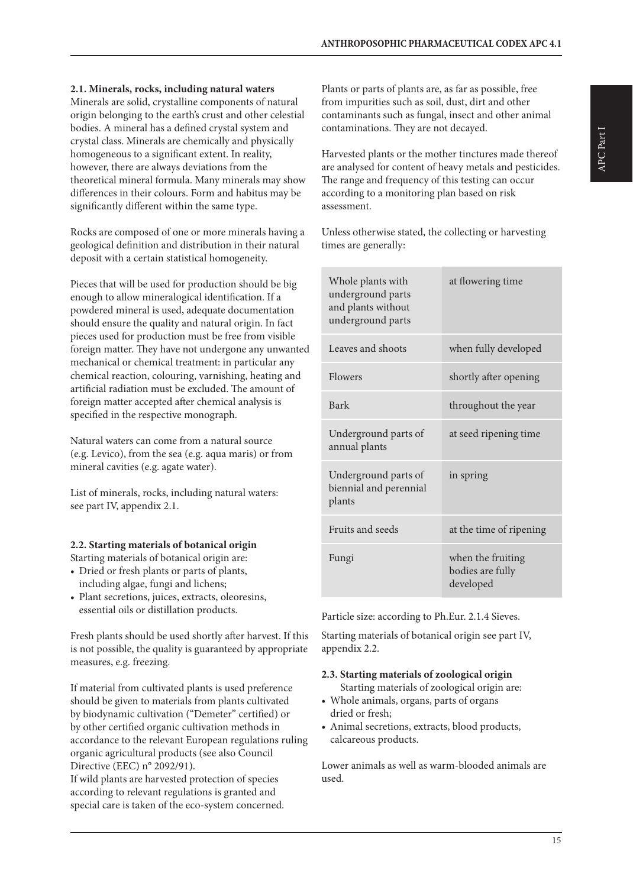### 2.1. Minerals, rocks, including natural waters

Minerals are solid, crystalline components of natural origin belonging to the earth's crust and other celestial bodies. A mineral has a defined crystal system and crystal class. Minerals are chemically and physically homogeneous to a significant extent. In reality, however, there are always deviations from the theoretical mineral formula. Many minerals may show differences in their colours. Form and habitus may be significantly different within the same type.

Rocks are composed of one or more minerals having a geological definition and distribution in their natural deposit with a certain statistical homogeneity.

Pieces that will be used for production should be big enough to allow mineralogical identification. If a powdered mineral is used, adequate documentation should ensure the quality and natural origin. In fact pieces used for production must be free from visible foreign matter. They have not undergone any unwanted mechanical or chemical treatment: in particular any chemical reaction, colouring, varnishing, heating and artificial radiation must be excluded. The amount of foreign matter accepted after chemical analysis is specified in the respective monograph.

Natural waters can come from a natural source (e.g. Levico), from the sea (e.g. aqua maris) or from mineral cavities (e.g. agate water).

List of minerals, rocks, including natural waters: see part IV, appendix 2.1.

### 2.2. Starting materials of botanical origin

Starting materials of botanical origin are:

- Dried or fresh plants or parts of plants, including algae, fungi and lichens;
- Plant secretions, juices, extracts, oleoresins, essential oils or distillation products.

Fresh plants should be used shortly after harvest. If this is not possible, the quality is guaranteed by appropriate measures, e.g. freezing.

If material from cultivated plants is used preference should be given to materials from plants cultivated by biodynamic cultivation ("Demeter" certified) or by other certified organic cultivation methods in accordance to the relevant European regulations ruling organic agricultural products (see also Council Directive (EEC) n° 2092/91).
If wild plants are harvested protection of species according to relevant regulations is granted and special care is taken of the eco-system concerned.

Plants or parts of plants are, as far as possible, free from impurities such as soil, dust, dirt and other contaminants such as fungal, insect and other animal contaminations. They are not decayed.

Harvested plants or the mother tinctures made thereof are analysed for content of heavy metals and pesticides. The range and frequency of this testing can occur according to a monitoring plan based on risk assessment.

Unless otherwise stated, the collecting or harvesting times are generally:

| | |
|---|---|
| Whole plants with underground parts and plants without underground parts | at flowering time |
| Leaves and shoots | when fully developed |
| Flowers | shortly after opening |
| Bark | throughout the year |
| Underground parts of annual plants | at seed ripening time |
| Underground parts of biennial and perennial plants | in spring |
| Fruits and seeds | at the time of ripening |
| Fungi | when the fruiting bodies are fully developed |

Particle size: according to Ph.Eur. 2.1.4 Sieves.

Starting materials of botanical origin see part IV, appendix 2.2.

### 2.3. Starting materials of zoological origin

Starting materials of zoological origin are:

- Whole animals, organs, parts of organs dried or fresh;
- Animal secretions, extracts, blood products, calcareous products.

Lower animals as well as warm-blooded animals are used.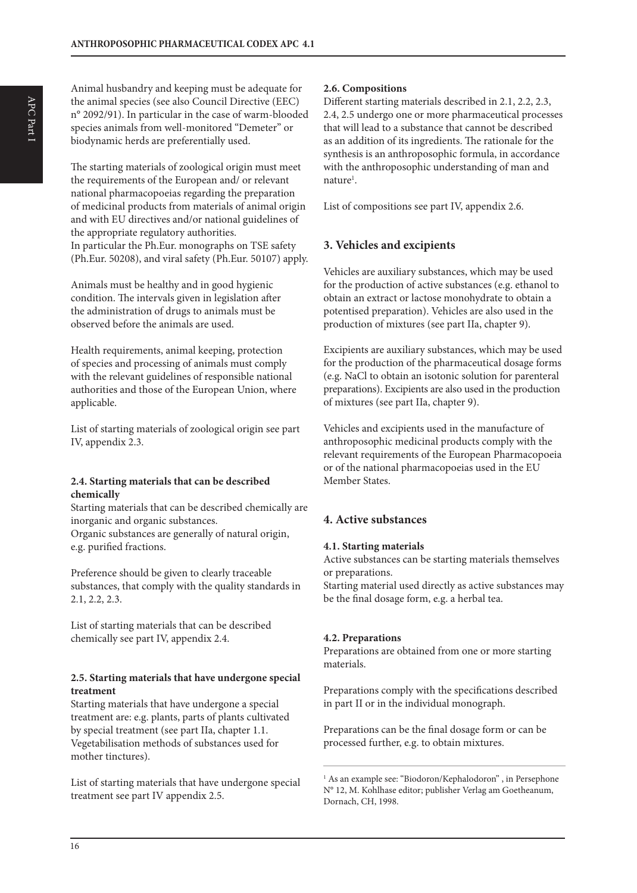Animal husbandry and keeping must be adequate for the animal species (see also Council Directive (EEC) n° 2092/91). In particular in the case of warm-blooded species animals from well-monitored "Demeter" or biodynamic herds are preferentially used.

The starting materials of zoological origin must meet the requirements of the European and/ or relevant national pharmacopoeias regarding the preparation of medicinal products from materials of animal origin and with EU directives and/or national guidelines of the appropriate regulatory authorities.
In particular the Ph.Eur. monographs on TSE safety (Ph.Eur. 50208), and viral safety (Ph.Eur. 50107) apply.

Animals must be healthy and in good hygienic condition. The intervals given in legislation after the administration of drugs to animals must be observed before the animals are used.

Health requirements, animal keeping, protection of species and processing of animals must comply with the relevant guidelines of responsible national authorities and those of the European Union, where applicable.

List of starting materials of zoological origin see part IV, appendix 2.3.

#### 2.4. Starting materials that can be described chemically

Starting materials that can be described chemically are inorganic and organic substances.
Organic substances are generally of natural origin, e.g. purified fractions.

Preference should be given to clearly traceable substances, that comply with the quality standards in 2.1, 2.2, 2.3.

List of starting materials that can be described chemically see part IV, appendix 2.4.

#### 2.5. Starting materials that have undergone special treatment

Starting materials that have undergone a special treatment are: e.g. plants, parts of plants cultivated by special treatment (see part IIa, chapter 1.1. Vegetabilisation methods of substances used for mother tinctures).

List of starting materials that have undergone special treatment see part IV appendix 2.5.

#### 2.6. Compositions

Different starting materials described in 2.1, 2.2, 2.3, 2.4, 2.5 undergo one or more pharmaceutical processes that will lead to a substance that cannot be described as an addition of its ingredients. The rationale for the synthesis is an anthroposophic formula, in accordance with the anthroposophic understanding of man and nature[1].

List of compositions see part IV, appendix 2.6.

### 3. Vehicles and excipients

Vehicles are auxiliary substances, which may be used for the production of active substances (e.g. ethanol to obtain an extract or lactose monohydrate to obtain a potentised preparation). Vehicles are also used in the production of mixtures (see part IIa, chapter 9).

Excipients are auxiliary substances, which may be used for the production of the pharmaceutical dosage forms (e.g. NaCl to obtain an isotonic solution for parenteral preparations). Excipients are also used in the production of mixtures (see part IIa, chapter 9).

Vehicles and excipients used in the manufacture of anthroposophic medicinal products comply with the relevant requirements of the European Pharmacopoeia or of the national pharmacopoeias used in the EU Member States.

### 4. Active substances

#### 4.1. Starting materials

Active substances can be starting materials themselves or preparations.
Starting material used directly as active substances may be the final dosage form, e.g. a herbal tea.

#### 4.2. Preparations

Preparations are obtained from one or more starting materials.

Preparations comply with the specifications described in part II or in the individual monograph.

Preparations can be the final dosage form or can be processed further, e.g. to obtain mixtures.

---

[1] As an example see: "Biodoron/Kephalodoron" , in Persephone N° 12, M. Kohlhase editor; publisher Verlag am Goetheanum, Dornach, CH, 1998.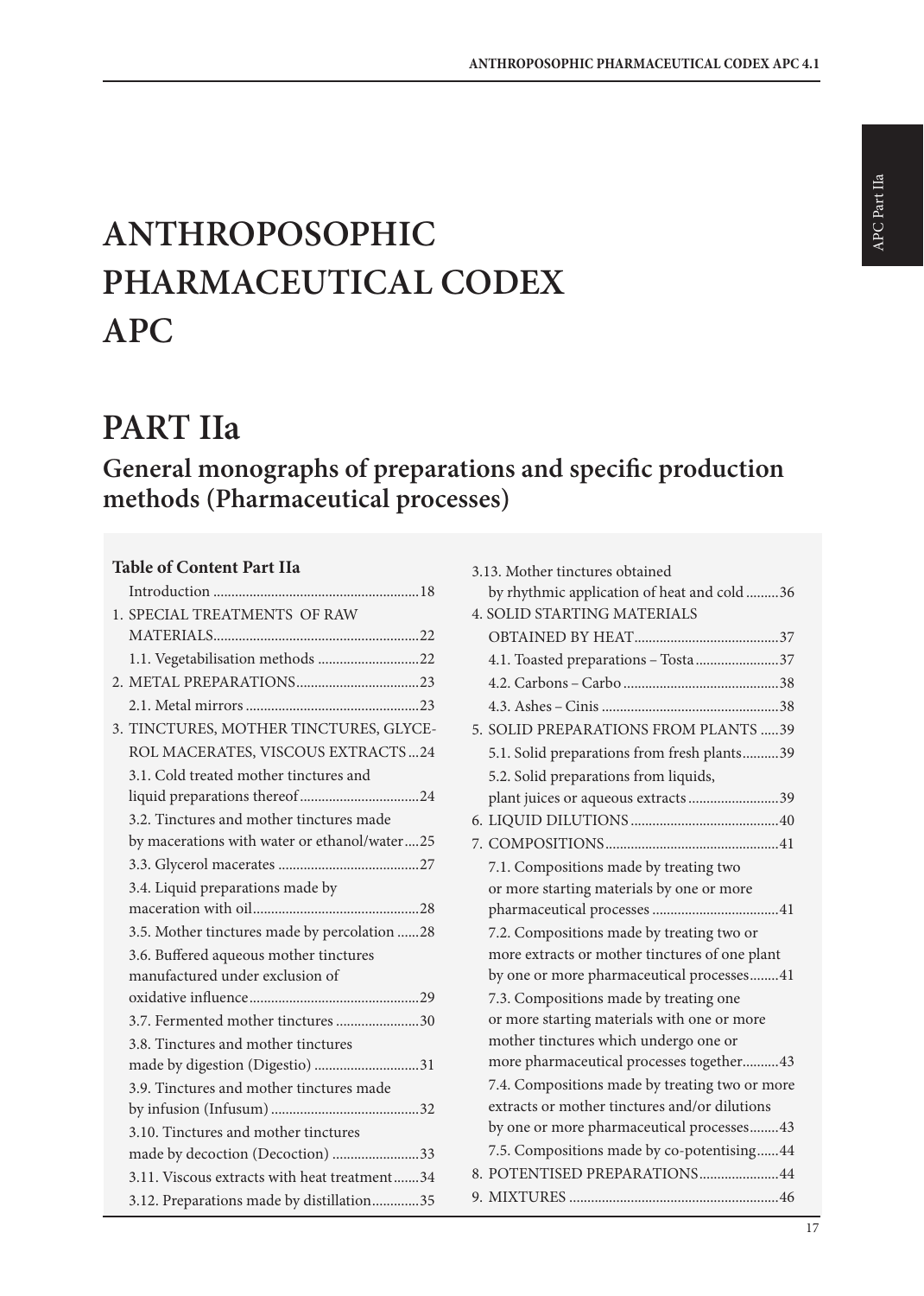# ANTHROPOSOPHIC PHARMACEUTICAL CODEX APC

# PART IIa

## General monographs of preparations and specific production methods (Pharmaceutical processes)

**Table of Content Part IIa**

- Introduction ........................................................18
- 1. SPECIAL TREATMENTS OF RAW MATERIALS........................................................22
  - 1.1. Vegetabilisation methods ............................22
- 2. METAL PREPARATIONS..................................23
  - 2.1. Metal mirrors ................................................23
- 3. TINCTURES, MOTHER TINCTURES, GLYCEROL MACERATES, VISCOUS EXTRACTS ...24
  - 3.1. Cold treated mother tinctures and liquid preparations thereof.................................24
  - 3.2. Tinctures and mother tinctures made by macerations with water or ethanol/water....25
  - 3.3. Glycerol macerates .......................................27
  - 3.4. Liquid preparations made by maceration with oil.............................................28
  - 3.5. Mother tinctures made by percolation ......28
  - 3.6. Buffered aqueous mother tinctures manufactured under exclusion of oxidative influence...............................................29
  - 3.7. Fermented mother tinctures .......................30
  - 3.8. Tinctures and mother tinctures made by digestion (Digestio) .............................31
  - 3.9. Tinctures and mother tinctures made by infusion (Infusum) .........................................32
  - 3.10. Tinctures and mother tinctures made by decoction (Decoction) ........................33
  - 3.11. Viscous extracts with heat treatment.......34
  - 3.12. Preparations made by distillation.............35
  - 3.13. Mother tinctures obtained by rhythmic application of heat and cold .........36
- 4. SOLID STARTING MATERIALS OBTAINED BY HEAT........................................37
  - 4.1. Toasted preparations – Tosta .......................37
  - 4.2. Carbons – Carbo ...........................................38
  - 4.3. Ashes – Cinis .................................................38
- 5. SOLID PREPARATIONS FROM PLANTS .....39
  - 5.1. Solid preparations from fresh plants..........39
  - 5.2. Solid preparations from liquids, plant juices or aqueous extracts .........................39
- 6. LIQUID DILUTIONS .........................................40
- 7. COMPOSITIONS................................................41
  - 7.1. Compositions made by treating two or more starting materials by one or more pharmaceutical processes ..................................41
  - 7.2. Compositions made by treating two or more extracts or mother tinctures of one plant by one or more pharmaceutical processes........41
  - 7.3. Compositions made by treating one or more starting materials with one or more mother tinctures which undergo one or more pharmaceutical processes together..........43
  - 7.4. Compositions made by treating two or more extracts or mother tinctures and/or dilutions by one or more pharmaceutical processes........43
  - 7.5. Compositions made by co-potentising......44
- 8. POTENTISED PREPARATIONS......................44
- 9. MIXTURES ..........................................................46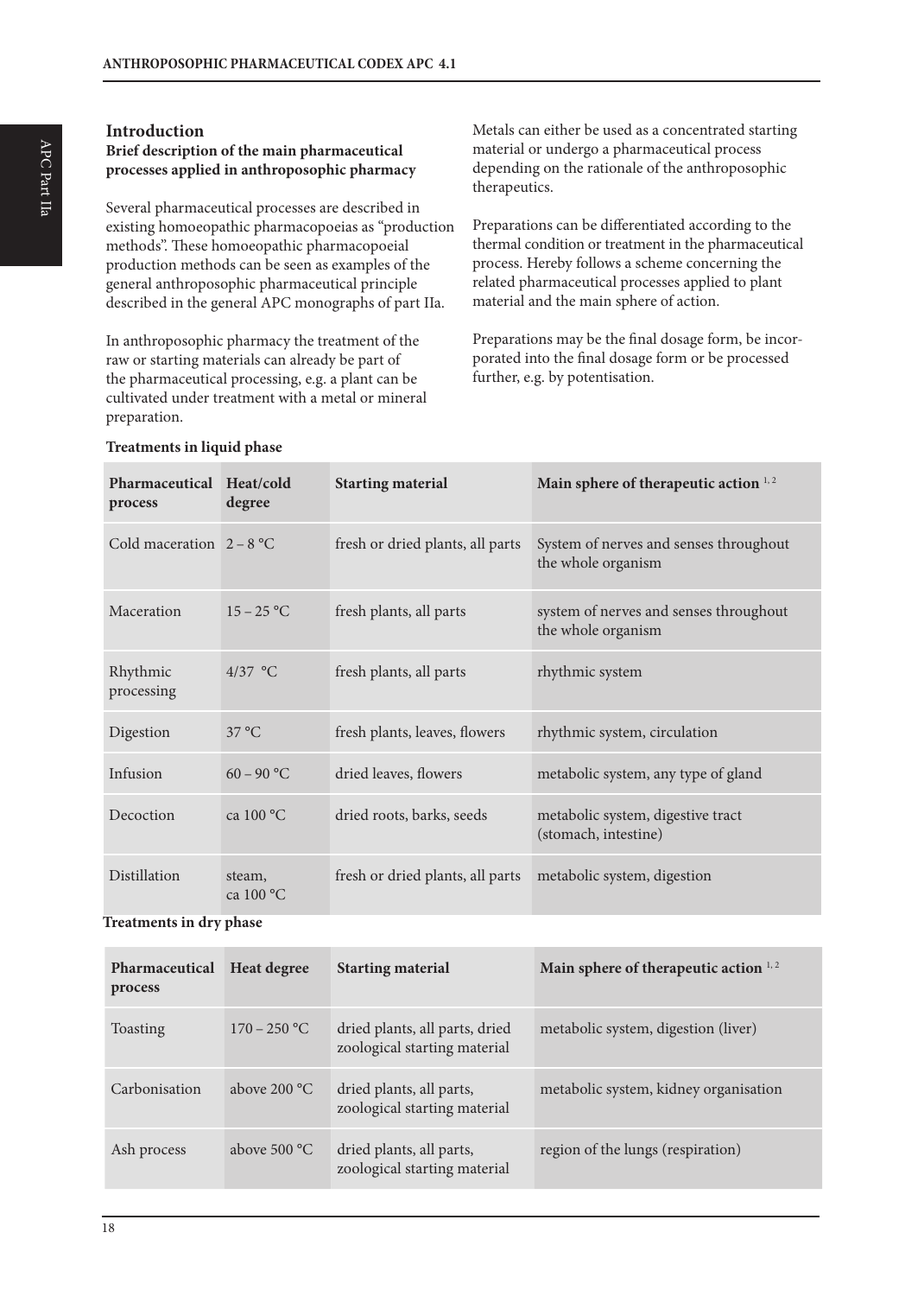## Introduction

### Brief description of the main pharmaceutical processes applied in anthroposophic pharmacy

Several pharmaceutical processes are described in existing homoeopathic pharmacopoeias as "production methods". These homoeopathic pharmacopoeial production methods can be seen as examples of the general anthroposophic pharmaceutical principle described in the general APC monographs of part IIa.

In anthroposophic pharmacy the treatment of the raw or starting materials can already be part of the pharmaceutical processing, e.g. a plant can be cultivated under treatment with a metal or mineral preparation.

Metals can either be used as a concentrated starting material or undergo a pharmaceutical process depending on the rationale of the anthroposophic therapeutics.

Preparations can be differentiated according to the thermal condition or treatment in the pharmaceutical process. Hereby follows a scheme concerning the related pharmaceutical processes applied to plant material and the main sphere of action.

Preparations may be the final dosage form, be incorporated into the final dosage form or be processed further, e.g. by potentisation.

**Treatments in liquid phase**

| Pharmaceutical process | Heat/cold degree | Starting material | Main sphere of therapeutic action [1, 2] |
|---|---|---|---|
| Cold maceration | 2 – 8 °C | fresh or dried plants, all parts | System of nerves and senses throughout the whole organism |
| Maceration | 15 – 25 °C | fresh plants, all parts | system of nerves and senses throughout the whole organism |
| Rhythmic processing | 4/37 °C | fresh plants, all parts | rhythmic system |
| Digestion | 37 °C | fresh plants, leaves, flowers | rhythmic system, circulation |
| Infusion | 60 – 90 °C | dried leaves, flowers | metabolic system, any type of gland |
| Decoction | ca 100 °C | dried roots, barks, seeds | metabolic system, digestive tract (stomach, intestine) |
| Distillation | steam, ca 100 °C | fresh or dried plants, all parts | metabolic system, digestion |

**Treatments in dry phase**

| Pharmaceutical process | Heat degree | Starting material | Main sphere of therapeutic action [1, 2] |
|---|---|---|---|
| Toasting | 170 – 250 °C | dried plants, all parts, dried zoological starting material | metabolic system, digestion (liver) |
| Carbonisation | above 200 °C | dried plants, all parts, zoological starting material | metabolic system, kidney organisation |
| Ash process | above 500 °C | dried plants, all parts, zoological starting material | region of the lungs (respiration) |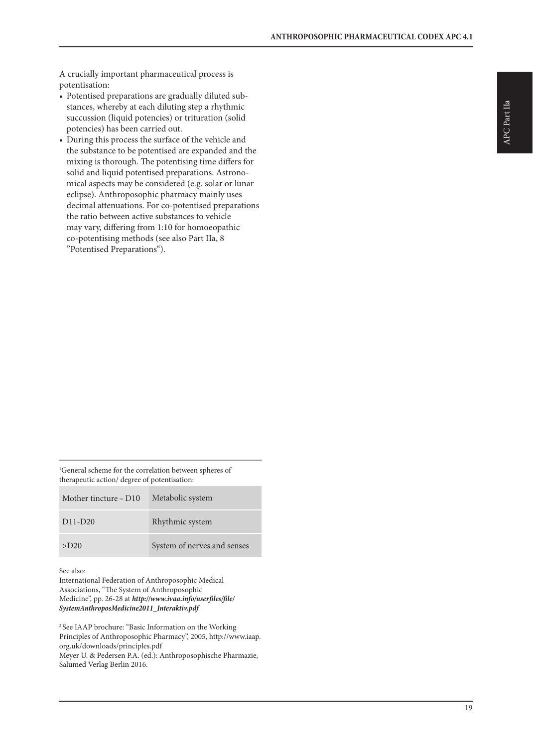A crucially important pharmaceutical process is potentisation:

- Potentised preparations are gradually diluted substances, whereby at each diluting step a rhythmic succussion (liquid potencies) or trituration (solid potencies) has been carried out.
- During this process the surface of the vehicle and the substance to be potentised are expanded and the mixing is thorough. The potentising time differs for solid and liquid potentised preparations. Astronomical aspects may be considered (e.g. solar or lunar eclipse). Anthroposophic pharmacy mainly uses decimal attenuations. For co-potentised preparations the ratio between active substances to vehicle may vary, differing from 1:10 for homoeopathic co-potentising methods (see also Part IIa, 8 "Potentised Preparations").

---

[1]General scheme for the correlation between spheres of therapeutic action/ degree of potentisation:

| | |
|---|---|
| Mother tincture – D10 | Metabolic system |
| D11-D20 | Rhythmic system |
| >D20 | System of nerves and senses |

See also:
International Federation of Anthroposophic Medical Associations, "The System of Anthroposophic Medicine", pp. 26-28 at ***http://www.ivaa.info/userfiles/file/SystemAnthroposMedicine2011_Interaktiv.pdf***

[2] See IAAP brochure: "Basic Information on the Working Principles of Anthroposophic Pharmacy", 2005, http://www.iaap.org.uk/downloads/principles.pdf
Meyer U. & Pedersen P.A. (ed.): Anthroposophische Pharmazie, Salumed Verlag Berlin 2016.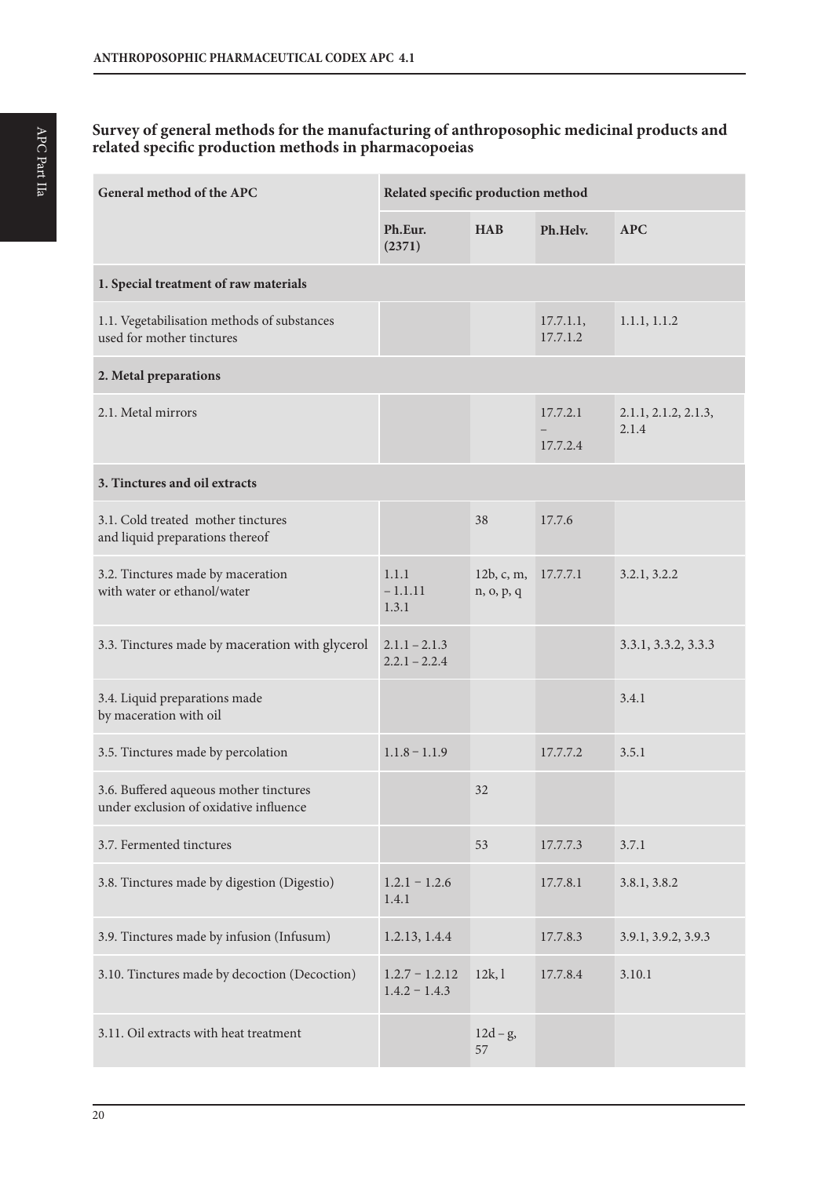## Survey of general methods for the manufacturing of anthroposophic medicinal products and related specific production methods in pharmacopoeias

| General method of the APC | Related specific production method | | | |
|---|---|---|---|---|
| | Ph.Eur. (2371) | HAB | Ph.Helv. | APC |
| **1. Special treatment of raw materials** | | | | |
| 1.1. Vegetabilisation methods of substances used for mother tinctures | | | 17.7.1.1, 17.7.1.2 | 1.1.1, 1.1.2 |
| **2. Metal preparations** | | | | |
| 2.1. Metal mirrors | | | 17.7.2.1 – 17.7.2.4 | 2.1.1, 2.1.2, 2.1.3, 2.1.4 |
| **3. Tinctures and oil extracts** | | | | |
| 3.1. Cold treated mother tinctures and liquid preparations thereof | | 38 | 17.7.6 | |
| 3.2. Tinctures made by maceration with water or ethanol/water | 1.1.1 – 1.1.11 1.3.1 | 12b, c, m, n, o, p, q | 17.7.7.1 | 3.2.1, 3.2.2 |
| 3.3. Tinctures made by maceration with glycerol | 2.1.1 – 2.1.3 2.2.1 – 2.2.4 | | | 3.3.1, 3.3.2, 3.3.3 |
| 3.4. Liquid preparations made by maceration with oil | | | | 3.4.1 |
| 3.5. Tinctures made by percolation | 1.1.8 – 1.1.9 | | 17.7.7.2 | 3.5.1 |
| 3.6. Buffered aqueous mother tinctures under exclusion of oxidative influence | | 32 | | |
| 3.7. Fermented tinctures | | 53 | 17.7.7.3 | 3.7.1 |
| 3.8. Tinctures made by digestion (Digestio) | 1.2.1 – 1.2.6 1.4.1 | | 17.7.8.1 | 3.8.1, 3.8.2 |
| 3.9. Tinctures made by infusion (Infusum) | 1.2.13, 1.4.4 | | 17.7.8.3 | 3.9.1, 3.9.2, 3.9.3 |
| 3.10. Tinctures made by decoction (Decoction) | 1.2.7 – 1.2.12 1.4.2 – 1.4.3 | 12k, l | 17.7.8.4 | 3.10.1 |
| 3.11. Oil extracts with heat treatment | | 12d – g, 57 | | |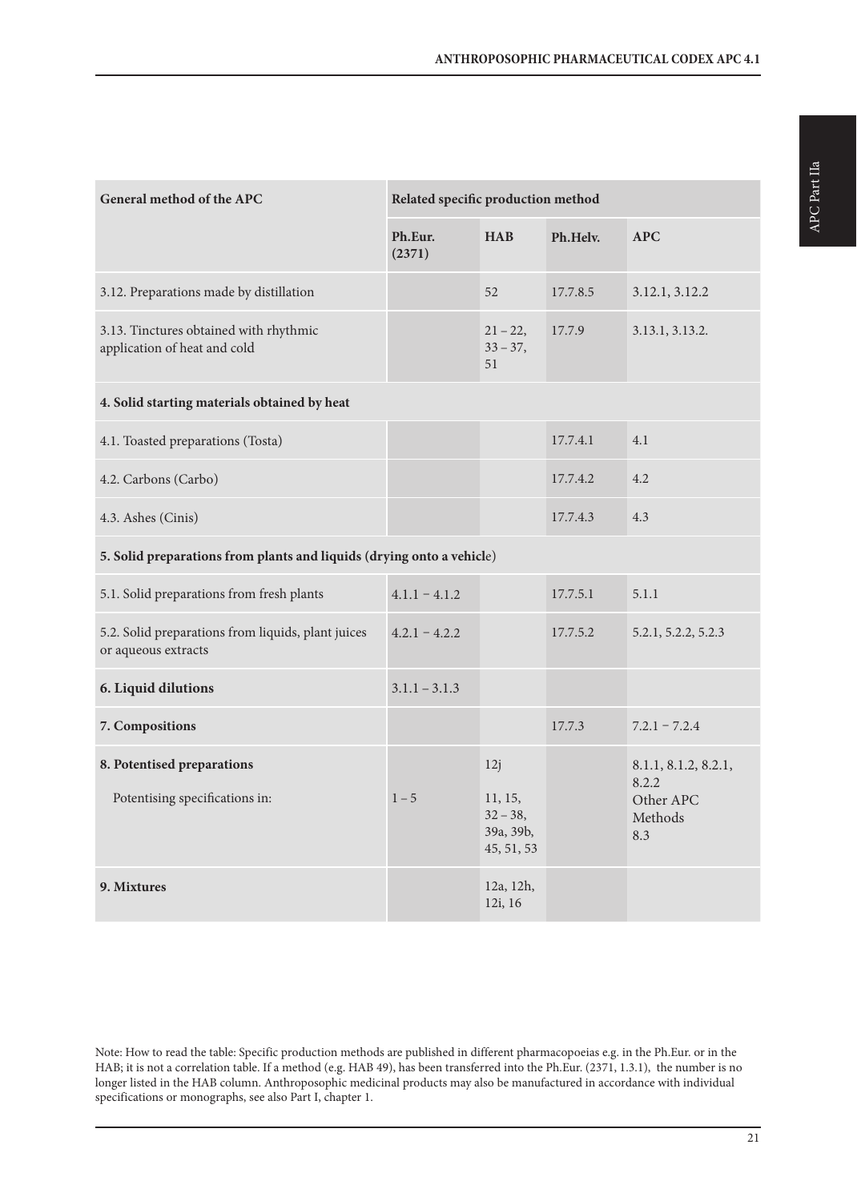| General method of the APC | Related specific production method | | | |
|---|---|---|---|---|
| | Ph.Eur. (2371) | HAB | Ph.Helv. | APC |
| 3.12. Preparations made by distillation | | 52 | 17.7.8.5 | 3.12.1, 3.12.2 |
| 3.13. Tinctures obtained with rhythmic application of heat and cold | | 21 – 22, 33 – 37, 51 | 17.7.9 | 3.13.1, 3.13.2. |
| **4. Solid starting materials obtained by heat** | | | | |
| 4.1. Toasted preparations (Tosta) | | | 17.7.4.1 | 4.1 |
| 4.2. Carbons (Carbo) | | | 17.7.4.2 | 4.2 |
| 4.3. Ashes (Cinis) | | | 17.7.4.3 | 4.3 |
| **5. Solid preparations from plants and liquids (drying onto a vehicle)** | | | | |
| 5.1. Solid preparations from fresh plants | 4.1.1 – 4.1.2 | | 17.7.5.1 | 5.1.1 |
| 5.2. Solid preparations from liquids, plant juices or aqueous extracts | 4.2.1 – 4.2.2 | | 17.7.5.2 | 5.2.1, 5.2.2, 5.2.3 |
| **6. Liquid dilutions** | 3.1.1 – 3.1.3 | | | |
| **7. Compositions** | | | 17.7.3 | 7.2.1 – 7.2.4 |
| **8. Potentised preparations** | | 12j | | 8.1.1, 8.1.2, 8.2.1, 8.2.2 |
| Potentising specifications in: | 1 – 5 | 11, 15, 32 – 38, 39a, 39b, 45, 51, 53 | | Other APC Methods 8.3 |
| **9. Mixtures** | | 12a, 12h, 12i, 16 | | |

Note: How to read the table: Specific production methods are published in different pharmacopoeias e.g. in the Ph.Eur. or in the HAB; it is not a correlation table. If a method (e.g. HAB 49), has been transferred into the Ph.Eur. (2371, 1.3.1), the number is no longer listed in the HAB column. Anthroposophic medicinal products may also be manufactured in accordance with individual specifications or monographs, see also Part I, chapter 1.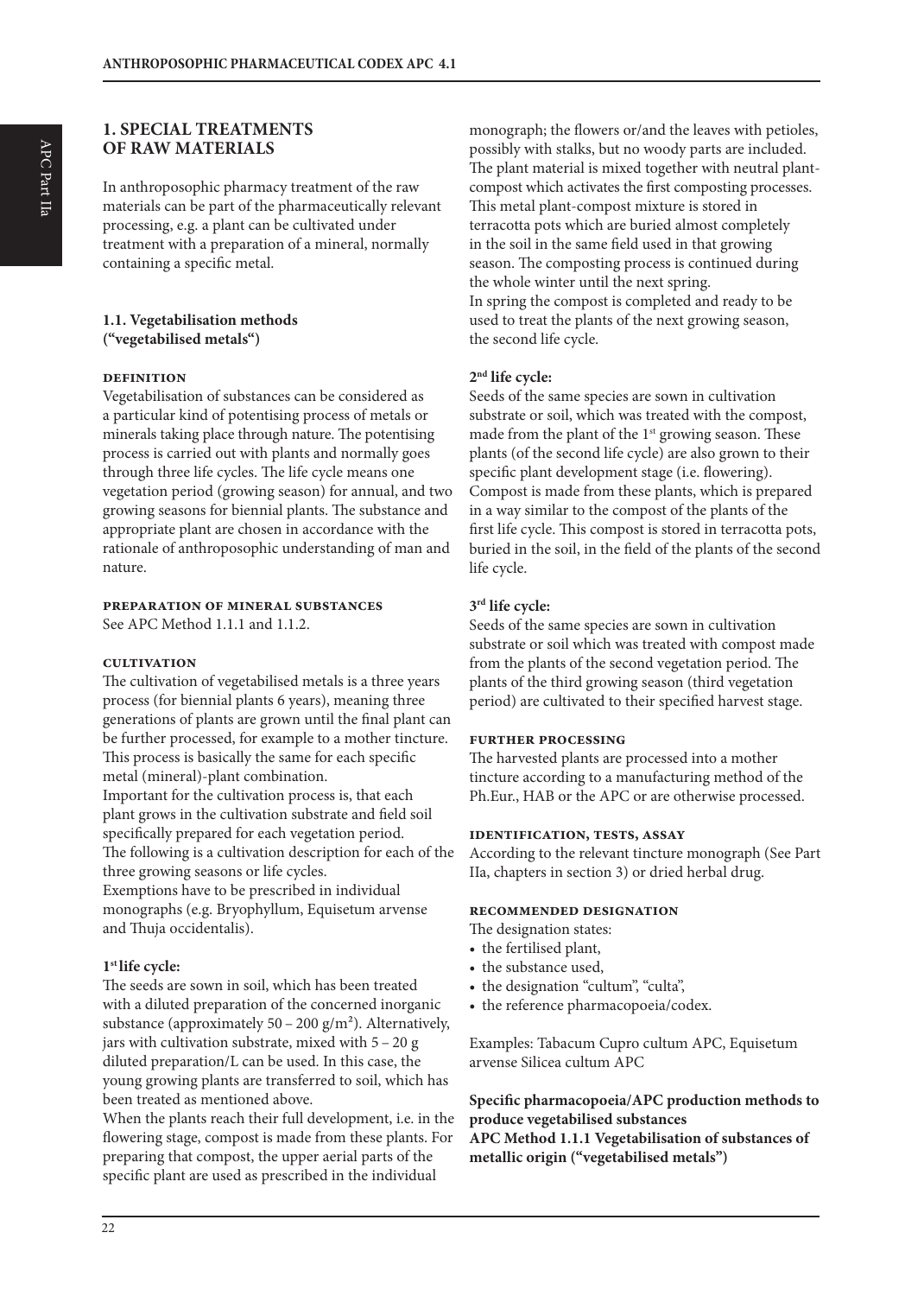## 1. SPECIAL TREATMENTS OF RAW MATERIALS

In anthroposophic pharmacy treatment of the raw materials can be part of the pharmaceutically relevant processing, e.g. a plant can be cultivated under treatment with a preparation of a mineral, normally containing a specific metal.

### 1.1. Vegetabilisation methods ("vegetabilised metals")

#### DEFINITION

Vegetabilisation of substances can be considered as a particular kind of potentising process of metals or minerals taking place through nature. The potentising process is carried out with plants and normally goes through three life cycles. The life cycle means one vegetation period (growing season) for annual, and two growing seasons for biennial plants. The substance and appropriate plant are chosen in accordance with the rationale of anthroposophic understanding of man and nature.

#### PREPARATION OF MINERAL SUBSTANCES

See APC Method 1.1.1 and 1.1.2.

#### CULTIVATION

The cultivation of vegetabilised metals is a three years process (for biennial plants 6 years), meaning three generations of plants are grown until the final plant can be further processed, for example to a mother tincture. This process is basically the same for each specific metal (mineral)-plant combination.

Important for the cultivation process is, that each plant grows in the cultivation substrate and field soil specifically prepared for each vegetation period.

The following is a cultivation description for each of the three growing seasons or life cycles.

Exemptions have to be prescribed in individual monographs (e.g. Bryophyllum, Equisetum arvense and Thuja occidentalis).

**1st life cycle:**

The seeds are sown in soil, which has been treated with a diluted preparation of the concerned inorganic substance (approximately 50 – 200 g/m²). Alternatively, jars with cultivation substrate, mixed with 5 – 20 g diluted preparation/L can be used. In this case, the young growing plants are transferred to soil, which has been treated as mentioned above.

When the plants reach their full development, i.e. in the flowering stage, compost is made from these plants. For preparing that compost, the upper aerial parts of the specific plant are used as prescribed in the individual monograph; the flowers or/and the leaves with petioles, possibly with stalks, but no woody parts are included. The plant material is mixed together with neutral plant-compost which activates the first composting processes. This metal plant-compost mixture is stored in terracotta pots which are buried almost completely in the soil in the same field used in that growing season. The composting process is continued during the whole winter until the next spring.

In spring the compost is completed and ready to be used to treat the plants of the next growing season, the second life cycle.

**2nd life cycle:**

Seeds of the same species are sown in cultivation substrate or soil, which was treated with the compost, made from the plant of the 1st growing season. These plants (of the second life cycle) are also grown to their specific plant development stage (i.e. flowering). Compost is made from these plants, which is prepared in a way similar to the compost of the plants of the first life cycle. This compost is stored in terracotta pots, buried in the soil, in the field of the plants of the second life cycle.

**3rd life cycle:**

Seeds of the same species are sown in cultivation substrate or soil which was treated with compost made from the plants of the second vegetation period. The plants of the third growing season (third vegetation period) are cultivated to their specified harvest stage.

#### FURTHER PROCESSING

The harvested plants are processed into a mother tincture according to a manufacturing method of the Ph.Eur., HAB or the APC or are otherwise processed.

#### IDENTIFICATION, TESTS, ASSAY

According to the relevant tincture monograph (See Part IIa, chapters in section 3) or dried herbal drug.

#### RECOMMENDED DESIGNATION

The designation states:

- the fertilised plant,
- the substance used,
- the designation "cultum", "culta",
- the reference pharmacopoeia/codex.

Examples: Tabacum Cupro cultum APC, Equisetum arvense Silicea cultum APC

**Specific pharmacopoeia/APC production methods to produce vegetabilised substances**
**APC Method 1.1.1 Vegetabilisation of substances of metallic origin ("vegetabilised metals")**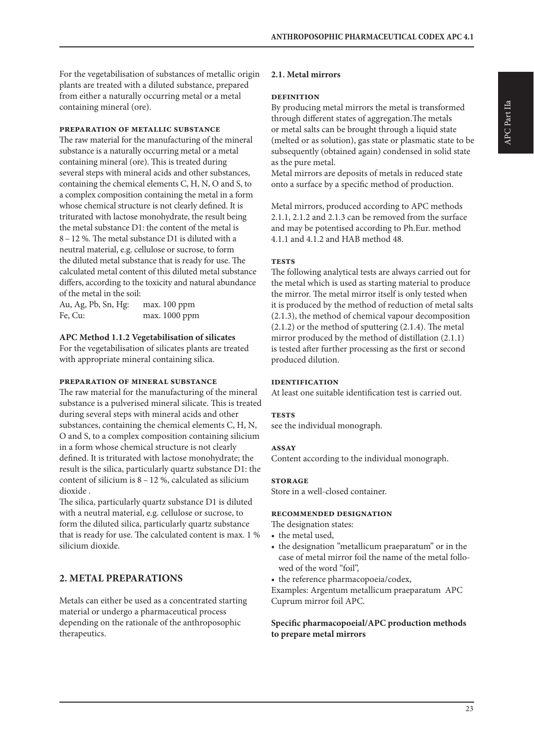For the vegetabilisation of substances of metallic origin plants are treated with a diluted substance, prepared from either a naturally occurring metal or a metal containing mineral (ore).

#### Preparation of metallic substance

The raw material for the manufacturing of the mineral substance is a naturally occurring metal or a metal containing mineral (ore). This is treated during several steps with mineral acids and other substances, containing the chemical elements C, H, N, O and S, to a complex composition containing the metal in a form whose chemical structure is not clearly defined. It is triturated with lactose monohydrate, the result being the metal substance D1: the content of the metal is 8 – 12 %. The metal substance D1 is diluted with a neutral material, e.g. cellulose or sucrose, to form the diluted metal substance that is ready for use. The calculated metal content of this diluted metal substance differs, according to the toxicity and natural abundance of the metal in the soil:

| | |
|---|---|
| Au, Ag, Pb, Sn, Hg: | max. 100 ppm |
| Fe, Cu: | max. 1000 ppm |

### APC Method 1.1.2 Vegetabilisation of silicates

For the vegetabilisation of silicates plants are treated with appropriate mineral containing silica.

#### Preparation of mineral substance

The raw material for the manufacturing of the mineral substance is a pulverised mineral silicate. This is treated during several steps with mineral acids and other substances, containing the chemical elements C, H, N, O and S, to a complex composition containing silicium in a form whose chemical structure is not clearly defined. It is triturated with lactose monohydrate; the result is the silica, particularly quartz substance D1: the content of silicium is 8 – 12 %, calculated as silicium dioxide .

The silica, particularly quartz substance D1 is diluted with a neutral material, e.g. cellulose or sucrose, to form the diluted silica, particularly quartz substance that is ready for use. The calculated content is max. 1 % silicium dioxide.

## 2. METAL PREPARATIONS

Metals can either be used as a concentrated starting material or undergo a pharmaceutical process depending on the rationale of the anthroposophic therapeutics.

### 2.1. Metal mirrors

#### Definition

By producing metal mirrors the metal is transformed through different states of aggregation.The metals or metal salts can be brought through a liquid state (melted or as solution), gas state or plasmatic state to be subsequently (obtained again) condensed in solid state as the pure metal.

Metal mirrors are deposits of metals in reduced state onto a surface by a specific method of production.

Metal mirrors, produced according to APC methods 2.1.1, 2.1.2 and 2.1.3 can be removed from the surface and may be potentised according to Ph.Eur. method 4.1.1 and 4.1.2 and HAB method 48.

#### Tests

The following analytical tests are always carried out for the metal which is used as starting material to produce the mirror. The metal mirror itself is only tested when it is produced by the method of reduction of metal salts (2.1.3), the method of chemical vapour decomposition (2.1.2) or the method of sputtering (2.1.4). The metal mirror produced by the method of distillation (2.1.1) is tested after further processing as the first or second produced dilution.

#### Identification

At least one suitable identification test is carried out.

#### Tests

see the individual monograph.

#### Assay

Content according to the individual monograph.

#### Storage

Store in a well-closed container.

#### Recommended designation

The designation states:

- the metal used,
- the designation "metallicum praeparatum" or in the case of metal mirror foil the name of the metal followed of the word "foil",
- the reference pharmacopoeia/codex,

Examples: Argentum metallicum praeparatum APC
Cuprum mirror foil APC.

**Specific pharmacopoeial/APC production methods to prepare metal mirrors**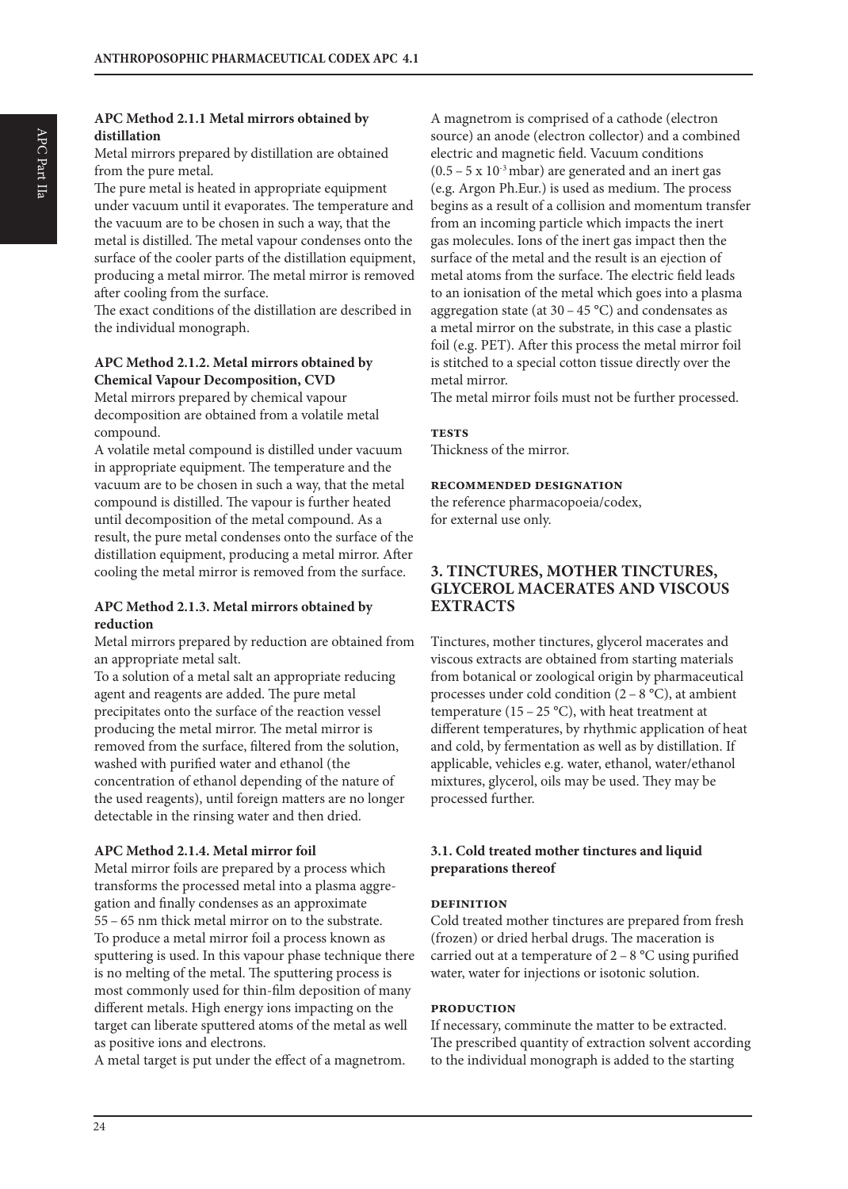#### APC Method 2.1.1 Metal mirrors obtained by distillation

Metal mirrors prepared by distillation are obtained from the pure metal.

The pure metal is heated in appropriate equipment under vacuum until it evaporates. The temperature and the vacuum are to be chosen in such a way, that the metal is distilled. The metal vapour condenses onto the surface of the cooler parts of the distillation equipment, producing a metal mirror. The metal mirror is removed after cooling from the surface.

The exact conditions of the distillation are described in the individual monograph.

#### APC Method 2.1.2. Metal mirrors obtained by Chemical Vapour Decomposition, CVD

Metal mirrors prepared by chemical vapour decomposition are obtained from a volatile metal compound.

A volatile metal compound is distilled under vacuum in appropriate equipment. The temperature and the vacuum are to be chosen in such a way, that the metal compound is distilled. The vapour is further heated until decomposition of the metal compound. As a result, the pure metal condenses onto the surface of the distillation equipment, producing a metal mirror. After cooling the metal mirror is removed from the surface.

#### APC Method 2.1.3. Metal mirrors obtained by reduction

Metal mirrors prepared by reduction are obtained from an appropriate metal salt.

To a solution of a metal salt an appropriate reducing agent and reagents are added. The pure metal precipitates onto the surface of the reaction vessel producing the metal mirror. The metal mirror is removed from the surface, filtered from the solution, washed with purified water and ethanol (the concentration of ethanol depending of the nature of the used reagents), until foreign matters are no longer detectable in the rinsing water and then dried.

#### APC Method 2.1.4. Metal mirror foil

Metal mirror foils are prepared by a process which transforms the processed metal into a plasma aggregation and finally condenses as an approximate 55 – 65 nm thick metal mirror on to the substrate.

To produce a metal mirror foil a process known as sputtering is used. In this vapour phase technique there is no melting of the metal. The sputtering process is most commonly used for thin-film deposition of many different metals. High energy ions impacting on the target can liberate sputtered atoms of the metal as well as positive ions and electrons.

A metal target is put under the effect of a magnetrom.

A magnetrom is comprised of a cathode (electron source) an anode (electron collector) and a combined electric and magnetic field. Vacuum conditions ($0.5 – 5 \times 10^{-3}$ mbar) are generated and an inert gas (e.g. Argon Ph.Eur.) is used as medium. The process begins as a result of a collision and momentum transfer from an incoming particle which impacts the inert gas molecules. Ions of the inert gas impact then the surface of the metal and the result is an ejection of metal atoms from the surface. The electric field leads to an ionisation of the metal which goes into a plasma aggregation state (at 30 – 45 °C) and condensates as a metal mirror on the substrate, in this case a plastic foil (e.g. PET). After this process the metal mirror foil is stitched to a special cotton tissue directly over the metal mirror.

The metal mirror foils must not be further processed.

##### TESTS

Thickness of the mirror.

##### RECOMMENDED DESIGNATION

the reference pharmacopoeia/codex,
for external use only.

## 3. TINCTURES, MOTHER TINCTURES, GLYCEROL MACERATES AND VISCOUS EXTRACTS

Tinctures, mother tinctures, glycerol macerates and viscous extracts are obtained from starting materials from botanical or zoological origin by pharmaceutical processes under cold condition (2 – 8 °C), at ambient temperature (15 – 25 °C), with heat treatment at different temperatures, by rhythmic application of heat and cold, by fermentation as well as by distillation. If applicable, vehicles e.g. water, ethanol, water/ethanol mixtures, glycerol, oils may be used. They may be processed further.

### 3.1. Cold treated mother tinctures and liquid preparations thereof

##### DEFINITION

Cold treated mother tinctures are prepared from fresh (frozen) or dried herbal drugs. The maceration is carried out at a temperature of 2 – 8 °C using purified water, water for injections or isotonic solution.

##### PRODUCTION

If necessary, comminute the matter to be extracted. The prescribed quantity of extraction solvent according to the individual monograph is added to the starting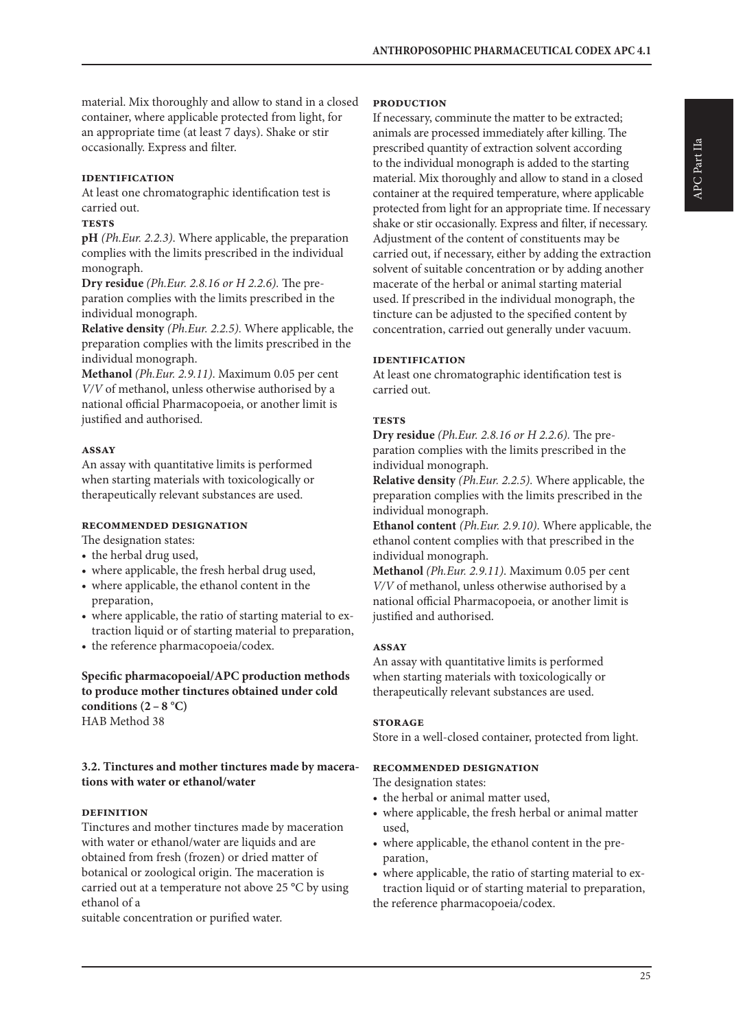material. Mix thoroughly and allow to stand in a closed container, where applicable protected from light, for an appropriate time (at least 7 days). Shake or stir occasionally. Express and filter.

#### Identification

At least one chromatographic identification test is carried out.

#### Tests

**pH** *(Ph.Eur. 2.2.3).* Where applicable, the preparation complies with the limits prescribed in the individual monograph.

**Dry residue** *(Ph.Eur. 2.8.16 or H 2.2.6).* The preparation complies with the limits prescribed in the individual monograph.

**Relative density** *(Ph.Eur. 2.2.5).* Where applicable, the preparation complies with the limits prescribed in the individual monograph.

**Methanol** *(Ph.Eur. 2.9.11).* Maximum 0.05 per cent *V/V* of methanol, unless otherwise authorised by a national official Pharmacopoeia, or another limit is justified and authorised.

#### Assay

An assay with quantitative limits is performed when starting materials with toxicologically or therapeutically relevant substances are used.

#### Recommended designation

The designation states:

- the herbal drug used,
- where applicable, the fresh herbal drug used,
- where applicable, the ethanol content in the preparation,
- where applicable, the ratio of starting material to extraction liquid or of starting material to preparation,
- the reference pharmacopoeia/codex.

**Specific pharmacopoeial/APC production methods to produce mother tinctures obtained under cold conditions (2 – 8 °C)**
HAB Method 38

### 3.2. Tinctures and mother tinctures made by macerations with water or ethanol/water

#### Definition

Tinctures and mother tinctures made by maceration with water or ethanol/water are liquids and are obtained from fresh (frozen) or dried matter of botanical or zoological origin. The maceration is carried out at a temperature not above 25 °C by using ethanol of a
suitable concentration or purified water.

#### Production

If necessary, comminute the matter to be extracted; animals are processed immediately after killing. The prescribed quantity of extraction solvent according to the individual monograph is added to the starting material. Mix thoroughly and allow to stand in a closed container at the required temperature, where applicable protected from light for an appropriate time. If necessary shake or stir occasionally. Express and filter, if necessary. Adjustment of the content of constituents may be carried out, if necessary, either by adding the extraction solvent of suitable concentration or by adding another macerate of the herbal or animal starting material used. If prescribed in the individual monograph, the tincture can be adjusted to the specified content by concentration, carried out generally under vacuum.

#### Identification

At least one chromatographic identification test is carried out.

#### Tests

**Dry residue** *(Ph.Eur. 2.8.16 or H 2.2.6).* The preparation complies with the limits prescribed in the individual monograph.

**Relative density** *(Ph.Eur. 2.2.5).* Where applicable, the preparation complies with the limits prescribed in the individual monograph.

**Ethanol content** *(Ph.Eur. 2.9.10).* Where applicable, the ethanol content complies with that prescribed in the individual monograph.

**Methanol** *(Ph.Eur. 2.9.11).* Maximum 0.05 per cent *V/V* of methanol, unless otherwise authorised by a national official Pharmacopoeia, or another limit is justified and authorised.

#### Assay

An assay with quantitative limits is performed when starting materials with toxicologically or therapeutically relevant substances are used.

#### Storage

Store in a well-closed container, protected from light.

#### Recommended designation

The designation states:

- the herbal or animal matter used,
- where applicable, the fresh herbal or animal matter used,
- where applicable, the ethanol content in the preparation,
- where applicable, the ratio of starting material to extraction liquid or of starting material to preparation,

the reference pharmacopoeia/codex.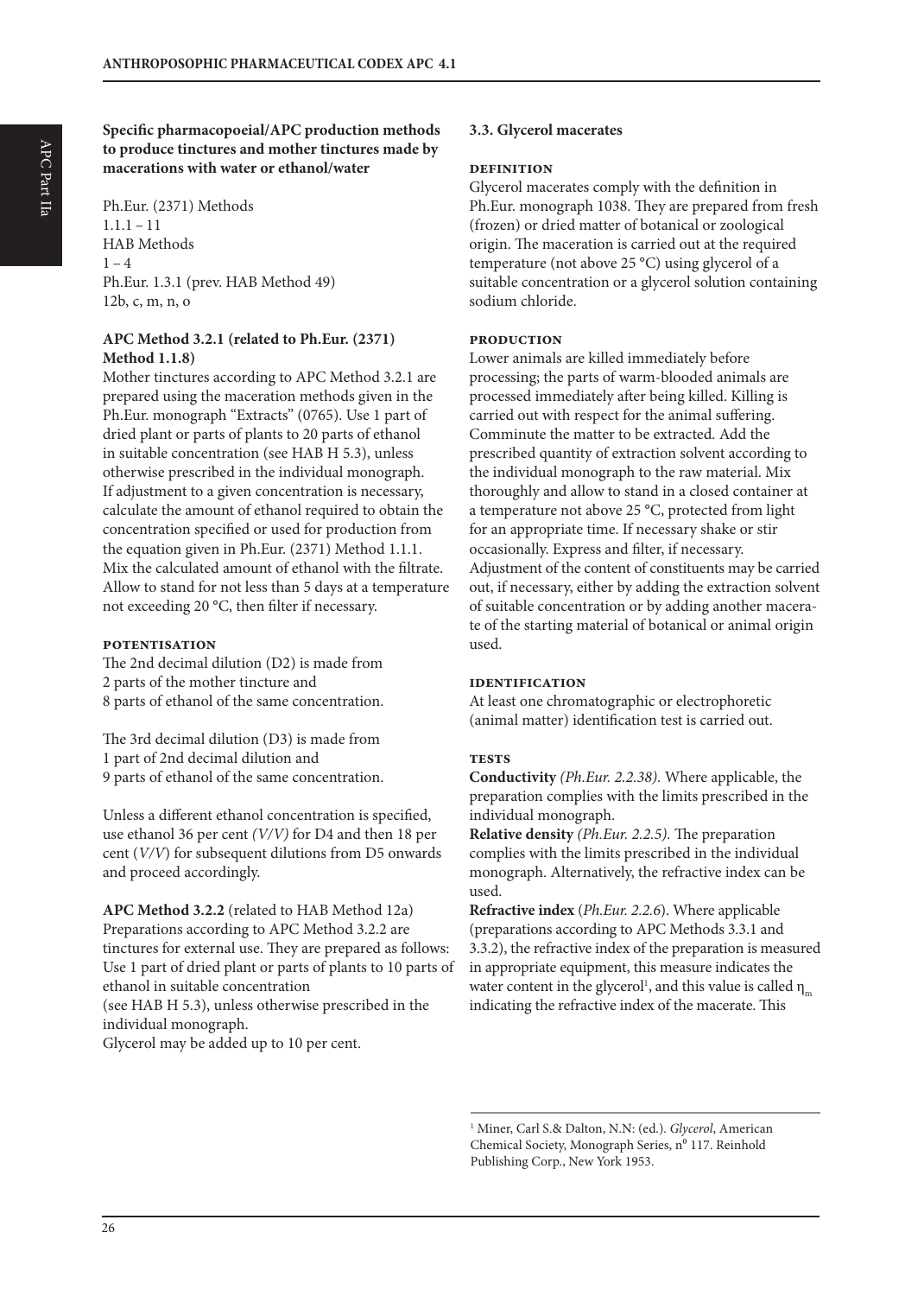**Specific pharmacopoeial/APC production methods to produce tinctures and mother tinctures made by macerations with water or ethanol/water**

Ph.Eur. (2371) Methods
1.1.1 – 11
HAB Methods
1 – 4
Ph.Eur. 1.3.1 (prev. HAB Method 49)
12b, c, m, n, o

**APC Method 3.2.1 (related to Ph.Eur. (2371) Method 1.1.8)**
Mother tinctures according to APC Method 3.2.1 are prepared using the maceration methods given in the Ph.Eur. monograph "Extracts" (0765). Use 1 part of dried plant or parts of plants to 20 parts of ethanol in suitable concentration (see HAB H 5.3), unless otherwise prescribed in the individual monograph. If adjustment to a given concentration is necessary, calculate the amount of ethanol required to obtain the concentration specified or used for production from the equation given in Ph.Eur. (2371) Method 1.1.1. Mix the calculated amount of ethanol with the filtrate. Allow to stand for not less than 5 days at a temperature not exceeding 20 °C, then filter if necessary.

**POTENTISATION**
The 2nd decimal dilution (D2) is made from 2 parts of the mother tincture and 8 parts of ethanol of the same concentration.

The 3rd decimal dilution (D3) is made from 1 part of 2nd decimal dilution and 9 parts of ethanol of the same concentration.

Unless a different ethanol concentration is specified, use ethanol 36 per cent *(V/V)* for D4 and then 18 per cent (*V/V*) for subsequent dilutions from D5 onwards and proceed accordingly.

**APC Method 3.2.2** (related to HAB Method 12a)
Preparations according to APC Method 3.2.2 are tinctures for external use. They are prepared as follows: Use 1 part of dried plant or parts of plants to 10 parts of ethanol in suitable concentration
(see HAB H 5.3), unless otherwise prescribed in the individual monograph.
Glycerol may be added up to 10 per cent.

**3.3. Glycerol macerates**

**DEFINITION**
Glycerol macerates comply with the definition in Ph.Eur. monograph 1038. They are prepared from fresh (frozen) or dried matter of botanical or zoological origin. The maceration is carried out at the required temperature (not above 25 °C) using glycerol of a suitable concentration or a glycerol solution containing sodium chloride.

**PRODUCTION**
Lower animals are killed immediately before processing; the parts of warm-blooded animals are processed immediately after being killed. Killing is carried out with respect for the animal suffering. Comminute the matter to be extracted. Add the prescribed quantity of extraction solvent according to the individual monograph to the raw material. Mix thoroughly and allow to stand in a closed container at a temperature not above 25 °C, protected from light for an appropriate time. If necessary shake or stir occasionally. Express and filter, if necessary. Adjustment of the content of constituents may be carried out, if necessary, either by adding the extraction solvent of suitable concentration or by adding another macerate of the starting material of botanical or animal origin used.

**IDENTIFICATION**
At least one chromatographic or electrophoretic (animal matter) identification test is carried out.

**TESTS**
**Conductivity** *(Ph.Eur. 2.2.38).* Where applicable, the preparation complies with the limits prescribed in the individual monograph.
**Relative density** *(Ph.Eur. 2.2.5).* The preparation complies with the limits prescribed in the individual monograph. Alternatively, the refractive index can be used.
**Refractive index** (*Ph.Eur. 2.2.6*). Where applicable (preparations according to APC Methods 3.3.1 and 3.3.2), the refractive index of the preparation is measured in appropriate equipment, this measure indicates the water content in the glycerol[1], and this value is called $\eta_m$ indicating the refractive index of the macerate. This

[1] Miner, Carl S.& Dalton, N.N: (ed.). *Glycerol*, American Chemical Society, Monograph Series, n⁰ 117. Reinhold Publishing Corp., New York 1953.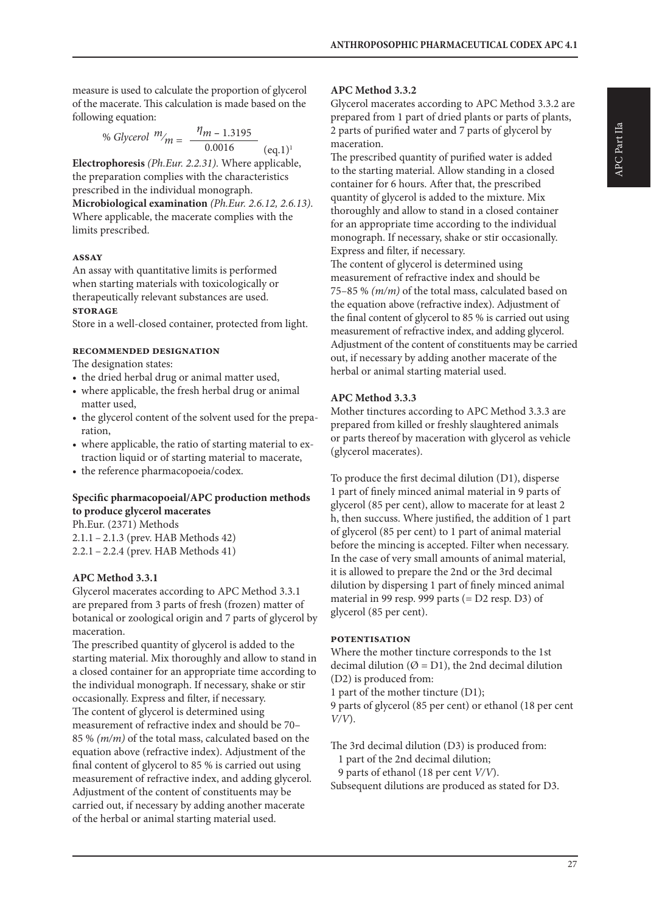measure is used to calculate the proportion of glycerol of the macerate. This calculation is made based on the following equation:

$$\% \; Glycerol \; ^{m}/_{m} = \frac{\eta_m - 1.3195}{0.0016} \quad \text{(eq.1)}^1$$

**Electrophoresis** *(Ph.Eur. 2.2.31).* Where applicable, the preparation complies with the characteristics prescribed in the individual monograph.

**Microbiological examination** *(Ph.Eur. 2.6.12, 2.6.13).* Where applicable, the macerate complies with the limits prescribed.

#### ASSAY

An assay with quantitative limits is performed when starting materials with toxicologically or therapeutically relevant substances are used.

#### STORAGE

Store in a well-closed container, protected from light.

#### RECOMMENDED DESIGNATION

The designation states:

- the dried herbal drug or animal matter used,
- where applicable, the fresh herbal drug or animal matter used,
- the glycerol content of the solvent used for the preparation,
- where applicable, the ratio of starting material to extraction liquid or of starting material to macerate,
- the reference pharmacopoeia/codex.

### Specific pharmacopoeial/APC production methods to produce glycerol macerates

Ph.Eur. (2371) Methods
2.1.1 – 2.1.3 (prev. HAB Methods 42)
2.2.1 – 2.2.4 (prev. HAB Methods 41)

### APC Method 3.3.1

Glycerol macerates according to APC Method 3.3.1 are prepared from 3 parts of fresh (frozen) matter of botanical or zoological origin and 7 parts of glycerol by maceration.

The prescribed quantity of glycerol is added to the starting material. Mix thoroughly and allow to stand in a closed container for an appropriate time according to the individual monograph. If necessary, shake or stir occasionally. Express and filter, if necessary.

The content of glycerol is determined using measurement of refractive index and should be 70–85 % *(m/m)* of the total mass, calculated based on the equation above (refractive index). Adjustment of the final content of glycerol to 85 % is carried out using measurement of refractive index, and adding glycerol. Adjustment of the content of constituents may be carried out, if necessary by adding another macerate of the herbal or animal starting material used.

### APC Method 3.3.2

Glycerol macerates according to APC Method 3.3.2 are prepared from 1 part of dried plants or parts of plants, 2 parts of purified water and 7 parts of glycerol by maceration.

The prescribed quantity of purified water is added to the starting material. Allow standing in a closed container for 6 hours. After that, the prescribed quantity of glycerol is added to the mixture. Mix thoroughly and allow to stand in a closed container for an appropriate time according to the individual monograph. If necessary, shake or stir occasionally. Express and filter, if necessary.

The content of glycerol is determined using measurement of refractive index and should be 75–85 % *(m/m)* of the total mass, calculated based on the equation above (refractive index). Adjustment of the final content of glycerol to 85 % is carried out using measurement of refractive index, and adding glycerol. Adjustment of the content of constituents may be carried out, if necessary by adding another macerate of the herbal or animal starting material used.

### APC Method 3.3.3

Mother tinctures according to APC Method 3.3.3 are prepared from killed or freshly slaughtered animals or parts thereof by maceration with glycerol as vehicle (glycerol macerates).

To produce the first decimal dilution (D1), disperse 1 part of finely minced animal material in 9 parts of glycerol (85 per cent), allow to macerate for at least 2 h, then succuss. Where justified, the addition of 1 part of glycerol (85 per cent) to 1 part of animal material before the mincing is accepted. Filter when necessary. In the case of very small amounts of animal material, it is allowed to prepare the 2nd or the 3rd decimal dilution by dispersing 1 part of finely minced animal material in 99 resp. 999 parts (= D2 resp. D3) of glycerol (85 per cent).

#### POTENTISATION

Where the mother tincture corresponds to the 1st decimal dilution (Ø = D1), the 2nd decimal dilution (D2) is produced from:

1 part of the mother tincture (D1);
9 parts of glycerol (85 per cent) or ethanol (18 per cent *V/V*).

The 3rd decimal dilution (D3) is produced from:
1 part of the 2nd decimal dilution;
9 parts of ethanol (18 per cent *V/V*).

Subsequent dilutions are produced as stated for D3.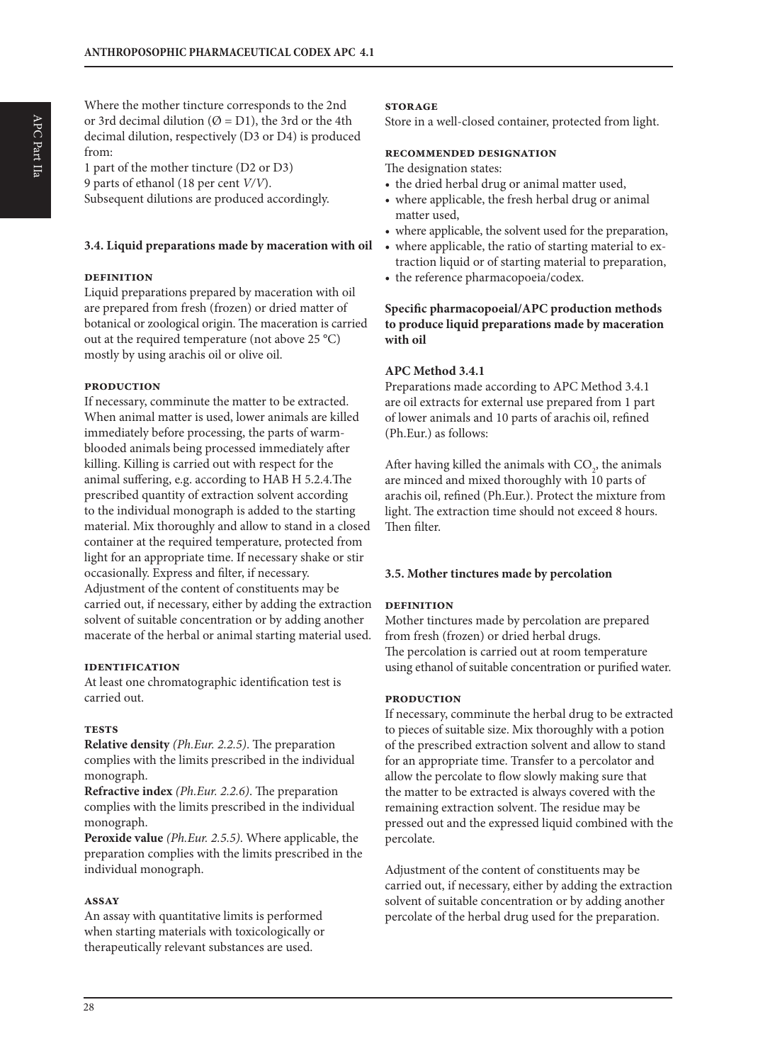Where the mother tincture corresponds to the 2nd or 3rd decimal dilution (Ø = D1), the 3rd or the 4th decimal dilution, respectively (D3 or D4) is produced from:

1 part of the mother tincture (D2 or D3)
9 parts of ethanol (18 per cent *V/V*).
Subsequent dilutions are produced accordingly.

### 3.4. Liquid preparations made by maceration with oil

#### DEFINITION

Liquid preparations prepared by maceration with oil are prepared from fresh (frozen) or dried matter of botanical or zoological origin. The maceration is carried out at the required temperature (not above 25 °C) mostly by using arachis oil or olive oil.

#### PRODUCTION

If necessary, comminute the matter to be extracted. When animal matter is used, lower animals are killed immediately before processing, the parts of warm-blooded animals being processed immediately after killing. Killing is carried out with respect for the animal suffering, e.g. according to HAB H 5.2.4.The prescribed quantity of extraction solvent according to the individual monograph is added to the starting material. Mix thoroughly and allow to stand in a closed container at the required temperature, protected from light for an appropriate time. If necessary shake or stir occasionally. Express and filter, if necessary.
Adjustment of the content of constituents may be carried out, if necessary, either by adding the extraction solvent of suitable concentration or by adding another macerate of the herbal or animal starting material used.

#### IDENTIFICATION

At least one chromatographic identification test is carried out.

#### TESTS

**Relative density** *(Ph.Eur. 2.2.5)*. The preparation complies with the limits prescribed in the individual monograph.
**Refractive index** *(Ph.Eur. 2.2.6)*. The preparation complies with the limits prescribed in the individual monograph.
**Peroxide value** *(Ph.Eur. 2.5.5)*. Where applicable, the preparation complies with the limits prescribed in the individual monograph.

#### ASSAY

An assay with quantitative limits is performed when starting materials with toxicologically or therapeutically relevant substances are used.

#### STORAGE

Store in a well-closed container, protected from light.

#### RECOMMENDED DESIGNATION

The designation states:

- the dried herbal drug or animal matter used,
- where applicable, the fresh herbal drug or animal matter used,
- where applicable, the solvent used for the preparation,
- where applicable, the ratio of starting material to extraction liquid or of starting material to preparation,
- the reference pharmacopoeia/codex.

**Specific pharmacopoeial/APC production methods to produce liquid preparations made by maceration with oil**

**APC Method 3.4.1**

Preparations made according to APC Method 3.4.1 are oil extracts for external use prepared from 1 part of lower animals and 10 parts of arachis oil, refined (Ph.Eur.) as follows:

After having killed the animals with $CO_2$, the animals are minced and mixed thoroughly with 10 parts of arachis oil, refined (Ph.Eur.). Protect the mixture from light. The extraction time should not exceed 8 hours. Then filter.

### 3.5. Mother tinctures made by percolation

#### DEFINITION

Mother tinctures made by percolation are prepared from fresh (frozen) or dried herbal drugs.
The percolation is carried out at room temperature using ethanol of suitable concentration or purified water.

#### PRODUCTION

If necessary, comminute the herbal drug to be extracted to pieces of suitable size. Mix thoroughly with a potion of the prescribed extraction solvent and allow to stand for an appropriate time. Transfer to a percolator and allow the percolate to flow slowly making sure that the matter to be extracted is always covered with the remaining extraction solvent. The residue may be pressed out and the expressed liquid combined with the percolate.

Adjustment of the content of constituents may be carried out, if necessary, either by adding the extraction solvent of suitable concentration or by adding another percolate of the herbal drug used for the preparation.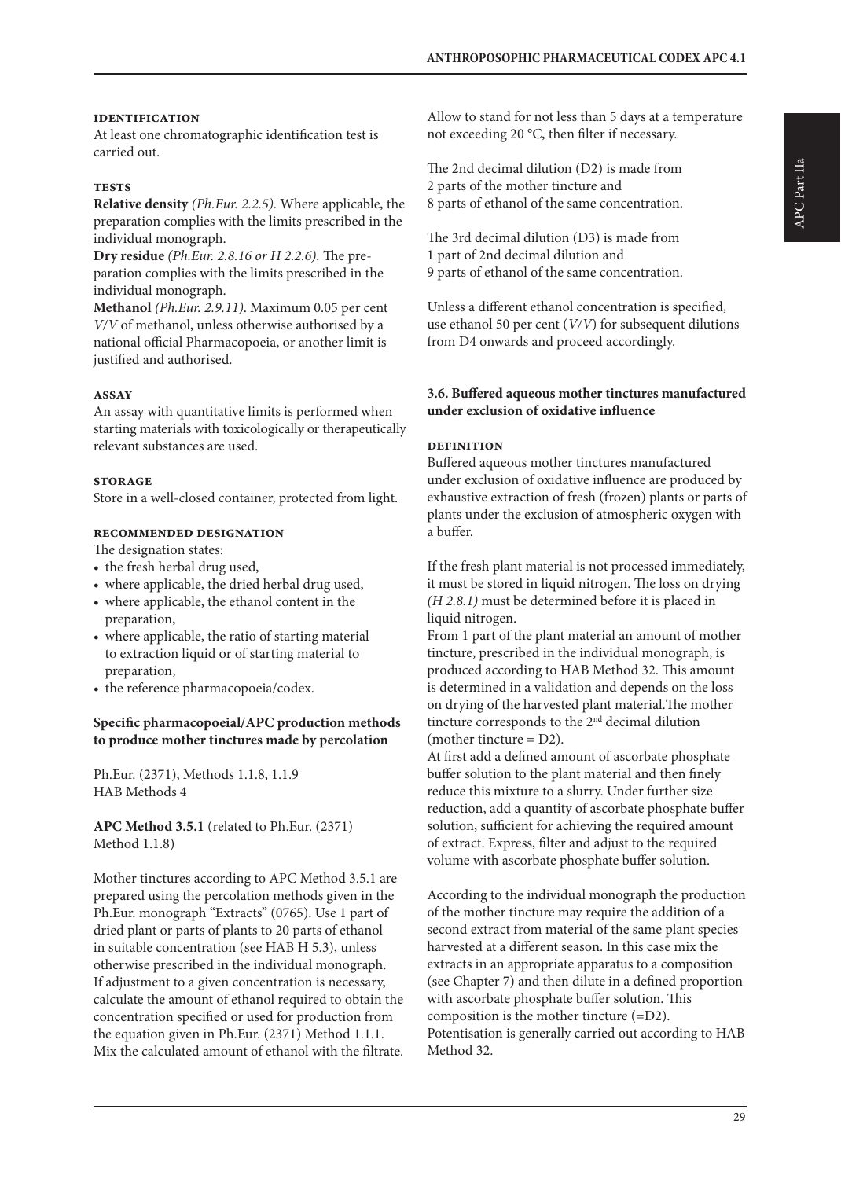#### IDENTIFICATION

At least one chromatographic identification test is carried out.

#### TESTS

**Relative density** *(Ph.Eur. 2.2.5)*. Where applicable, the preparation complies with the limits prescribed in the individual monograph.

**Dry residue** *(Ph.Eur. 2.8.16 or H 2.2.6)*. The preparation complies with the limits prescribed in the individual monograph.

**Methanol** *(Ph.Eur. 2.9.11)*. Maximum 0.05 per cent *V/V* of methanol, unless otherwise authorised by a national official Pharmacopoeia, or another limit is justified and authorised.

#### ASSAY

An assay with quantitative limits is performed when starting materials with toxicologically or therapeutically relevant substances are used.

#### STORAGE

Store in a well-closed container, protected from light.

#### RECOMMENDED DESIGNATION

The designation states:

- the fresh herbal drug used,
- where applicable, the dried herbal drug used,
- where applicable, the ethanol content in the preparation,
- where applicable, the ratio of starting material to extraction liquid or of starting material to preparation,
- the reference pharmacopoeia/codex.

**Specific pharmacopoeial/APC production methods to produce mother tinctures made by percolation**

Ph.Eur. (2371), Methods 1.1.8, 1.1.9
HAB Methods 4

**APC Method 3.5.1** (related to Ph.Eur. (2371) Method 1.1.8)

Mother tinctures according to APC Method 3.5.1 are prepared using the percolation methods given in the Ph.Eur. monograph "Extracts" (0765). Use 1 part of dried plant or parts of plants to 20 parts of ethanol in suitable concentration (see HAB H 5.3), unless otherwise prescribed in the individual monograph. If adjustment to a given concentration is necessary, calculate the amount of ethanol required to obtain the concentration specified or used for production from the equation given in Ph.Eur. (2371) Method 1.1.1. Mix the calculated amount of ethanol with the filtrate. Allow to stand for not less than 5 days at a temperature not exceeding 20 °C, then filter if necessary.

The 2nd decimal dilution (D2) is made from
2 parts of the mother tincture and
8 parts of ethanol of the same concentration.

The 3rd decimal dilution (D3) is made from
1 part of 2nd decimal dilution and
9 parts of ethanol of the same concentration.

Unless a different ethanol concentration is specified, use ethanol 50 per cent (*V/V*) for subsequent dilutions from D4 onwards and proceed accordingly.

### 3.6. Buffered aqueous mother tinctures manufactured under exclusion of oxidative influence

#### DEFINITION

Buffered aqueous mother tinctures manufactured under exclusion of oxidative influence are produced by exhaustive extraction of fresh (frozen) plants or parts of plants under the exclusion of atmospheric oxygen with a buffer.

If the fresh plant material is not processed immediately, it must be stored in liquid nitrogen. The loss on drying *(H 2.8.1)* must be determined before it is placed in liquid nitrogen.
From 1 part of the plant material an amount of mother tincture, prescribed in the individual monograph, is produced according to HAB Method 32. This amount is determined in a validation and depends on the loss on drying of the harvested plant material.The mother tincture corresponds to the 2nd decimal dilution (mother tincture = D2).
At first add a defined amount of ascorbate phosphate buffer solution to the plant material and then finely reduce this mixture to a slurry. Under further size reduction, add a quantity of ascorbate phosphate buffer solution, sufficient for achieving the required amount of extract. Express, filter and adjust to the required volume with ascorbate phosphate buffer solution.

According to the individual monograph the production of the mother tincture may require the addition of a second extract from material of the same plant species harvested at a different season. In this case mix the extracts in an appropriate apparatus to a composition (see Chapter 7) and then dilute in a defined proportion with ascorbate phosphate buffer solution. This composition is the mother tincture (=D2).
Potentisation is generally carried out according to HAB Method 32.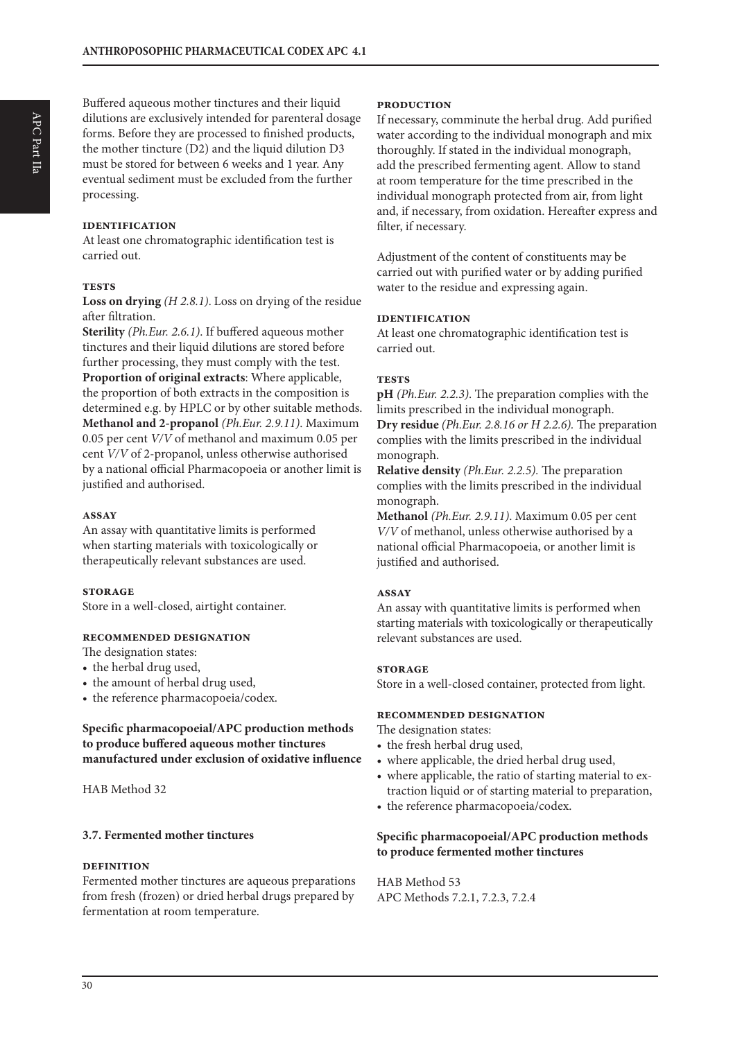Buffered aqueous mother tinctures and their liquid dilutions are exclusively intended for parenteral dosage forms. Before they are processed to finished products, the mother tincture (D2) and the liquid dilution D3 must be stored for between 6 weeks and 1 year. Any eventual sediment must be excluded from the further processing.

#### IDENTIFICATION

At least one chromatographic identification test is carried out.

#### TESTS

**Loss on drying** *(H 2.8.1)*. Loss on drying of the residue after filtration.
**Sterility** *(Ph.Eur. 2.6.1)*. If buffered aqueous mother tinctures and their liquid dilutions are stored before further processing, they must comply with the test.
**Proportion of original extracts**: Where applicable, the proportion of both extracts in the composition is determined e.g. by HPLC or by other suitable methods.
**Methanol and 2-propanol** *(Ph.Eur. 2.9.11)*. Maximum 0.05 per cent *V/V* of methanol and maximum 0.05 per cent *V/V* of 2-propanol, unless otherwise authorised by a national official Pharmacopoeia or another limit is justified and authorised.

#### ASSAY

An assay with quantitative limits is performed when starting materials with toxicologically or therapeutically relevant substances are used.

#### STORAGE

Store in a well-closed, airtight container.

#### RECOMMENDED DESIGNATION

The designation states:

- the herbal drug used,
- the amount of herbal drug used,
- the reference pharmacopoeia/codex.

**Specific pharmacopoeial/APC production methods to produce buffered aqueous mother tinctures manufactured under exclusion of oxidative influence**

HAB Method 32

### 3.7. Fermented mother tinctures

#### DEFINITION

Fermented mother tinctures are aqueous preparations from fresh (frozen) or dried herbal drugs prepared by fermentation at room temperature.

#### PRODUCTION

If necessary, comminute the herbal drug. Add purified water according to the individual monograph and mix thoroughly. If stated in the individual monograph, add the prescribed fermenting agent. Allow to stand at room temperature for the time prescribed in the individual monograph protected from air, from light and, if necessary, from oxidation. Hereafter express and filter, if necessary.

Adjustment of the content of constituents may be carried out with purified water or by adding purified water to the residue and expressing again.

#### IDENTIFICATION

At least one chromatographic identification test is carried out.

#### TESTS

**pH** *(Ph.Eur. 2.2.3)*. The preparation complies with the limits prescribed in the individual monograph.
**Dry residue** *(Ph.Eur. 2.8.16 or H 2.2.6)*. The preparation complies with the limits prescribed in the individual monograph.
**Relative density** *(Ph.Eur. 2.2.5)*. The preparation complies with the limits prescribed in the individual monograph.
**Methanol** *(Ph.Eur. 2.9.11)*. Maximum 0.05 per cent *V/V* of methanol, unless otherwise authorised by a national official Pharmacopoeia, or another limit is justified and authorised.

#### ASSAY

An assay with quantitative limits is performed when starting materials with toxicologically or therapeutically relevant substances are used.

#### STORAGE

Store in a well-closed container, protected from light.

#### RECOMMENDED DESIGNATION

The designation states:

- the fresh herbal drug used,
- where applicable, the dried herbal drug used,
- where applicable, the ratio of starting material to extraction liquid or of starting material to preparation,
- the reference pharmacopoeia/codex.

**Specific pharmacopoeial/APC production methods to produce fermented mother tinctures**

HAB Method 53
APC Methods 7.2.1, 7.2.3, 7.2.4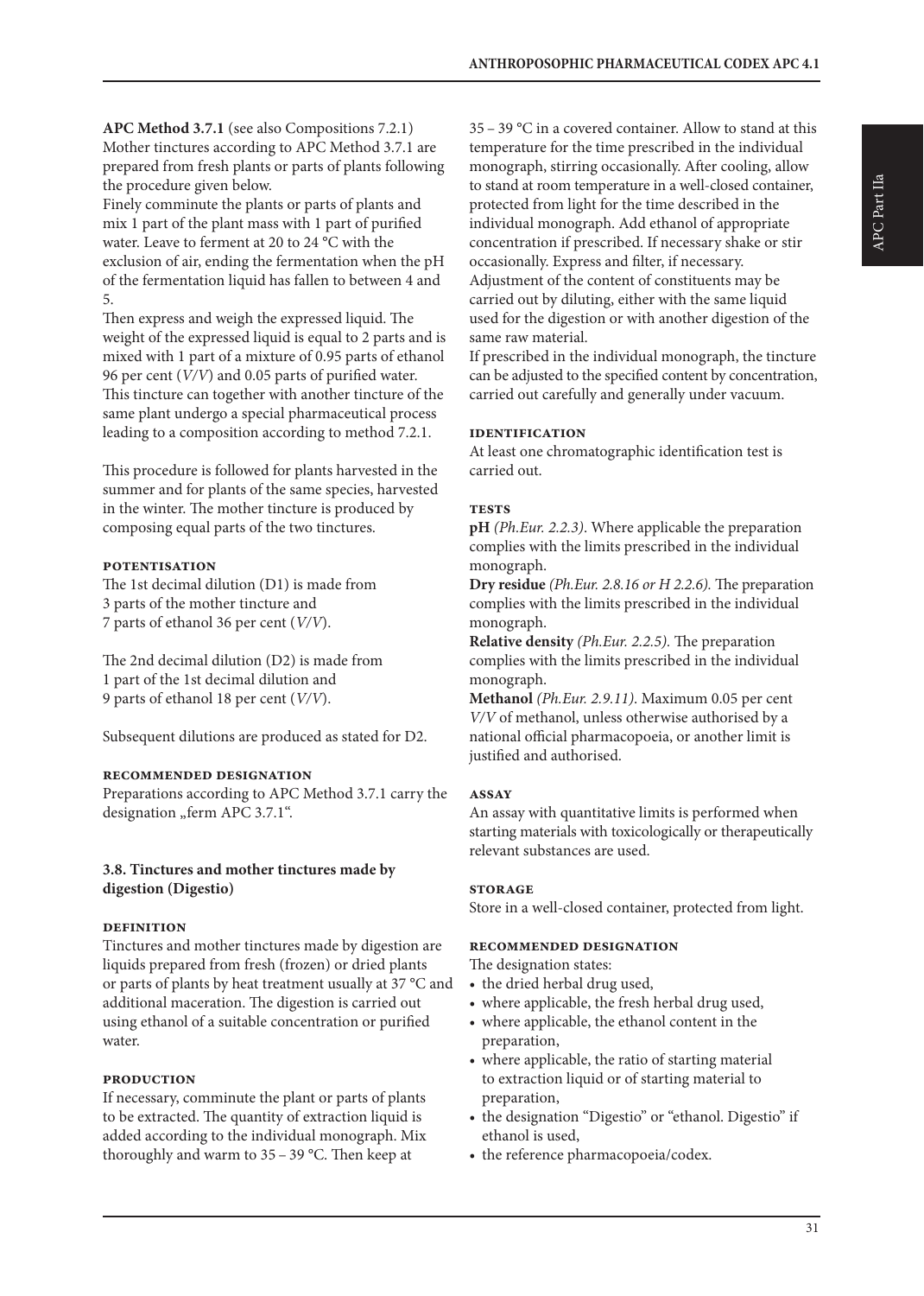**APC Method 3.7.1** (see also Compositions 7.2.1)
Mother tinctures according to APC Method 3.7.1 are prepared from fresh plants or parts of plants following the procedure given below.
Finely comminute the plants or parts of plants and mix 1 part of the plant mass with 1 part of purified water. Leave to ferment at 20 to 24 °C with the exclusion of air, ending the fermentation when the pH of the fermentation liquid has fallen to between 4 and 5.
Then express and weigh the expressed liquid. The weight of the expressed liquid is equal to 2 parts and is mixed with 1 part of a mixture of 0.95 parts of ethanol 96 per cent (*V/V*) and 0.05 parts of purified water. This tincture can together with another tincture of the same plant undergo a special pharmaceutical process leading to a composition according to method 7.2.1.

This procedure is followed for plants harvested in the summer and for plants of the same species, harvested in the winter. The mother tincture is produced by composing equal parts of the two tinctures.

#### Potentisation

The 1st decimal dilution (D1) is made from
3 parts of the mother tincture and
7 parts of ethanol 36 per cent (*V/V*).

The 2nd decimal dilution (D2) is made from
1 part of the 1st decimal dilution and
9 parts of ethanol 18 per cent (*V/V*).

Subsequent dilutions are produced as stated for D2.

#### Recommended designation

Preparations according to APC Method 3.7.1 carry the designation „ferm APC 3.7.1".

### 3.8. Tinctures and mother tinctures made by digestion (Digestio)

#### Definition

Tinctures and mother tinctures made by digestion are liquids prepared from fresh (frozen) or dried plants or parts of plants by heat treatment usually at 37 °C and additional maceration. The digestion is carried out using ethanol of a suitable concentration or purified water.

#### Production

If necessary, comminute the plant or parts of plants to be extracted. The quantity of extraction liquid is added according to the individual monograph. Mix thoroughly and warm to 35 – 39 °C. Then keep at 35 – 39 °C in a covered container. Allow to stand at this temperature for the time prescribed in the individual monograph, stirring occasionally. After cooling, allow to stand at room temperature in a well-closed container, protected from light for the time described in the individual monograph. Add ethanol of appropriate concentration if prescribed. If necessary shake or stir occasionally. Express and filter, if necessary.
Adjustment of the content of constituents may be carried out by diluting, either with the same liquid used for the digestion or with another digestion of the same raw material.
If prescribed in the individual monograph, the tincture can be adjusted to the specified content by concentration, carried out carefully and generally under vacuum.

#### Identification

At least one chromatographic identification test is carried out.

#### Tests

**pH** *(Ph.Eur. 2.2.3)*. Where applicable the preparation complies with the limits prescribed in the individual monograph.
**Dry residue** *(Ph.Eur. 2.8.16 or H 2.2.6)*. The preparation complies with the limits prescribed in the individual monograph.
**Relative density** *(Ph.Eur. 2.2.5)*. The preparation complies with the limits prescribed in the individual monograph.
**Methanol** *(Ph.Eur. 2.9.11)*. Maximum 0.05 per cent *V/V* of methanol, unless otherwise authorised by a national official pharmacopoeia, or another limit is justified and authorised.

#### Assay

An assay with quantitative limits is performed when starting materials with toxicologically or therapeutically relevant substances are used.

#### Storage

Store in a well-closed container, protected from light.

#### Recommended designation

The designation states:

- the dried herbal drug used,
- where applicable, the fresh herbal drug used,
- where applicable, the ethanol content in the preparation,
- where applicable, the ratio of starting material to extraction liquid or of starting material to preparation,
- the designation "Digestio" or "ethanol. Digestio" if ethanol is used,
- the reference pharmacopoeia/codex.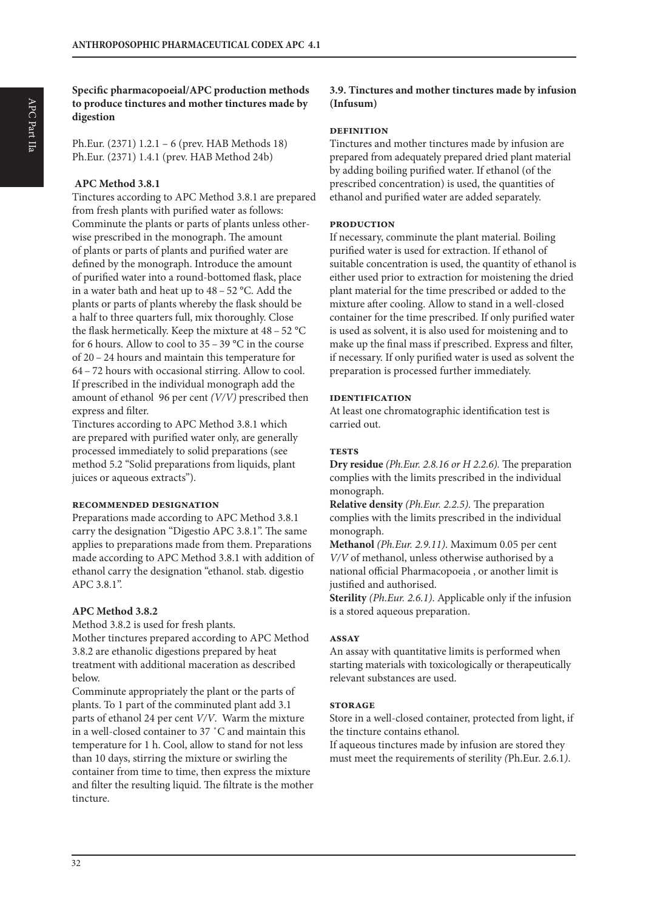**Specific pharmacopoeial/APC production methods to produce tinctures and mother tinctures made by digestion**

Ph.Eur. (2371) 1.2.1 – 6 (prev. HAB Methods 18)
Ph.Eur. (2371) 1.4.1 (prev. HAB Method 24b)

**APC Method 3.8.1**

Tinctures according to APC Method 3.8.1 are prepared from fresh plants with purified water as follows: Comminute the plants or parts of plants unless otherwise prescribed in the monograph. The amount of plants or parts of plants and purified water are defined by the monograph. Introduce the amount of purified water into a round-bottomed flask, place in a water bath and heat up to 48 – 52 °C. Add the plants or parts of plants whereby the flask should be a half to three quarters full, mix thoroughly. Close the flask hermetically. Keep the mixture at 48 – 52 °C for 6 hours. Allow to cool to 35 – 39 °C in the course of 20 – 24 hours and maintain this temperature for 64 – 72 hours with occasional stirring. Allow to cool. If prescribed in the individual monograph add the amount of ethanol 96 per cent *(V/V)* prescribed then express and filter.

Tinctures according to APC Method 3.8.1 which are prepared with purified water only, are generally processed immediately to solid preparations (see method 5.2 "Solid preparations from liquids, plant juices or aqueous extracts").

#### Recommended designation

Preparations made according to APC Method 3.8.1 carry the designation "Digestio APC 3.8.1". The same applies to preparations made from them. Preparations made according to APC Method 3.8.1 with addition of ethanol carry the designation "ethanol. stab. digestio APC 3.8.1".

**APC Method 3.8.2**

Method 3.8.2 is used for fresh plants.

Mother tinctures prepared according to APC Method 3.8.2 are ethanolic digestions prepared by heat treatment with additional maceration as described below.

Comminute appropriately the plant or the parts of plants. To 1 part of the comminuted plant add 3.1 parts of ethanol 24 per cent *V/V*. Warm the mixture in a well-closed container to 37 °C and maintain this temperature for 1 h. Cool, allow to stand for not less than 10 days, stirring the mixture or swirling the container from time to time, then express the mixture and filter the resulting liquid. The filtrate is the mother tincture.

### 3.9. Tinctures and mother tinctures made by infusion (Infusum)

#### Definition

Tinctures and mother tinctures made by infusion are prepared from adequately prepared dried plant material by adding boiling purified water. If ethanol (of the prescribed concentration) is used, the quantities of ethanol and purified water are added separately.

#### Production

If necessary, comminute the plant material. Boiling purified water is used for extraction. If ethanol of suitable concentration is used, the quantity of ethanol is either used prior to extraction for moistening the dried plant material for the time prescribed or added to the mixture after cooling. Allow to stand in a well-closed container for the time prescribed. If only purified water is used as solvent, it is also used for moistening and to make up the final mass if prescribed. Express and filter, if necessary. If only purified water is used as solvent the preparation is processed further immediately.

#### Identification

At least one chromatographic identification test is carried out.

#### Tests

**Dry residue** *(Ph.Eur. 2.8.16 or H 2.2.6).* The preparation complies with the limits prescribed in the individual monograph.

**Relative density** *(Ph.Eur. 2.2.5).* The preparation complies with the limits prescribed in the individual monograph.

**Methanol** *(Ph.Eur. 2.9.11).* Maximum 0.05 per cent *V/V* of methanol, unless otherwise authorised by a national official Pharmacopoeia , or another limit is justified and authorised.

**Sterility** *(Ph.Eur. 2.6.1).* Applicable only if the infusion is a stored aqueous preparation.

#### Assay

An assay with quantitative limits is performed when starting materials with toxicologically or therapeutically relevant substances are used.

#### Storage

Store in a well-closed container, protected from light, if the tincture contains ethanol.

If aqueous tinctures made by infusion are stored they must meet the requirements of sterility *(*Ph.Eur. 2.6.1*)*.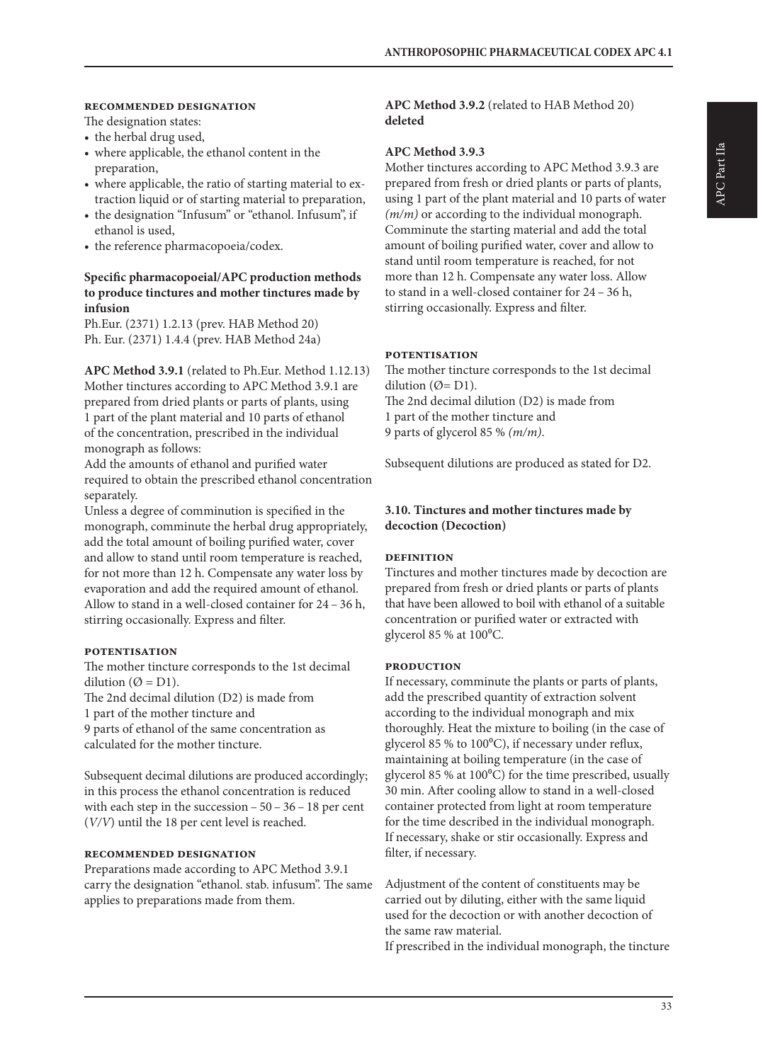#### RECOMMENDED DESIGNATION

The designation states:

- the herbal drug used,
- where applicable, the ethanol content in the preparation,
- where applicable, the ratio of starting material to extraction liquid or of starting material to preparation,
- the designation "Infusum" or "ethanol. Infusum", if ethanol is used,
- the reference pharmacopoeia/codex.

**Specific pharmacopoeial/APC production methods to produce tinctures and mother tinctures made by infusion**

Ph.Eur. (2371) 1.2.13 (prev. HAB Method 20)
Ph. Eur. (2371) 1.4.4 (prev. HAB Method 24a)

**APC Method 3.9.1** (related to Ph.Eur. Method 1.12.13)
Mother tinctures according to APC Method 3.9.1 are prepared from dried plants or parts of plants, using 1 part of the plant material and 10 parts of ethanol of the concentration, prescribed in the individual monograph as follows:
Add the amounts of ethanol and purified water required to obtain the prescribed ethanol concentration separately.
Unless a degree of comminution is specified in the monograph, comminute the herbal drug appropriately, add the total amount of boiling purified water, cover and allow to stand until room temperature is reached, for not more than 12 h. Compensate any water loss by evaporation and add the required amount of ethanol. Allow to stand in a well-closed container for 24 – 36 h, stirring occasionally. Express and filter.

#### POTENTISATION

The mother tincture corresponds to the 1st decimal dilution (Ø = D1).
The 2nd decimal dilution (D2) is made from
1 part of the mother tincture and
9 parts of ethanol of the same concentration as calculated for the mother tincture.

Subsequent decimal dilutions are produced accordingly; in this process the ethanol concentration is reduced with each step in the succession – 50 – 36 – 18 per cent (*V/V*) until the 18 per cent level is reached.

#### RECOMMENDED DESIGNATION

Preparations made according to APC Method 3.9.1 carry the designation "ethanol. stab. infusum". The same applies to preparations made from them.

**APC Method 3.9.2** (related to HAB Method 20)
**deleted**

**APC Method 3.9.3**
Mother tinctures according to APC Method 3.9.3 are prepared from fresh or dried plants or parts of plants, using 1 part of the plant material and 10 parts of water *(m/m)* or according to the individual monograph. Comminute the starting material and add the total amount of boiling purified water, cover and allow to stand until room temperature is reached, for not more than 12 h. Compensate any water loss. Allow to stand in a well-closed container for 24 – 36 h, stirring occasionally. Express and filter.

#### POTENTISATION

The mother tincture corresponds to the 1st decimal dilution (Ø= D1).
The 2nd decimal dilution (D2) is made from
1 part of the mother tincture and
9 parts of glycerol 85 % *(m/m)*.

Subsequent dilutions are produced as stated for D2.

### 3.10. Tinctures and mother tinctures made by decoction (Decoction)

#### DEFINITION

Tinctures and mother tinctures made by decoction are prepared from fresh or dried plants or parts of plants that have been allowed to boil with ethanol of a suitable concentration or purified water or extracted with glycerol 85 % at 100°C.

#### PRODUCTION

If necessary, comminute the plants or parts of plants, add the prescribed quantity of extraction solvent according to the individual monograph and mix thoroughly. Heat the mixture to boiling (in the case of glycerol 85 % to 100°C), if necessary under reflux, maintaining at boiling temperature (in the case of glycerol 85 % at 100°C) for the time prescribed, usually 30 min. After cooling allow to stand in a well-closed container protected from light at room temperature for the time described in the individual monograph. If necessary, shake or stir occasionally. Express and filter, if necessary.

Adjustment of the content of constituents may be carried out by diluting, either with the same liquid used for the decoction or with another decoction of the same raw material.
If prescribed in the individual monograph, the tincture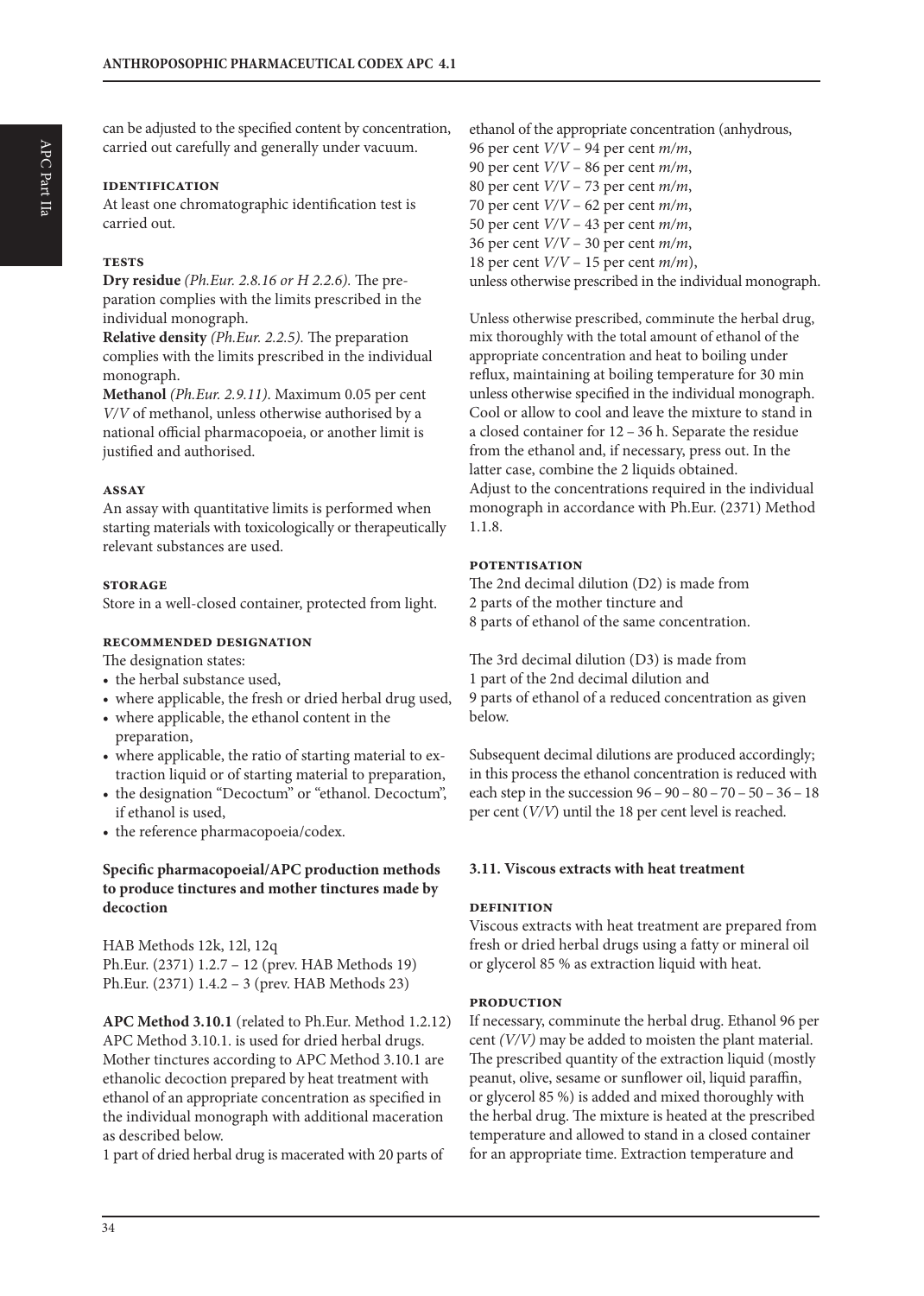can be adjusted to the specified content by concentration, carried out carefully and generally under vacuum.

#### IDENTIFICATION

At least one chromatographic identification test is carried out.

#### TESTS

**Dry residue** *(Ph.Eur. 2.8.16 or H 2.2.6).* The preparation complies with the limits prescribed in the individual monograph.

**Relative density** *(Ph.Eur. 2.2.5).* The preparation complies with the limits prescribed in the individual monograph.

**Methanol** *(Ph.Eur. 2.9.11).* Maximum 0.05 per cent *V/V* of methanol, unless otherwise authorised by a national official pharmacopoeia, or another limit is justified and authorised.

#### ASSAY

An assay with quantitative limits is performed when starting materials with toxicologically or therapeutically relevant substances are used.

#### STORAGE

Store in a well-closed container, protected from light.

#### RECOMMENDED DESIGNATION

The designation states:

- the herbal substance used,
- where applicable, the fresh or dried herbal drug used,
- where applicable, the ethanol content in the preparation,
- where applicable, the ratio of starting material to extraction liquid or of starting material to preparation,
- the designation "Decoctum" or "ethanol. Decoctum", if ethanol is used,
- the reference pharmacopoeia/codex.

**Specific pharmacopoeial/APC production methods to produce tinctures and mother tinctures made by decoction**

HAB Methods 12k, 12l, 12q
Ph.Eur. (2371) 1.2.7 – 12 (prev. HAB Methods 19)
Ph.Eur. (2371) 1.4.2 – 3 (prev. HAB Methods 23)

**APC Method 3.10.1** (related to Ph.Eur. Method 1.2.12)
APC Method 3.10.1. is used for dried herbal drugs. Mother tinctures according to APC Method 3.10.1 are ethanolic decoction prepared by heat treatment with ethanol of an appropriate concentration as specified in the individual monograph with additional maceration as described below.
1 part of dried herbal drug is macerated with 20 parts of ethanol of the appropriate concentration (anhydrous,
96 per cent *V/V* – 94 per cent *m/m*,
90 per cent *V/V* – 86 per cent *m/m*,
80 per cent *V/V* – 73 per cent *m/m*,
70 per cent *V/V* – 62 per cent *m/m*,
50 per cent *V/V* – 43 per cent *m/m*,
36 per cent *V/V* – 30 per cent *m/m*,
18 per cent *V/V* – 15 per cent *m/m*),
unless otherwise prescribed in the individual monograph.

Unless otherwise prescribed, comminute the herbal drug, mix thoroughly with the total amount of ethanol of the appropriate concentration and heat to boiling under reflux, maintaining at boiling temperature for 30 min unless otherwise specified in the individual monograph. Cool or allow to cool and leave the mixture to stand in a closed container for 12 – 36 h. Separate the residue from the ethanol and, if necessary, press out. In the latter case, combine the 2 liquids obtained.
Adjust to the concentrations required in the individual monograph in accordance with Ph.Eur. (2371) Method 1.1.8.

#### POTENTISATION

The 2nd decimal dilution (D2) is made from
2 parts of the mother tincture and
8 parts of ethanol of the same concentration.

The 3rd decimal dilution (D3) is made from
1 part of the 2nd decimal dilution and
9 parts of ethanol of a reduced concentration as given below.

Subsequent decimal dilutions are produced accordingly; in this process the ethanol concentration is reduced with each step in the succession 96 – 90 – 80 – 70 – 50 – 36 – 18 per cent (*V/V*) until the 18 per cent level is reached.

### 3.11. Viscous extracts with heat treatment

#### DEFINITION

Viscous extracts with heat treatment are prepared from fresh or dried herbal drugs using a fatty or mineral oil or glycerol 85 % as extraction liquid with heat.

#### PRODUCTION

If necessary, comminute the herbal drug. Ethanol 96 per cent *(V/V)* may be added to moisten the plant material. The prescribed quantity of the extraction liquid (mostly peanut, olive, sesame or sunflower oil, liquid paraffin, or glycerol 85 %) is added and mixed thoroughly with the herbal drug. The mixture is heated at the prescribed temperature and allowed to stand in a closed container for an appropriate time. Extraction temperature and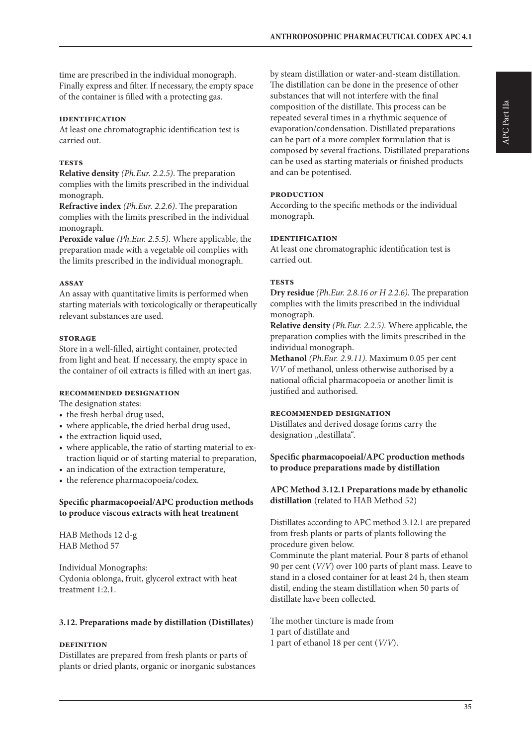time are prescribed in the individual monograph. Finally express and filter. If necessary, the empty space of the container is filled with a protecting gas.

#### IDENTIFICATION

At least one chromatographic identification test is carried out.

#### TESTS

**Relative density** *(Ph.Eur. 2.2.5)*. The preparation complies with the limits prescribed in the individual monograph.
**Refractive index** *(Ph.Eur. 2.2.6)*. The preparation complies with the limits prescribed in the individual monograph.
**Peroxide value** *(Ph.Eur. 2.5.5)*. Where applicable, the preparation made with a vegetable oil complies with the limits prescribed in the individual monograph.

#### ASSAY

An assay with quantitative limits is performed when starting materials with toxicologically or therapeutically relevant substances are used.

#### STORAGE

Store in a well-filled, airtight container, protected from light and heat. If necessary, the empty space in the container of oil extracts is filled with an inert gas.

#### RECOMMENDED DESIGNATION

The designation states:
- the fresh herbal drug used,
- where applicable, the dried herbal drug used,
- the extraction liquid used,
- where applicable, the ratio of starting material to extraction liquid or of starting material to preparation,
- an indication of the extraction temperature,
- the reference pharmacopoeia/codex.

**Specific pharmacopoeial/APC production methods to produce viscous extracts with heat treatment**

HAB Methods 12 d-g
HAB Method 57

Individual Monographs:
Cydonia oblonga, fruit, glycerol extract with heat treatment 1:2.1.

### 3.12. Preparations made by distillation (Distillates)

#### DEFINITION

Distillates are prepared from fresh plants or parts of plants or dried plants, organic or inorganic substances by steam distillation or water-and-steam distillation. The distillation can be done in the presence of other substances that will not interfere with the final composition of the distillate. This process can be repeated several times in a rhythmic sequence of evaporation/condensation. Distillated preparations can be part of a more complex formulation that is composed by several fractions. Distillated preparations can be used as starting materials or finished products and can be potentised.

#### PRODUCTION

According to the specific methods or the individual monograph.

#### IDENTIFICATION

At least one chromatographic identification test is carried out.

#### TESTS

**Dry residue** *(Ph.Eur. 2.8.16 or H 2.2.6)*. The preparation complies with the limits prescribed in the individual monograph.
**Relative density** *(Ph.Eur. 2.2.5)*. Where applicable, the preparation complies with the limits prescribed in the individual monograph.
**Methanol** *(Ph.Eur. 2.9.11)*. Maximum 0.05 per cent *V/V* of methanol, unless otherwise authorised by a national official pharmacopoeia or another limit is justified and authorised.

#### RECOMMENDED DESIGNATION

Distillates and derived dosage forms carry the designation „destillata".

**Specific pharmacopoeial/APC production methods to produce preparations made by distillation**

**APC Method 3.12.1 Preparations made by ethanolic distillation** (related to HAB Method 52)

Distillates according to APC method 3.12.1 are prepared from fresh plants or parts of plants following the procedure given below.
Comminute the plant material. Pour 8 parts of ethanol 90 per cent (*V/V*) over 100 parts of plant mass. Leave to stand in a closed container for at least 24 h, then steam distil, ending the steam distillation when 50 parts of distillate have been collected.

The mother tincture is made from
1 part of distillate and
1 part of ethanol 18 per cent (*V/V*).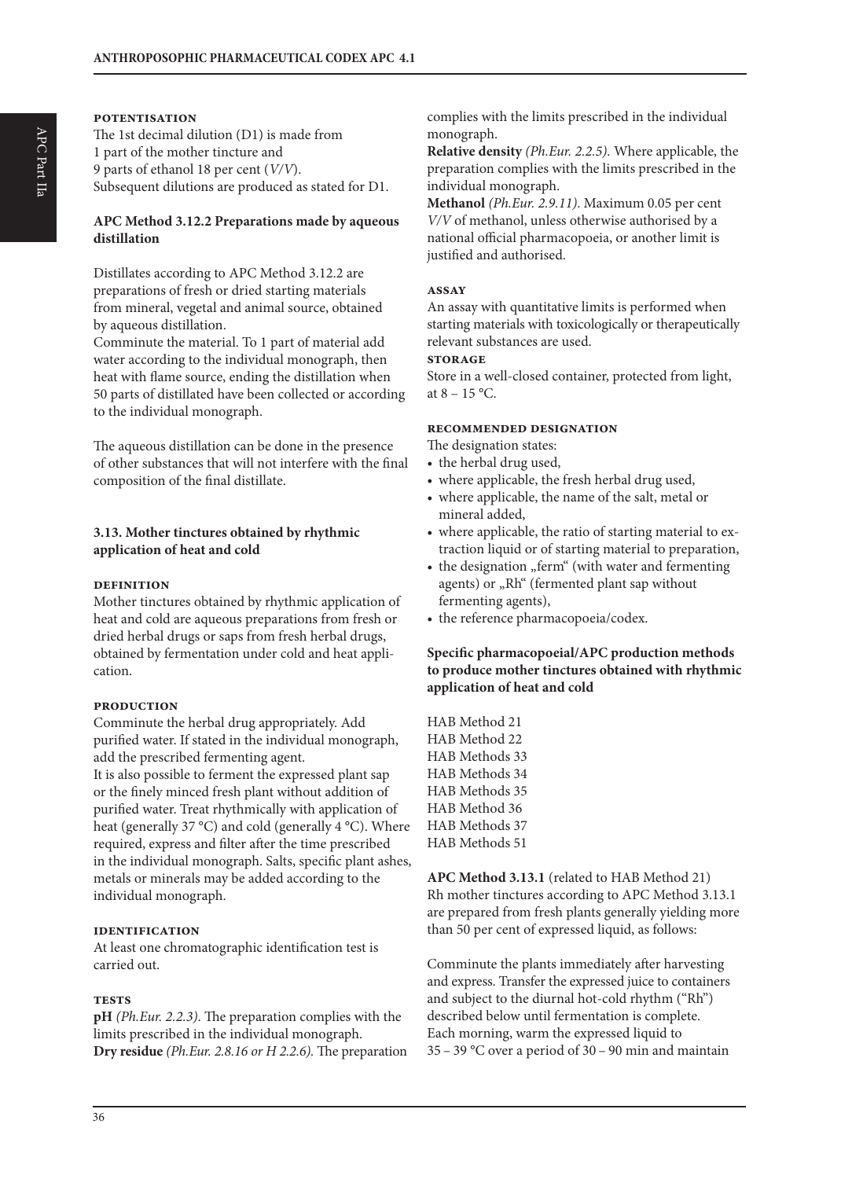**POTENTISATION**

The 1st decimal dilution (D1) is made from
1 part of the mother tincture and
9 parts of ethanol 18 per cent (*V/V*).
Subsequent dilutions are produced as stated for D1.

### APC Method 3.12.2 Preparations made by aqueous distillation

Distillates according to APC Method 3.12.2 are preparations of fresh or dried starting materials from mineral, vegetal and animal source, obtained by aqueous distillation.
Comminute the material. To 1 part of material add water according to the individual monograph, then heat with flame source, ending the distillation when 50 parts of distillated have been collected or according to the individual monograph.

The aqueous distillation can be done in the presence of other substances that will not interfere with the final composition of the final distillate.

### 3.13. Mother tinctures obtained by rhythmic application of heat and cold

**DEFINITION**

Mother tinctures obtained by rhythmic application of heat and cold are aqueous preparations from fresh or dried herbal drugs or saps from fresh herbal drugs, obtained by fermentation under cold and heat application.

**PRODUCTION**

Comminute the herbal drug appropriately. Add purified water. If stated in the individual monograph, add the prescribed fermenting agent.
It is also possible to ferment the expressed plant sap or the finely minced fresh plant without addition of purified water. Treat rhythmically with application of heat (generally 37 °C) and cold (generally 4 °C). Where required, express and filter after the time prescribed in the individual monograph. Salts, specific plant ashes, metals or minerals may be added according to the individual monograph.

**IDENTIFICATION**

At least one chromatographic identification test is carried out.

**TESTS**

**pH** *(Ph.Eur. 2.2.3).* The preparation complies with the limits prescribed in the individual monograph.
**Dry residue** *(Ph.Eur. 2.8.16 or H 2.2.6).* The preparation complies with the limits prescribed in the individual monograph.
**Relative density** *(Ph.Eur. 2.2.5).* Where applicable, the preparation complies with the limits prescribed in the individual monograph.
**Methanol** *(Ph.Eur. 2.9.11).* Maximum 0.05 per cent *V/V* of methanol, unless otherwise authorised by a national official pharmacopoeia, or another limit is justified and authorised.

**ASSAY**

An assay with quantitative limits is performed when starting materials with toxicologically or therapeutically relevant substances are used.

**STORAGE**

Store in a well-closed container, protected from light, at 8 – 15 °C.

**RECOMMENDED DESIGNATION**

The designation states:

- the herbal drug used,
- where applicable, the fresh herbal drug used,
- where applicable, the name of the salt, metal or mineral added,
- where applicable, the ratio of starting material to extraction liquid or of starting material to preparation,
- the designation „ferm“ (with water and fermenting agents) or „Rh“ (fermented plant sap without fermenting agents),
- the reference pharmacopoeia/codex.

### Specific pharmacopoeial/APC production methods to produce mother tinctures obtained with rhythmic application of heat and cold

HAB Method 21
HAB Method 22
HAB Methods 33
HAB Methods 34
HAB Methods 35
HAB Method 36
HAB Methods 37
HAB Methods 51

**APC Method 3.13.1** (related to HAB Method 21)
Rh mother tinctures according to APC Method 3.13.1 are prepared from fresh plants generally yielding more than 50 per cent of expressed liquid, as follows:

Comminute the plants immediately after harvesting and express. Transfer the expressed juice to containers and subject to the diurnal hot-cold rhythm ("Rh") described below until fermentation is complete.
Each morning, warm the expressed liquid to 35 – 39 °C over a period of 30 – 90 min and maintain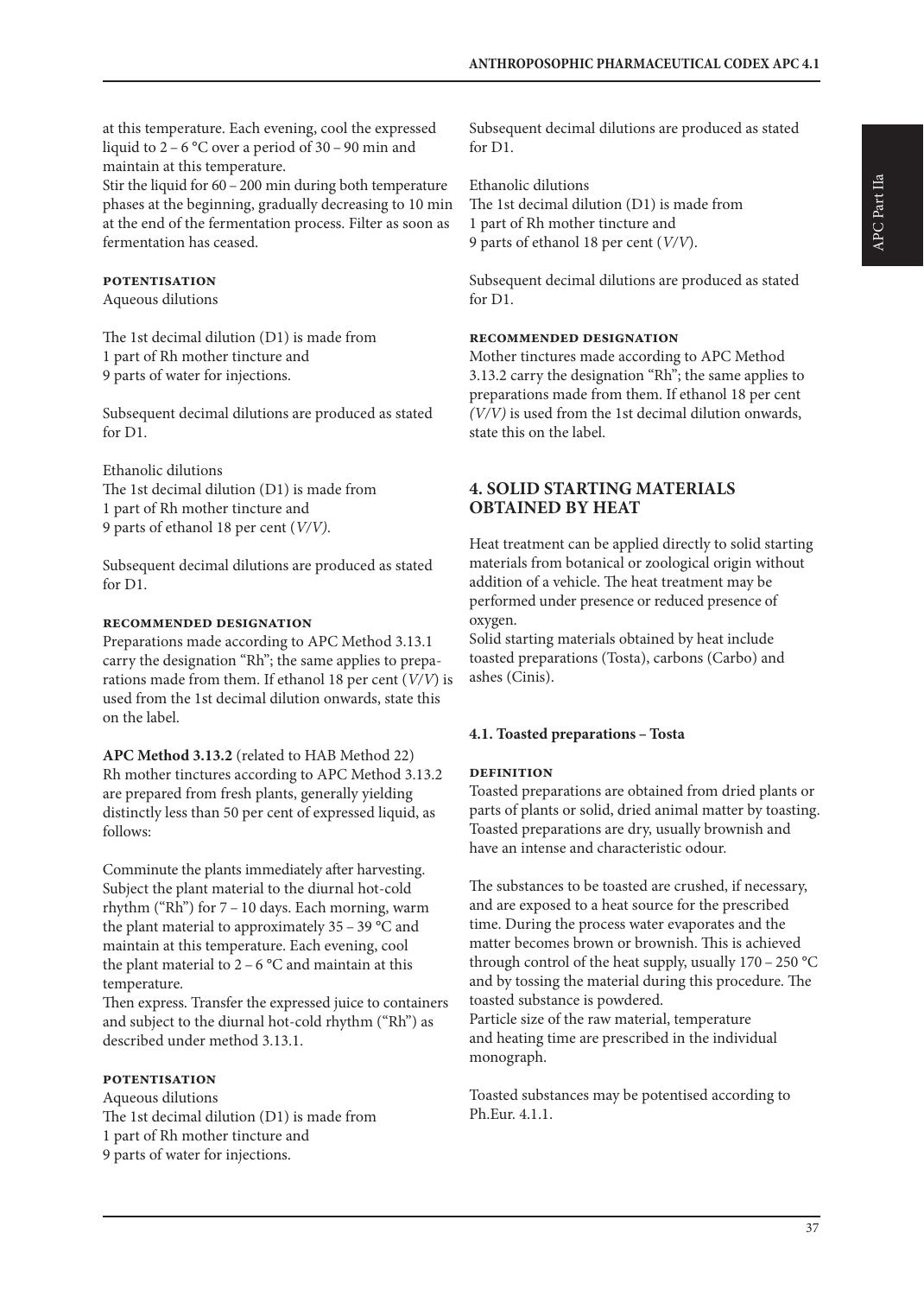at this temperature. Each evening, cool the expressed liquid to 2 – 6 °C over a period of 30 – 90 min and maintain at this temperature.
Stir the liquid for 60 – 200 min during both temperature phases at the beginning, gradually decreasing to 10 min at the end of the fermentation process. Filter as soon as fermentation has ceased.

**POTENTISATION**
Aqueous dilutions

The 1st decimal dilution (D1) is made from
1 part of Rh mother tincture and
9 parts of water for injections.

Subsequent decimal dilutions are produced as stated for D1.

Ethanolic dilutions
The 1st decimal dilution (D1) is made from
1 part of Rh mother tincture and
9 parts of ethanol 18 per cent (*V/V*).

Subsequent decimal dilutions are produced as stated for D1.

**RECOMMENDED DESIGNATION**
Preparations made according to APC Method 3.13.1 carry the designation "Rh"; the same applies to preparations made from them. If ethanol 18 per cent (*V/V*) is used from the 1st decimal dilution onwards, state this on the label.

**APC Method 3.13.2** (related to HAB Method 22)
Rh mother tinctures according to APC Method 3.13.2 are prepared from fresh plants, generally yielding distinctly less than 50 per cent of expressed liquid, as follows:

Comminute the plants immediately after harvesting. Subject the plant material to the diurnal hot-cold rhythm ("Rh") for 7 – 10 days. Each morning, warm the plant material to approximately 35 – 39 °C and maintain at this temperature. Each evening, cool the plant material to 2 – 6 °C and maintain at this temperature.
Then express. Transfer the expressed juice to containers and subject to the diurnal hot-cold rhythm ("Rh") as described under method 3.13.1.

**POTENTISATION**
Aqueous dilutions
The 1st decimal dilution (D1) is made from
1 part of Rh mother tincture and
9 parts of water for injections.

Subsequent decimal dilutions are produced as stated for D1.

Ethanolic dilutions
The 1st decimal dilution (D1) is made from
1 part of Rh mother tincture and
9 parts of ethanol 18 per cent (*V/V*).

Subsequent decimal dilutions are produced as stated for D1.

**RECOMMENDED DESIGNATION**
Mother tinctures made according to APC Method 3.13.2 carry the designation "Rh"; the same applies to preparations made from them. If ethanol 18 per cent *(V/V)* is used from the 1st decimal dilution onwards, state this on the label.

## 4. SOLID STARTING MATERIALS OBTAINED BY HEAT

Heat treatment can be applied directly to solid starting materials from botanical or zoological origin without addition of a vehicle. The heat treatment may be performed under presence or reduced presence of oxygen.
Solid starting materials obtained by heat include toasted preparations (Tosta), carbons (Carbo) and ashes (Cinis).

### 4.1. Toasted preparations – Tosta

**DEFINITION**
Toasted preparations are obtained from dried plants or parts of plants or solid, dried animal matter by toasting. Toasted preparations are dry, usually brownish and have an intense and characteristic odour.

The substances to be toasted are crushed, if necessary, and are exposed to a heat source for the prescribed time. During the process water evaporates and the matter becomes brown or brownish. This is achieved through control of the heat supply, usually 170 – 250 °C and by tossing the material during this procedure. The toasted substance is powdered.
Particle size of the raw material, temperature and heating time are prescribed in the individual monograph.

Toasted substances may be potentised according to Ph.Eur. 4.1.1.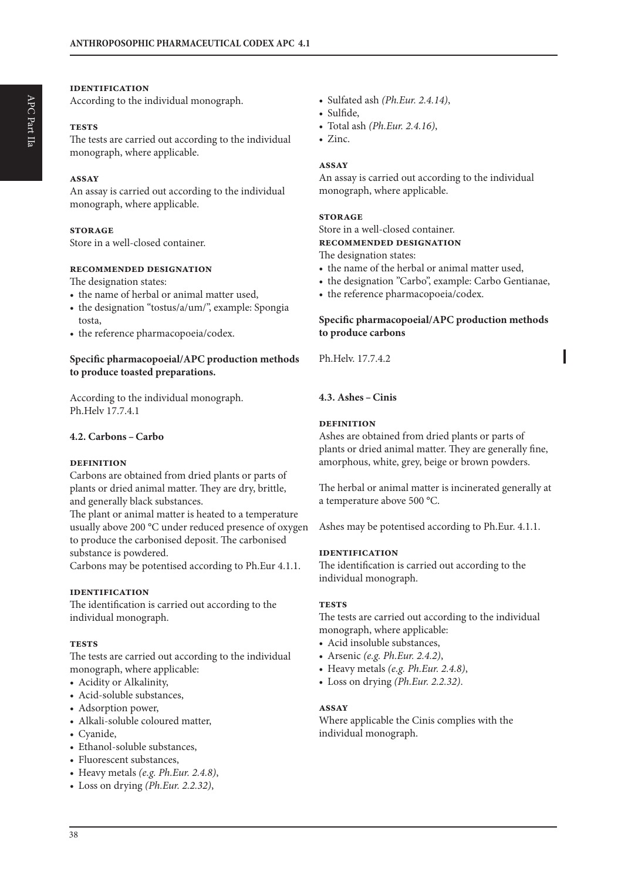#### IDENTIFICATION

According to the individual monograph.

#### TESTS

The tests are carried out according to the individual monograph, where applicable.

#### ASSAY

An assay is carried out according to the individual monograph, where applicable.

#### STORAGE

Store in a well-closed container.

#### RECOMMENDED DESIGNATION

The designation states:

- the name of herbal or animal matter used,
- the designation "tostus/a/um/", example: Spongia tosta,
- the reference pharmacopoeia/codex.

**Specific pharmacopoeial/APC production methods to produce toasted preparations.**

According to the individual monograph.
Ph.Helv 17.7.4.1

### 4.2. Carbons – Carbo

#### DEFINITION

Carbons are obtained from dried plants or parts of plants or dried animal matter. They are dry, brittle, and generally black substances.

The plant or animal matter is heated to a temperature usually above 200 °C under reduced presence of oxygen to produce the carbonised deposit. The carbonised substance is powdered.

Carbons may be potentised according to Ph.Eur 4.1.1.

#### IDENTIFICATION

The identification is carried out according to the individual monograph.

#### TESTS

The tests are carried out according to the individual monograph, where applicable:

- Acidity or Alkalinity,
- Acid-soluble substances,
- Adsorption power,
- Alkali-soluble coloured matter,
- Cyanide,
- Ethanol-soluble substances,
- Fluorescent substances,
- Heavy metals *(e.g. Ph.Eur. 2.4.8)*,
- Loss on drying *(Ph.Eur. 2.2.32)*,
- Sulfated ash *(Ph.Eur. 2.4.14)*,
- Sulfide,
- Total ash *(Ph.Eur. 2.4.16)*,
- Zinc.

#### ASSAY

An assay is carried out according to the individual monograph, where applicable.

#### STORAGE

Store in a well-closed container.

#### RECOMMENDED DESIGNATION

The designation states:

- the name of the herbal or animal matter used,
- the designation "Carbo", example: Carbo Gentianae,
- the reference pharmacopoeia/codex.

**Specific pharmacopoeial/APC production methods to produce carbons**

Ph.Helv. 17.7.4.2

### 4.3. Ashes – Cinis

#### DEFINITION

Ashes are obtained from dried plants or parts of plants or dried animal matter. They are generally fine, amorphous, white, grey, beige or brown powders.

The herbal or animal matter is incinerated generally at a temperature above 500 °C.

Ashes may be potentised according to Ph.Eur. 4.1.1.

#### IDENTIFICATION

The identification is carried out according to the individual monograph.

#### TESTS

The tests are carried out according to the individual monograph, where applicable:

- Acid insoluble substances,
- Arsenic *(e.g. Ph.Eur. 2.4.2)*,
- Heavy metals *(e.g. Ph.Eur. 2.4.8)*,
- Loss on drying *(Ph.Eur. 2.2.32)*.

#### ASSAY

Where applicable the Cinis complies with the individual monograph.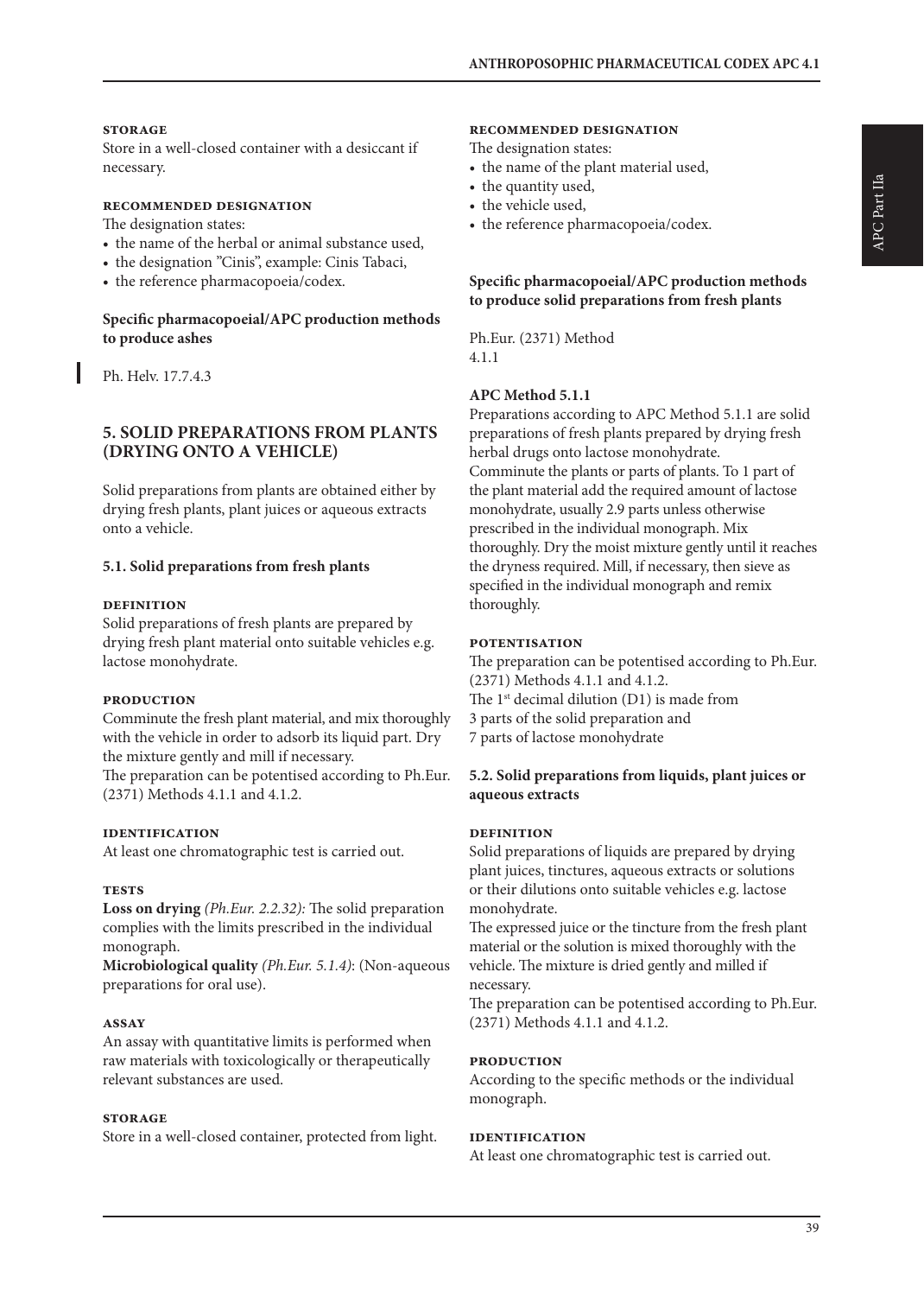#### STORAGE

Store in a well-closed container with a desiccant if necessary.

#### RECOMMENDED DESIGNATION

The designation states:

- the name of the herbal or animal substance used,
- the designation "Cinis", example: Cinis Tabaci,
- the reference pharmacopoeia/codex.

**Specific pharmacopoeial/APC production methods to produce ashes**

Ph. Helv. 17.7.4.3

## 5. SOLID PREPARATIONS FROM PLANTS (DRYING ONTO A VEHICLE)

Solid preparations from plants are obtained either by drying fresh plants, plant juices or aqueous extracts onto a vehicle.

### 5.1. Solid preparations from fresh plants

#### DEFINITION

Solid preparations of fresh plants are prepared by drying fresh plant material onto suitable vehicles e.g. lactose monohydrate.

#### PRODUCTION

Comminute the fresh plant material, and mix thoroughly with the vehicle in order to adsorb its liquid part. Dry the mixture gently and mill if necessary.
The preparation can be potentised according to Ph.Eur. (2371) Methods 4.1.1 and 4.1.2.

#### IDENTIFICATION

At least one chromatographic test is carried out.

#### TESTS

**Loss on drying** *(Ph.Eur. 2.2.32):* The solid preparation complies with the limits prescribed in the individual monograph.
**Microbiological quality** *(Ph.Eur. 5.1.4)*: (Non-aqueous preparations for oral use).

#### ASSAY

An assay with quantitative limits is performed when raw materials with toxicologically or therapeutically relevant substances are used.

#### STORAGE

Store in a well-closed container, protected from light.

#### RECOMMENDED DESIGNATION

The designation states:

- the name of the plant material used,
- the quantity used,
- the vehicle used,
- the reference pharmacopoeia/codex.

**Specific pharmacopoeial/APC production methods to produce solid preparations from fresh plants**

Ph.Eur. (2371) Method
4.1.1

**APC Method 5.1.1**

Preparations according to APC Method 5.1.1 are solid preparations of fresh plants prepared by drying fresh herbal drugs onto lactose monohydrate.
Comminute the plants or parts of plants. To 1 part of the plant material add the required amount of lactose monohydrate, usually 2.9 parts unless otherwise prescribed in the individual monograph. Mix thoroughly. Dry the moist mixture gently until it reaches the dryness required. Mill, if necessary, then sieve as specified in the individual monograph and remix thoroughly.

#### POTENTISATION

The preparation can be potentised according to Ph.Eur. (2371) Methods 4.1.1 and 4.1.2.
The 1st decimal dilution (D1) is made from
3 parts of the solid preparation and
7 parts of lactose monohydrate

### 5.2. Solid preparations from liquids, plant juices or aqueous extracts

#### DEFINITION

Solid preparations of liquids are prepared by drying plant juices, tinctures, aqueous extracts or solutions or their dilutions onto suitable vehicles e.g. lactose monohydrate.
The expressed juice or the tincture from the fresh plant material or the solution is mixed thoroughly with the vehicle. The mixture is dried gently and milled if necessary.
The preparation can be potentised according to Ph.Eur. (2371) Methods 4.1.1 and 4.1.2.

#### PRODUCTION

According to the specific methods or the individual monograph.

#### IDENTIFICATION

At least one chromatographic test is carried out.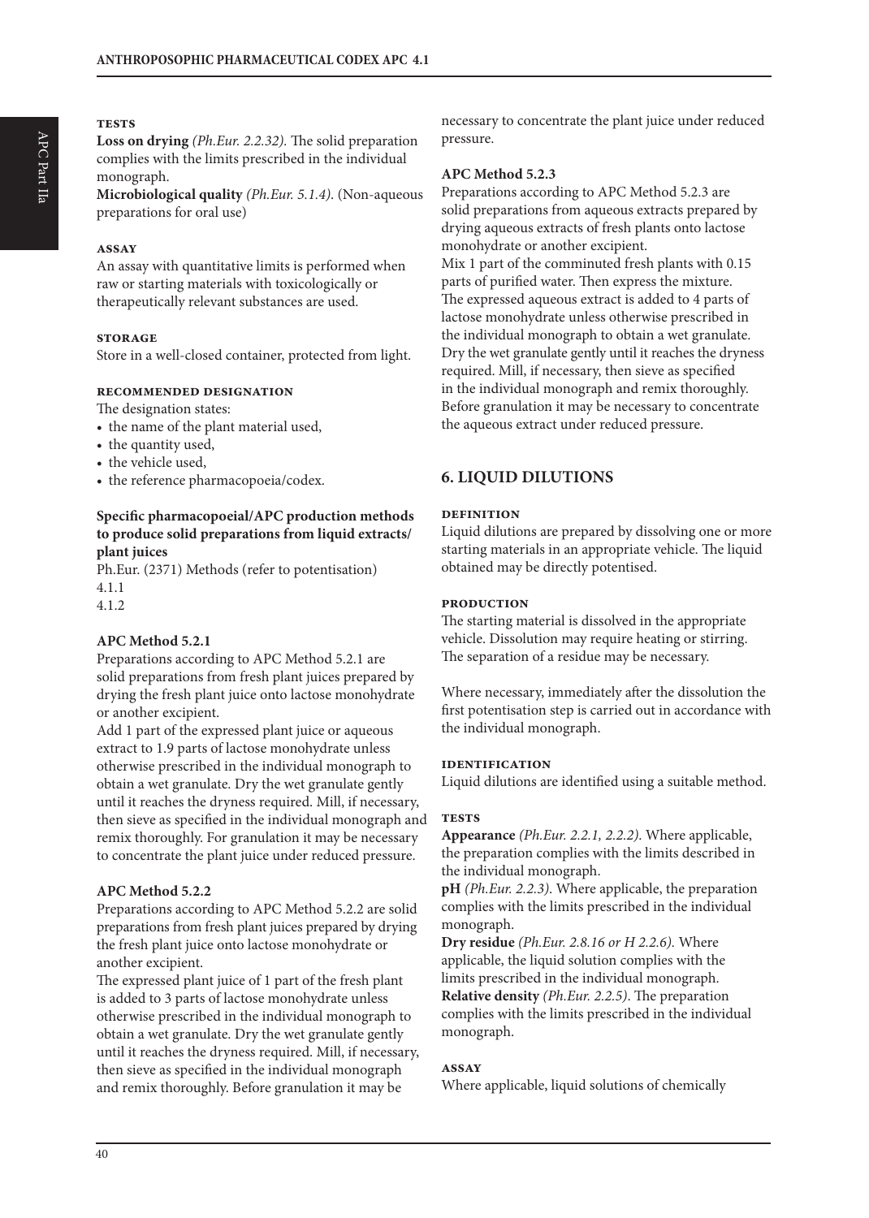**TESTS**

**Loss on drying** *(Ph.Eur. 2.2.32).* The solid preparation complies with the limits prescribed in the individual monograph.

**Microbiological quality** *(Ph.Eur. 5.1.4).* (Non-aqueous preparations for oral use)

**ASSAY**

An assay with quantitative limits is performed when raw or starting materials with toxicologically or therapeutically relevant substances are used.

**STORAGE**

Store in a well-closed container, protected from light.

**RECOMMENDED DESIGNATION**

The designation states:

- the name of the plant material used,
- the quantity used,
- the vehicle used,
- the reference pharmacopoeia/codex.

**Specific pharmacopoeial/APC production methods to produce solid preparations from liquid extracts/ plant juices**

Ph.Eur. (2371) Methods (refer to potentisation)
4.1.1
4.1.2

**APC Method 5.2.1**

Preparations according to APC Method 5.2.1 are solid preparations from fresh plant juices prepared by drying the fresh plant juice onto lactose monohydrate or another excipient.

Add 1 part of the expressed plant juice or aqueous extract to 1.9 parts of lactose monohydrate unless otherwise prescribed in the individual monograph to obtain a wet granulate. Dry the wet granulate gently until it reaches the dryness required. Mill, if necessary, then sieve as specified in the individual monograph and remix thoroughly. For granulation it may be necessary to concentrate the plant juice under reduced pressure.

**APC Method 5.2.2**

Preparations according to APC Method 5.2.2 are solid preparations from fresh plant juices prepared by drying the fresh plant juice onto lactose monohydrate or another excipient.

The expressed plant juice of 1 part of the fresh plant is added to 3 parts of lactose monohydrate unless otherwise prescribed in the individual monograph to obtain a wet granulate. Dry the wet granulate gently until it reaches the dryness required. Mill, if necessary, then sieve as specified in the individual monograph and remix thoroughly. Before granulation it may be necessary to concentrate the plant juice under reduced pressure.

**APC Method 5.2.3**

Preparations according to APC Method 5.2.3 are solid preparations from aqueous extracts prepared by drying aqueous extracts of fresh plants onto lactose monohydrate or another excipient.

Mix 1 part of the comminuted fresh plants with 0.15 parts of purified water. Then express the mixture. The expressed aqueous extract is added to 4 parts of lactose monohydrate unless otherwise prescribed in the individual monograph to obtain a wet granulate. Dry the wet granulate gently until it reaches the dryness required. Mill, if necessary, then sieve as specified in the individual monograph and remix thoroughly. Before granulation it may be necessary to concentrate the aqueous extract under reduced pressure.

## 6. LIQUID DILUTIONS

**DEFINITION**

Liquid dilutions are prepared by dissolving one or more starting materials in an appropriate vehicle. The liquid obtained may be directly potentised.

**PRODUCTION**

The starting material is dissolved in the appropriate vehicle. Dissolution may require heating or stirring. The separation of a residue may be necessary.

Where necessary, immediately after the dissolution the first potentisation step is carried out in accordance with the individual monograph.

**IDENTIFICATION**

Liquid dilutions are identified using a suitable method.

**TESTS**

**Appearance** *(Ph.Eur. 2.2.1, 2.2.2).* Where applicable, the preparation complies with the limits described in the individual monograph.

**pH** *(Ph.Eur. 2.2.3).* Where applicable, the preparation complies with the limits prescribed in the individual monograph.

**Dry residue** *(Ph.Eur. 2.8.16 or H 2.2.6).* Where applicable, the liquid solution complies with the limits prescribed in the individual monograph.

**Relative density** *(Ph.Eur. 2.2.5).* The preparation complies with the limits prescribed in the individual monograph.

**ASSAY**

Where applicable, liquid solutions of chemically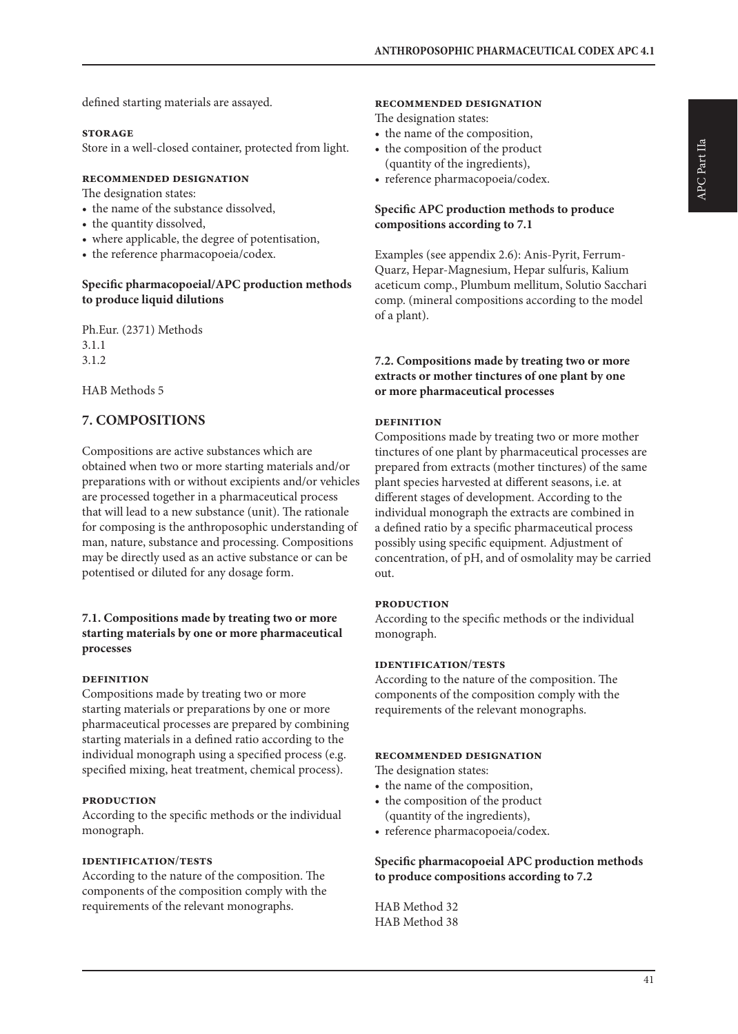defined starting materials are assayed.

**STORAGE**

Store in a well-closed container, protected from light.

**RECOMMENDED DESIGNATION**

The designation states:

- the name of the substance dissolved,
- the quantity dissolved,
- where applicable, the degree of potentisation,
- the reference pharmacopoeia/codex.

**Specific pharmacopoeial/APC production methods to produce liquid dilutions**

Ph.Eur. (2371) Methods
3.1.1
3.1.2

HAB Methods 5

## 7. COMPOSITIONS

Compositions are active substances which are obtained when two or more starting materials and/or preparations with or without excipients and/or vehicles are processed together in a pharmaceutical process that will lead to a new substance (unit). The rationale for composing is the anthroposophic understanding of man, nature, substance and processing. Compositions may be directly used as an active substance or can be potentised or diluted for any dosage form.

### 7.1. Compositions made by treating two or more starting materials by one or more pharmaceutical processes

**DEFINITION**

Compositions made by treating two or more starting materials or preparations by one or more pharmaceutical processes are prepared by combining starting materials in a defined ratio according to the individual monograph using a specified process (e.g. specified mixing, heat treatment, chemical process).

**PRODUCTION**

According to the specific methods or the individual monograph.

**IDENTIFICATION/TESTS**

According to the nature of the composition. The components of the composition comply with the requirements of the relevant monographs.

**RECOMMENDED DESIGNATION**

The designation states:

- the name of the composition,
- the composition of the product (quantity of the ingredients),
- reference pharmacopoeia/codex.

**Specific APC production methods to produce compositions according to 7.1**

Examples (see appendix 2.6): Anis-Pyrit, Ferrum-Quarz, Hepar-Magnesium, Hepar sulfuris, Kalium aceticum comp., Plumbum mellitum, Solutio Sacchari comp. (mineral compositions according to the model of a plant).

### 7.2. Compositions made by treating two or more extracts or mother tinctures of one plant by one or more pharmaceutical processes

**DEFINITION**

Compositions made by treating two or more mother tinctures of one plant by pharmaceutical processes are prepared from extracts (mother tinctures) of the same plant species harvested at different seasons, i.e. at different stages of development. According to the individual monograph the extracts are combined in a defined ratio by a specific pharmaceutical process possibly using specific equipment. Adjustment of concentration, of pH, and of osmolality may be carried out.

**PRODUCTION**

According to the specific methods or the individual monograph.

**IDENTIFICATION/TESTS**

According to the nature of the composition. The components of the composition comply with the requirements of the relevant monographs.

**RECOMMENDED DESIGNATION**

The designation states:

- the name of the composition,
- the composition of the product (quantity of the ingredients),
- reference pharmacopoeia/codex.

**Specific pharmacopoeial APC production methods to produce compositions according to 7.2**

HAB Method 32
HAB Method 38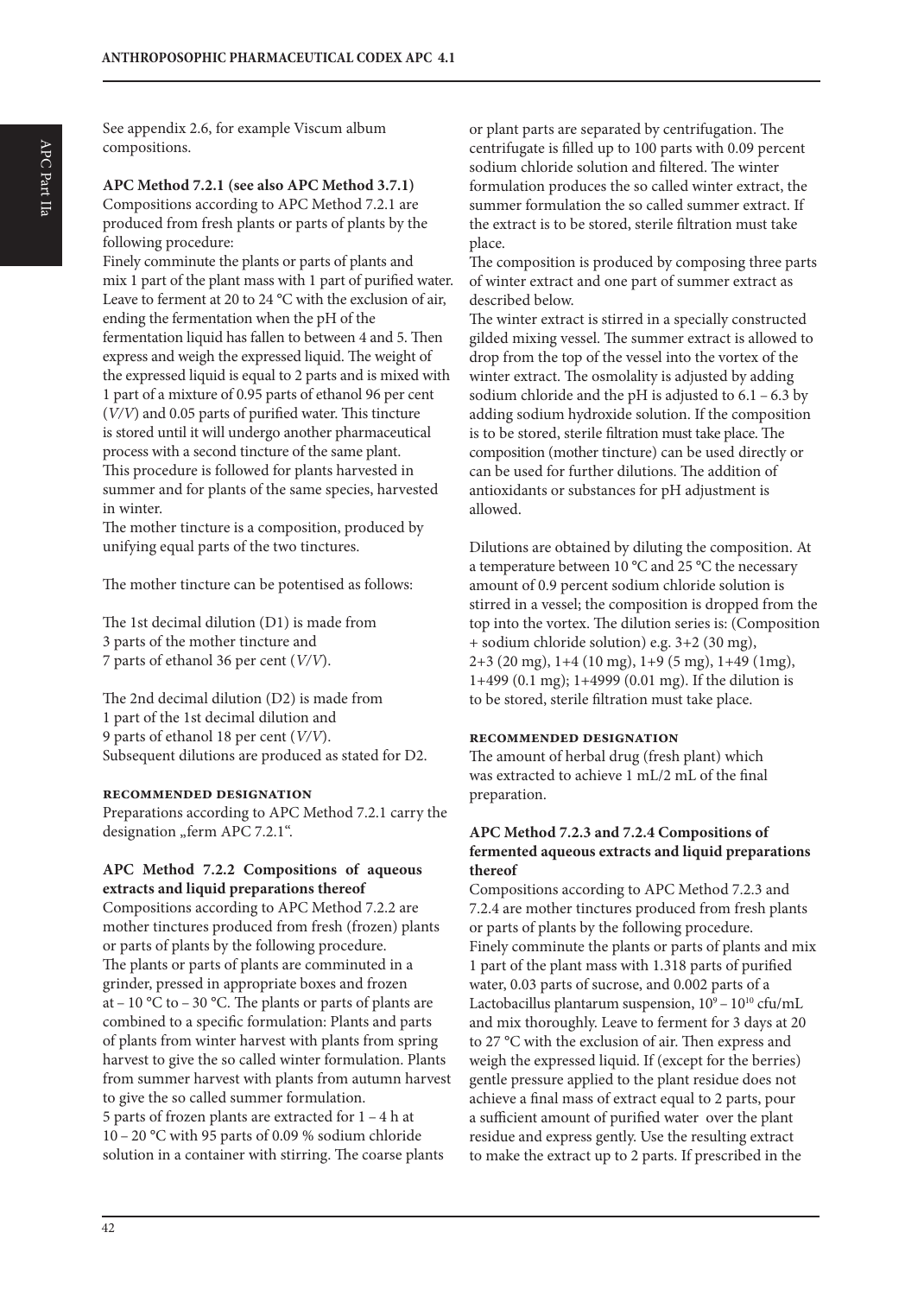See appendix 2.6, for example Viscum album compositions.

**APC Method 7.2.1 (see also APC Method 3.7.1)**

Compositions according to APC Method 7.2.1 are produced from fresh plants or parts of plants by the following procedure:

Finely comminute the plants or parts of plants and mix 1 part of the plant mass with 1 part of purified water. Leave to ferment at 20 to 24 °C with the exclusion of air, ending the fermentation when the pH of the fermentation liquid has fallen to between 4 and 5. Then express and weigh the expressed liquid. The weight of the expressed liquid is equal to 2 parts and is mixed with 1 part of a mixture of 0.95 parts of ethanol 96 per cent (*V/V*) and 0.05 parts of purified water. This tincture is stored until it will undergo another pharmaceutical process with a second tincture of the same plant. This procedure is followed for plants harvested in summer and for plants of the same species, harvested in winter.

The mother tincture is a composition, produced by unifying equal parts of the two tinctures.

The mother tincture can be potentised as follows:

The 1st decimal dilution (D1) is made from
3 parts of the mother tincture and
7 parts of ethanol 36 per cent (*V/V*).

The 2nd decimal dilution (D2) is made from
1 part of the 1st decimal dilution and
9 parts of ethanol 18 per cent (*V/V*).
Subsequent dilutions are produced as stated for D2.

#### Recommended designation

Preparations according to APC Method 7.2.1 carry the designation „ferm APC 7.2.1".

**APC Method 7.2.2 Compositions of aqueous extracts and liquid preparations thereof**

Compositions according to APC Method 7.2.2 are mother tinctures produced from fresh (frozen) plants or parts of plants by the following procedure.

The plants or parts of plants are comminuted in a grinder, pressed in appropriate boxes and frozen at – 10 °C to – 30 °C. The plants or parts of plants are combined to a specific formulation: Plants and parts of plants from winter harvest with plants from spring harvest to give the so called winter formulation. Plants from summer harvest with plants from autumn harvest to give the so called summer formulation.

5 parts of frozen plants are extracted for 1 – 4 h at 10 – 20 °C with 95 parts of 0.09 % sodium chloride solution in a container with stirring. The coarse plants or plant parts are separated by centrifugation. The centrifugate is filled up to 100 parts with 0.09 percent sodium chloride solution and filtered. The winter formulation produces the so called winter extract, the summer formulation the so called summer extract. If the extract is to be stored, sterile filtration must take place.

The composition is produced by composing three parts of winter extract and one part of summer extract as described below.

The winter extract is stirred in a specially constructed gilded mixing vessel. The summer extract is allowed to drop from the top of the vessel into the vortex of the winter extract. The osmolality is adjusted by adding sodium chloride and the pH is adjusted to 6.1 – 6.3 by adding sodium hydroxide solution. If the composition is to be stored, sterile filtration must take place. The composition (mother tincture) can be used directly or can be used for further dilutions. The addition of antioxidants or substances for pH adjustment is allowed.

Dilutions are obtained by diluting the composition. At a temperature between 10 °C and 25 °C the necessary amount of 0.9 percent sodium chloride solution is stirred in a vessel; the composition is dropped from the top into the vortex. The dilution series is: (Composition + sodium chloride solution) e.g. 3+2 (30 mg), 2+3 (20 mg), 1+4 (10 mg), 1+9 (5 mg), 1+49 (1mg), 1+499 (0.1 mg); 1+4999 (0.01 mg). If the dilution is to be stored, sterile filtration must take place.

#### Recommended designation

The amount of herbal drug (fresh plant) which was extracted to achieve 1 mL/2 mL of the final preparation.

**APC Method 7.2.3 and 7.2.4 Compositions of fermented aqueous extracts and liquid preparations thereof**

Compositions according to APC Method 7.2.3 and 7.2.4 are mother tinctures produced from fresh plants or parts of plants by the following procedure.

Finely comminute the plants or parts of plants and mix 1 part of the plant mass with 1.318 parts of purified water, 0.03 parts of sucrose, and 0.002 parts of a Lactobacillus plantarum suspension, $10^9 - 10^{10}$ cfu/mL and mix thoroughly. Leave to ferment for 3 days at 20 to 27 °C with the exclusion of air. Then express and weigh the expressed liquid. If (except for the berries) gentle pressure applied to the plant residue does not achieve a final mass of extract equal to 2 parts, pour a sufficient amount of purified water over the plant residue and express gently. Use the resulting extract to make the extract up to 2 parts. If prescribed in the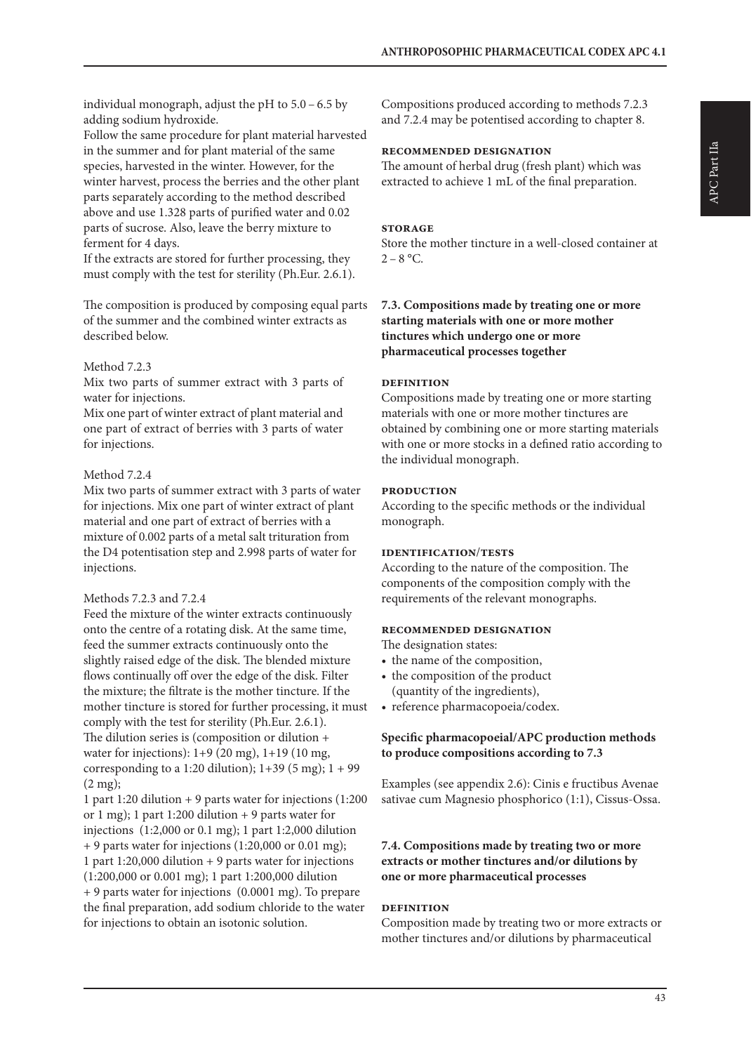individual monograph, adjust the pH to 5.0 – 6.5 by adding sodium hydroxide.
Follow the same procedure for plant material harvested in the summer and for plant material of the same species, harvested in the winter. However, for the winter harvest, process the berries and the other plant parts separately according to the method described above and use 1.328 parts of purified water and 0.02 parts of sucrose. Also, leave the berry mixture to ferment for 4 days.
If the extracts are stored for further processing, they must comply with the test for sterility (Ph.Eur. 2.6.1).

The composition is produced by composing equal parts of the summer and the combined winter extracts as described below.

Method 7.2.3
Mix two parts of summer extract with 3 parts of water for injections.
Mix one part of winter extract of plant material and one part of extract of berries with 3 parts of water for injections.

Method 7.2.4
Mix two parts of summer extract with 3 parts of water for injections. Mix one part of winter extract of plant material and one part of extract of berries with a mixture of 0.002 parts of a metal salt trituration from the D4 potentisation step and 2.998 parts of water for injections.

Methods 7.2.3 and 7.2.4
Feed the mixture of the winter extracts continuously onto the centre of a rotating disk. At the same time, feed the summer extracts continuously onto the slightly raised edge of the disk. The blended mixture flows continually off over the edge of the disk. Filter the mixture; the filtrate is the mother tincture. If the mother tincture is stored for further processing, it must comply with the test for sterility (Ph.Eur. 2.6.1).
The dilution series is (composition or dilution + water for injections): 1+9 (20 mg), 1+19 (10 mg, corresponding to a 1:20 dilution); 1+39 (5 mg); 1 + 99 (2 mg);
1 part 1:20 dilution + 9 parts water for injections (1:200 or 1 mg); 1 part 1:200 dilution + 9 parts water for injections (1:2,000 or 0.1 mg); 1 part 1:2,000 dilution + 9 parts water for injections (1:20,000 or 0.01 mg); 1 part 1:20,000 dilution + 9 parts water for injections (1:200,000 or 0.001 mg); 1 part 1:200,000 dilution + 9 parts water for injections (0.0001 mg). To prepare the final preparation, add sodium chloride to the water for injections to obtain an isotonic solution.

Compositions produced according to methods 7.2.3 and 7.2.4 may be potentised according to chapter 8.

#### Recommended designation

The amount of herbal drug (fresh plant) which was extracted to achieve 1 mL of the final preparation.

#### Storage

Store the mother tincture in a well-closed container at 2 – 8 °C.

### 7.3. Compositions made by treating one or more starting materials with one or more mother tinctures which undergo one or more pharmaceutical processes together

#### Definition

Compositions made by treating one or more starting materials with one or more mother tinctures are obtained by combining one or more starting materials with one or more stocks in a defined ratio according to the individual monograph.

#### Production

According to the specific methods or the individual monograph.

#### Identification/tests

According to the nature of the composition. The components of the composition comply with the requirements of the relevant monographs.

#### Recommended designation

The designation states:

- the name of the composition,
- the composition of the product (quantity of the ingredients),
- reference pharmacopoeia/codex.

**Specific pharmacopoeial/APC production methods to produce compositions according to 7.3**

Examples (see appendix 2.6): Cinis e fructibus Avenae sativae cum Magnesio phosphorico (1:1), Cissus-Ossa.

### 7.4. Compositions made by treating two or more extracts or mother tinctures and/or dilutions by one or more pharmaceutical processes

#### Definition

Composition made by treating two or more extracts or mother tinctures and/or dilutions by pharmaceutical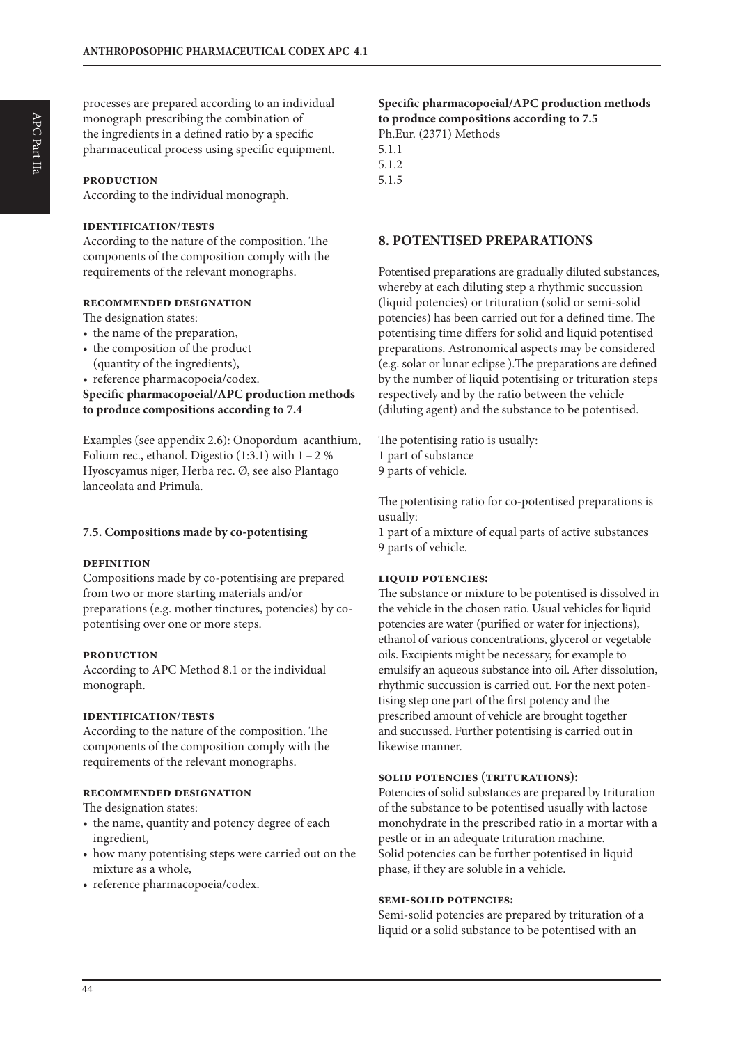processes are prepared according to an individual monograph prescribing the combination of the ingredients in a defined ratio by a specific pharmaceutical process using specific equipment.

**PRODUCTION**
According to the individual monograph.

**IDENTIFICATION/TESTS**
According to the nature of the composition. The components of the composition comply with the requirements of the relevant monographs.

**RECOMMENDED DESIGNATION**
The designation states:

- the name of the preparation,
- the composition of the product (quantity of the ingredients),
- reference pharmacopoeia/codex.

**Specific pharmacopoeial/APC production methods to produce compositions according to 7.4**

Examples (see appendix 2.6): Onopordum acanthium, Folium rec., ethanol. Digestio (1:3.1) with 1 – 2 % Hyoscyamus niger, Herba rec. Ø, see also Plantago lanceolata and Primula.

### 7.5. Compositions made by co-potentising

**DEFINITION**
Compositions made by co-potentising are prepared from two or more starting materials and/or preparations (e.g. mother tinctures, potencies) by co-potentising over one or more steps.

**PRODUCTION**
According to APC Method 8.1 or the individual monograph.

**IDENTIFICATION/TESTS**
According to the nature of the composition. The components of the composition comply with the requirements of the relevant monographs.

**RECOMMENDED DESIGNATION**
The designation states:

- the name, quantity and potency degree of each ingredient,
- how many potentising steps were carried out on the mixture as a whole,
- reference pharmacopoeia/codex.

**Specific pharmacopoeial/APC production methods to produce compositions according to 7.5**
Ph.Eur. (2371) Methods
5.1.1
5.1.2
5.1.5

## 8. POTENTISED PREPARATIONS

Potentised preparations are gradually diluted substances, whereby at each diluting step a rhythmic succussion (liquid potencies) or trituration (solid or semi-solid potencies) has been carried out for a defined time. The potentising time differs for solid and liquid potentised preparations. Astronomical aspects may be considered (e.g. solar or lunar eclipse ).The preparations are defined by the number of liquid potentising or trituration steps respectively and by the ratio between the vehicle (diluting agent) and the substance to be potentised.

The potentising ratio is usually:
1 part of substance
9 parts of vehicle.

The potentising ratio for co-potentised preparations is usually:
1 part of a mixture of equal parts of active substances
9 parts of vehicle.

**LIQUID POTENCIES:**
The substance or mixture to be potentised is dissolved in the vehicle in the chosen ratio. Usual vehicles for liquid potencies are water (purified or water for injections), ethanol of various concentrations, glycerol or vegetable oils. Excipients might be necessary, for example to emulsify an aqueous substance into oil. After dissolution, rhythmic succussion is carried out. For the next potentising step one part of the first potency and the prescribed amount of vehicle are brought together and succussed. Further potentising is carried out in likewise manner.

**SOLID POTENCIES (TRITURATIONS):**
Potencies of solid substances are prepared by trituration of the substance to be potentised usually with lactose monohydrate in the prescribed ratio in a mortar with a pestle or in an adequate trituration machine.
Solid potencies can be further potentised in liquid phase, if they are soluble in a vehicle.

**SEMI-SOLID POTENCIES:**
Semi-solid potencies are prepared by trituration of a liquid or a solid substance to be potentised with an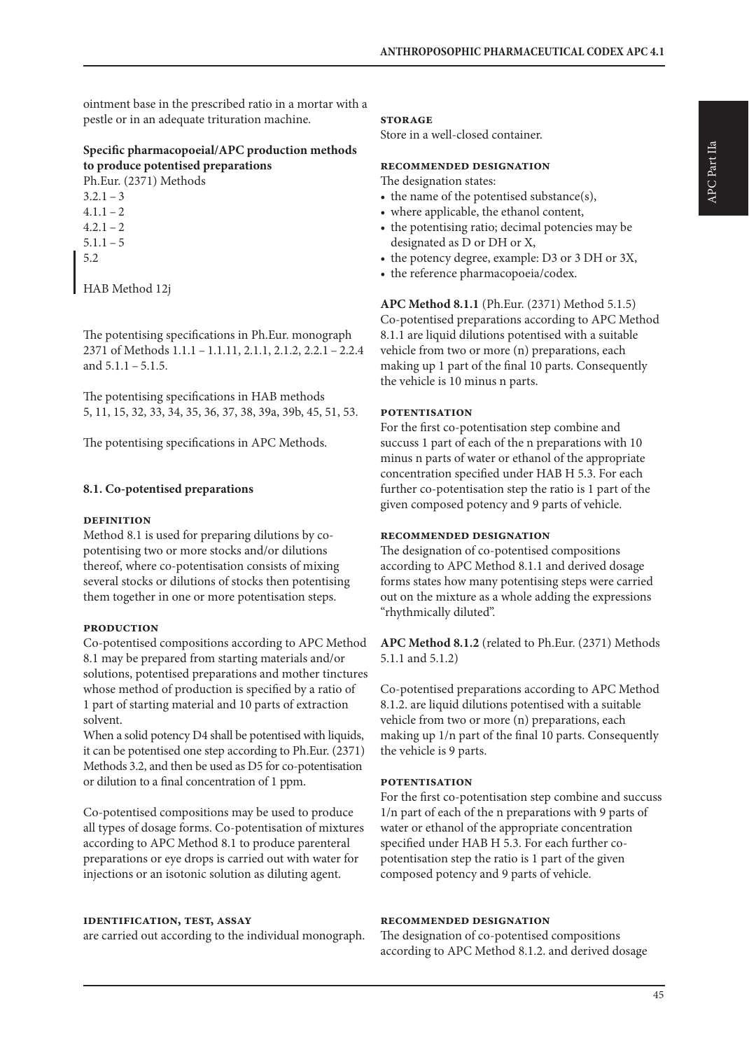ointment base in the prescribed ratio in a mortar with a pestle or in an adequate trituration machine.

**Specific pharmacopoeial/APC production methods to produce potentised preparations**

Ph.Eur. (2371) Methods
3.2.1 – 3
4.1.1 – 2
4.2.1 – 2
5.1.1 – 5
5.2

HAB Method 12j

The potentising specifications in Ph.Eur. monograph 2371 of Methods 1.1.1 – 1.1.11, 2.1.1, 2.1.2, 2.2.1 – 2.2.4 and 5.1.1 – 5.1.5.

The potentising specifications in HAB methods 5, 11, 15, 32, 33, 34, 35, 36, 37, 38, 39a, 39b, 45, 51, 53.

The potentising specifications in APC Methods.

### 8.1. Co-potentised preparations

#### DEFINITION

Method 8.1 is used for preparing dilutions by co-potentising two or more stocks and/or dilutions thereof, where co-potentisation consists of mixing several stocks or dilutions of stocks then potentising them together in one or more potentisation steps.

#### PRODUCTION

Co-potentised compositions according to APC Method 8.1 may be prepared from starting materials and/or solutions, potentised preparations and mother tinctures whose method of production is specified by a ratio of 1 part of starting material and 10 parts of extraction solvent.
When a solid potency D4 shall be potentised with liquids, it can be potentised one step according to Ph.Eur. (2371) Methods 3.2, and then be used as D5 for co-potentisation or dilution to a final concentration of 1 ppm.

Co-potentised compositions may be used to produce all types of dosage forms. Co-potentisation of mixtures according to APC Method 8.1 to produce parenteral preparations or eye drops is carried out with water for injections or an isotonic solution as diluting agent.

#### IDENTIFICATION, TEST, ASSAY

are carried out according to the individual monograph.

#### STORAGE

Store in a well-closed container.

#### RECOMMENDED DESIGNATION

The designation states:

- the name of the potentised substance(s),
- where applicable, the ethanol content,
- the potentising ratio; decimal potencies may be designated as D or DH or X,
- the potency degree, example: D3 or 3 DH or 3X,
- the reference pharmacopoeia/codex.

**APC Method 8.1.1** (Ph.Eur. (2371) Method 5.1.5)
Co-potentised preparations according to APC Method 8.1.1 are liquid dilutions potentised with a suitable vehicle from two or more (n) preparations, each making up 1 part of the final 10 parts. Consequently the vehicle is 10 minus n parts.

#### POTENTISATION

For the first co-potentisation step combine and succuss 1 part of each of the n preparations with 10 minus n parts of water or ethanol of the appropriate concentration specified under HAB H 5.3. For each further co-potentisation step the ratio is 1 part of the given composed potency and 9 parts of vehicle.

#### RECOMMENDED DESIGNATION

The designation of co-potentised compositions according to APC Method 8.1.1 and derived dosage forms states how many potentising steps were carried out on the mixture as a whole adding the expressions "rhythmically diluted".

**APC Method 8.1.2** (related to Ph.Eur. (2371) Methods 5.1.1 and 5.1.2)

Co-potentised preparations according to APC Method 8.1.2. are liquid dilutions potentised with a suitable vehicle from two or more (n) preparations, each making up 1/n part of the final 10 parts. Consequently the vehicle is 9 parts.

#### POTENTISATION

For the first co-potentisation step combine and succuss 1/n part of each of the n preparations with 9 parts of water or ethanol of the appropriate concentration specified under HAB H 5.3. For each further co-potentisation step the ratio is 1 part of the given composed potency and 9 parts of vehicle.

#### RECOMMENDED DESIGNATION

The designation of co-potentised compositions according to APC Method 8.1.2. and derived dosage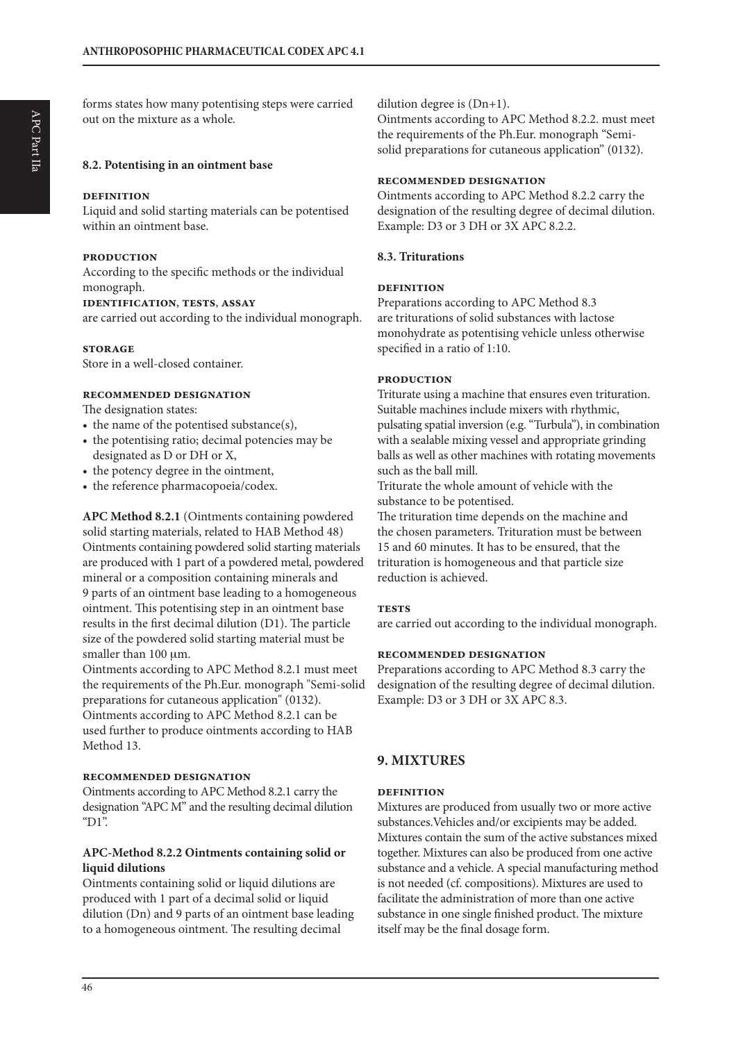forms states how many potentising steps were carried out on the mixture as a whole.

### 8.2. Potentising in an ointment base

**DEFINITION**

Liquid and solid starting materials can be potentised within an ointment base.

**PRODUCTION**

According to the specific methods or the individual monograph.

**IDENTIFICATION, TESTS, ASSAY**

are carried out according to the individual monograph.

**STORAGE**

Store in a well-closed container.

**RECOMMENDED DESIGNATION**

The designation states:

- the name of the potentised substance(s),
- the potentising ratio; decimal potencies may be designated as D or DH or X,
- the potency degree in the ointment,
- the reference pharmacopoeia/codex.

**APC Method 8.2.1** (Ointments containing powdered solid starting materials, related to HAB Method 48)
Ointments containing powdered solid starting materials are produced with 1 part of a powdered metal, powdered mineral or a composition containing minerals and 9 parts of an ointment base leading to a homogeneous ointment. This potentising step in an ointment base results in the first decimal dilution (D1). The particle size of the powdered solid starting material must be smaller than 100 μm.
Ointments according to APC Method 8.2.1 must meet the requirements of the Ph.Eur. monograph "Semi-solid preparations for cutaneous application" (0132).
Ointments according to APC Method 8.2.1 can be used further to produce ointments according to HAB Method 13.

**RECOMMENDED DESIGNATION**

Ointments according to APC Method 8.2.1 carry the designation "APC M" and the resulting decimal dilution "D1".

**APC-Method 8.2.2 Ointments containing solid or liquid dilutions**

Ointments containing solid or liquid dilutions are produced with 1 part of a decimal solid or liquid dilution (Dn) and 9 parts of an ointment base leading to a homogeneous ointment. The resulting decimal dilution degree is (Dn+1).
Ointments according to APC Method 8.2.2. must meet the requirements of the Ph.Eur. monograph "Semi-solid preparations for cutaneous application" (0132).

**RECOMMENDED DESIGNATION**

Ointments according to APC Method 8.2.2 carry the designation of the resulting degree of decimal dilution. Example: D3 or 3 DH or 3X APC 8.2.2.

### 8.3. Triturations

**DEFINITION**

Preparations according to APC Method 8.3 are triturations of solid substances with lactose monohydrate as potentising vehicle unless otherwise specified in a ratio of 1:10.

**PRODUCTION**

Triturate using a machine that ensures even trituration. Suitable machines include mixers with rhythmic, pulsating spatial inversion (e.g. "Turbula"), in combination with a sealable mixing vessel and appropriate grinding balls as well as other machines with rotating movements such as the ball mill.
Triturate the whole amount of vehicle with the substance to be potentised.
The trituration time depends on the machine and the chosen parameters. Trituration must be between 15 and 60 minutes. It has to be ensured, that the trituration is homogeneous and that particle size reduction is achieved.

**TESTS**

are carried out according to the individual monograph.

**RECOMMENDED DESIGNATION**

Preparations according to APC Method 8.3 carry the designation of the resulting degree of decimal dilution. Example: D3 or 3 DH or 3X APC 8.3.

## 9. MIXTURES

**DEFINITION**

Mixtures are produced from usually two or more active substances. Vehicles and/or excipients may be added. Mixtures contain the sum of the active substances mixed together. Mixtures can also be produced from one active substance and a vehicle. A special manufacturing method is not needed (cf. compositions). Mixtures are used to facilitate the administration of more than one active substance in one single finished product. The mixture itself may be the final dosage form.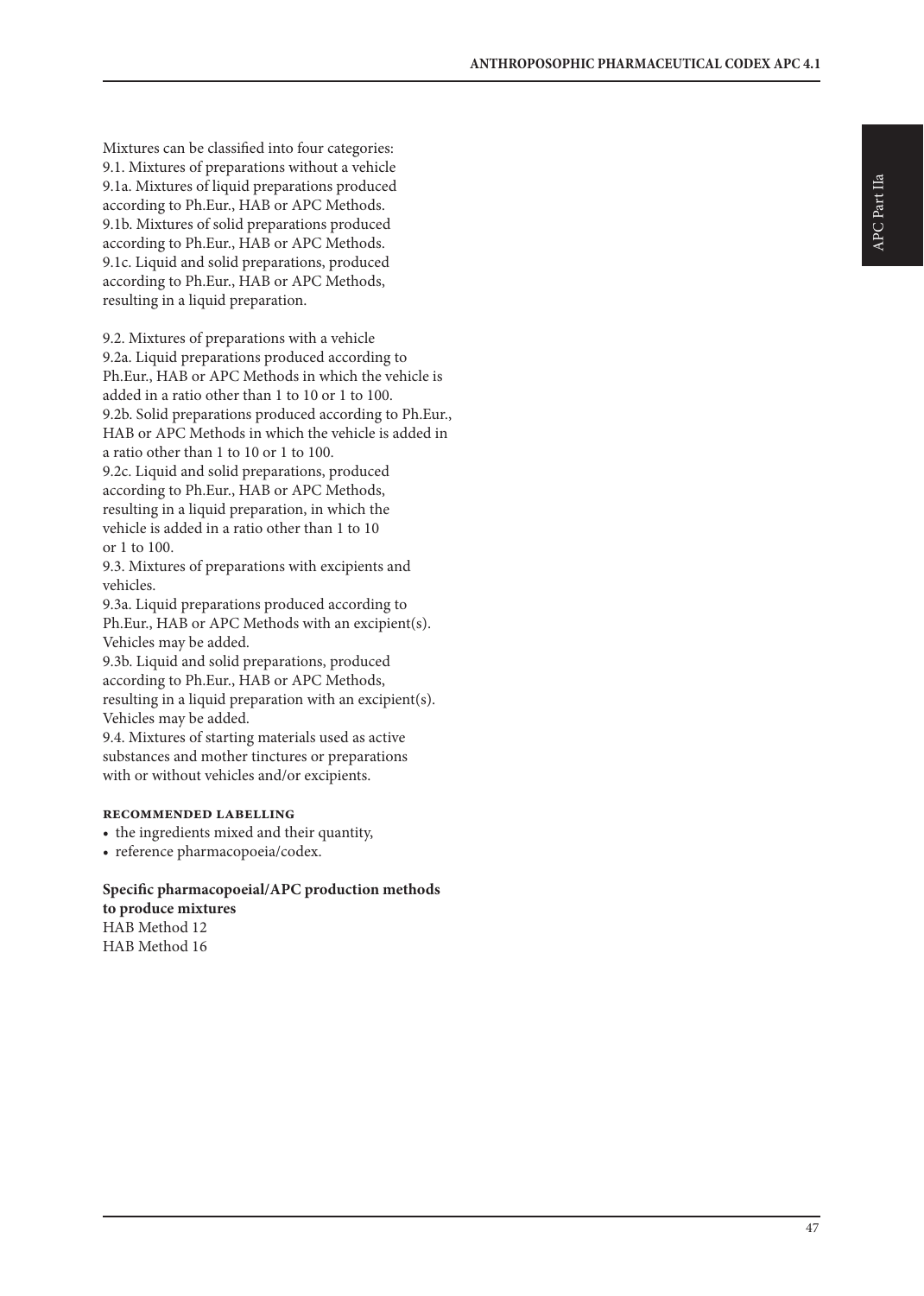Mixtures can be classified into four categories:
9.1. Mixtures of preparations without a vehicle
9.1a. Mixtures of liquid preparations produced according to Ph.Eur., HAB or APC Methods.
9.1b. Mixtures of solid preparations produced according to Ph.Eur., HAB or APC Methods.
9.1c. Liquid and solid preparations, produced according to Ph.Eur., HAB or APC Methods, resulting in a liquid preparation.

9.2. Mixtures of preparations with a vehicle
9.2a. Liquid preparations produced according to Ph.Eur., HAB or APC Methods in which the vehicle is added in a ratio other than 1 to 10 or 1 to 100.
9.2b. Solid preparations produced according to Ph.Eur., HAB or APC Methods in which the vehicle is added in a ratio other than 1 to 10 or 1 to 100.
9.2c. Liquid and solid preparations, produced according to Ph.Eur., HAB or APC Methods, resulting in a liquid preparation, in which the vehicle is added in a ratio other than 1 to 10 or 1 to 100.
9.3. Mixtures of preparations with excipients and vehicles.
9.3a. Liquid preparations produced according to Ph.Eur., HAB or APC Methods with an excipient(s). Vehicles may be added.
9.3b. Liquid and solid preparations, produced according to Ph.Eur., HAB or APC Methods, resulting in a liquid preparation with an excipient(s). Vehicles may be added.
9.4. Mixtures of starting materials used as active substances and mother tinctures or preparations with or without vehicles and/or excipients.

#### Recommended labelling

- the ingredients mixed and their quantity,
- reference pharmacopoeia/codex.

**Specific pharmacopoeial/APC production methods to produce mixtures**
HAB Method 12
HAB Method 16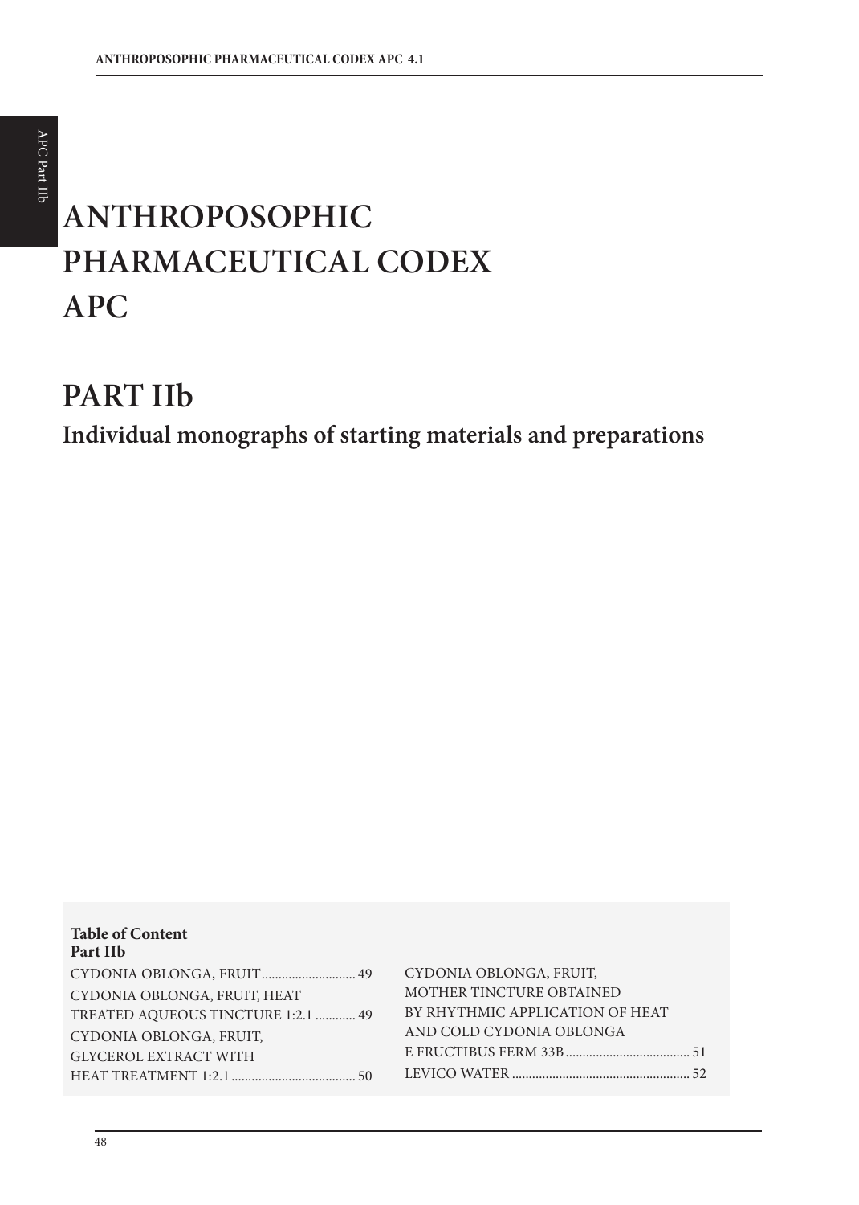# ANTHROPOSOPHIC PHARMACEUTICAL CODEX APC

# PART IIb

## Individual monographs of starting materials and preparations

**Table of Content**
**Part IIb**

CYDONIA OBLONGA, FRUIT ........................... 49

CYDONIA OBLONGA, FRUIT, HEAT TREATED AQUEOUS TINCTURE 1:2.1 ............ 49

CYDONIA OBLONGA, FRUIT, GLYCEROL EXTRACT WITH HEAT TREATMENT 1:2.1 .................................... 50

CYDONIA OBLONGA, FRUIT, MOTHER TINCTURE OBTAINED BY RHYTHMIC APPLICATION OF HEAT AND COLD CYDONIA OBLONGA E FRUCTIBUS FERM 33B .................................... 51

LEVICO WATER .................................................... 52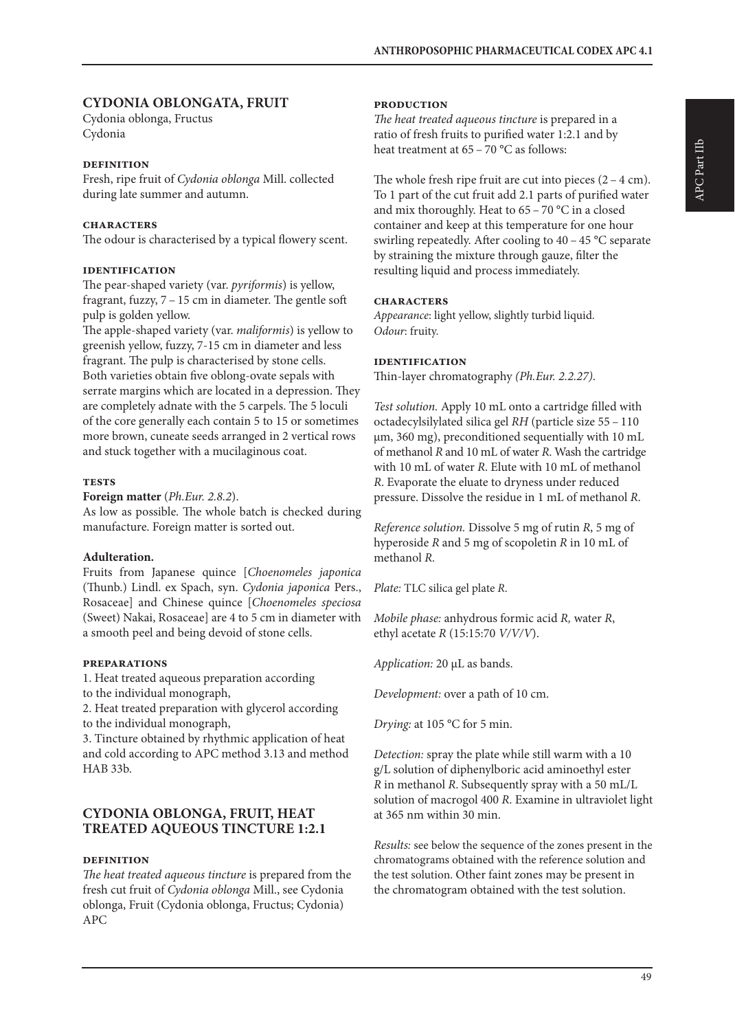## CYDONIA OBLONGATA, FRUIT

Cydonia oblonga, Fructus
Cydonia

### DEFINITION

Fresh, ripe fruit of *Cydonia oblonga* Mill. collected during late summer and autumn.

### CHARACTERS

The odour is characterised by a typical flowery scent.

### IDENTIFICATION

The pear-shaped variety (var. *pyriformis*) is yellow, fragrant, fuzzy, 7 – 15 cm in diameter. The gentle soft pulp is golden yellow.
The apple-shaped variety (var. *maliformis*) is yellow to greenish yellow, fuzzy, 7-15 cm in diameter and less fragrant. The pulp is characterised by stone cells.
Both varieties obtain five oblong-ovate sepals with serrate margins which are located in a depression. They are completely adnate with the 5 carpels. The 5 loculi of the core generally each contain 5 to 15 or sometimes more brown, cuneate seeds arranged in 2 vertical rows and stuck together with a mucilaginous coat.

### TESTS

**Foreign matter** (*Ph.Eur. 2.8.2*).
As low as possible. The whole batch is checked during manufacture. Foreign matter is sorted out.

**Adulteration.**
Fruits from Japanese quince [*Choenomeles japonica* (Thunb.) Lindl. ex Spach, syn. *Cydonia japonica* Pers., Rosaceae] and Chinese quince [*Choenomeles speciosa* (Sweet) Nakai, Rosaceae] are 4 to 5 cm in diameter with a smooth peel and being devoid of stone cells.

### PREPARATIONS

1. Heat treated aqueous preparation according to the individual monograph,
2. Heat treated preparation with glycerol according to the individual monograph,
3. Tincture obtained by rhythmic application of heat and cold according to APC method 3.13 and method HAB 33b.

## CYDONIA OBLONGA, FRUIT, HEAT TREATED AQUEOUS TINCTURE 1:2.1

### DEFINITION

*The heat treated aqueous tincture* is prepared from the fresh cut fruit of *Cydonia oblonga* Mill., see Cydonia oblonga, Fruit (Cydonia oblonga, Fructus; Cydonia) APC

### PRODUCTION

*The heat treated aqueous tincture* is prepared in a ratio of fresh fruits to purified water 1:2.1 and by heat treatment at 65 – 70 °C as follows:

The whole fresh ripe fruit are cut into pieces (2 – 4 cm). To 1 part of the cut fruit add 2.1 parts of purified water and mix thoroughly. Heat to 65 – 70 °C in a closed container and keep at this temperature for one hour swirling repeatedly. After cooling to 40 – 45 °C separate by straining the mixture through gauze, filter the resulting liquid and process immediately.

### CHARACTERS

*Appearance*: light yellow, slightly turbid liquid.
*Odour*: fruity.

### IDENTIFICATION

Thin-layer chromatography *(Ph.Eur. 2.2.27)*.

*Test solution.* Apply 10 mL onto a cartridge filled with octadecylsilylated silica gel *RH* (particle size 55 – 110 µm, 360 mg), preconditioned sequentially with 10 mL of methanol *R* and 10 mL of water *R*. Wash the cartridge with 10 mL of water *R*. Elute with 10 mL of methanol *R*. Evaporate the eluate to dryness under reduced pressure. Dissolve the residue in 1 mL of methanol *R*.

*Reference solution.* Dissolve 5 mg of rutin *R*, 5 mg of hyperoside *R* and 5 mg of scopoletin *R* in 10 mL of methanol *R*.

*Plate:* TLC silica gel plate *R*.

*Mobile phase:* anhydrous formic acid *R*, water *R*, ethyl acetate *R* (15:15:70 *V/V/V*).

*Application:* 20 µL as bands.

*Development:* over a path of 10 cm.

*Drying:* at 105 °C for 5 min.

*Detection:* spray the plate while still warm with a 10 g/L solution of diphenylboric acid aminoethyl ester *R* in methanol *R*. Subsequently spray with a 50 mL/L solution of macrogol 400 *R*. Examine in ultraviolet light at 365 nm within 30 min.

*Results:* see below the sequence of the zones present in the chromatograms obtained with the reference solution and the test solution. Other faint zones may be present in the chromatogram obtained with the test solution.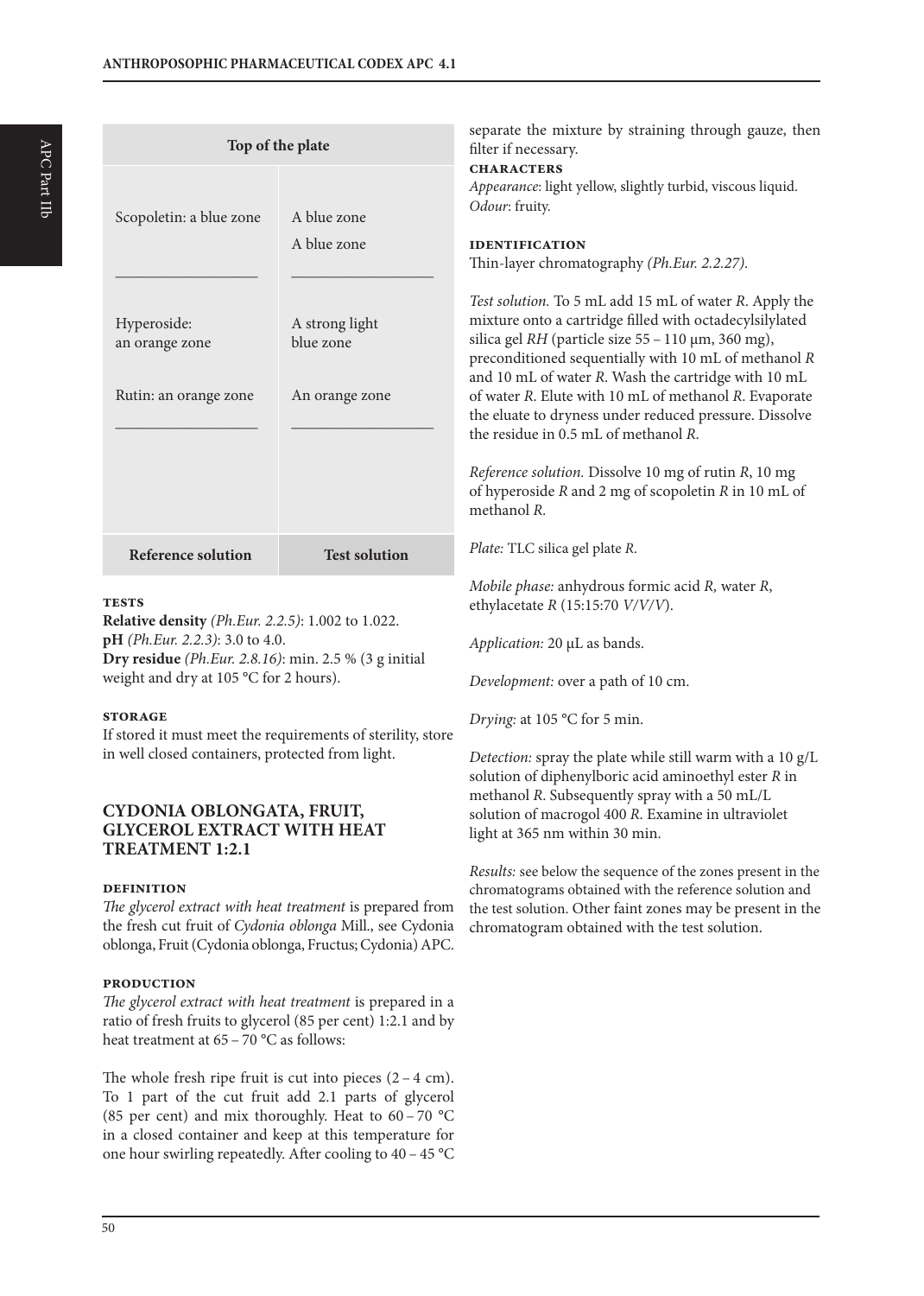| Top of the plate | |
|---|---|
| Scopoletin: a blue zone | A blue zone |
| | A blue zone |
| _______________ | _______________ |
| Hyperoside: an orange zone | A strong light blue zone |
| Rutin: an orange zone | An orange zone |
| _______________ | _______________ |
| **Reference solution** | **Test solution** |

#### TESTS

**Relative density** *(Ph.Eur. 2.2.5)*: 1.002 to 1.022.
**pH** *(Ph.Eur. 2.2.3)*: 3.0 to 4.0.
**Dry residue** *(Ph.Eur. 2.8.16)*: min. 2.5 % (3 g initial weight and dry at 105 °C for 2 hours).

#### STORAGE

If stored it must meet the requirements of sterility, store in well closed containers, protected from light.

## CYDONIA OBLONGATA, FRUIT, GLYCEROL EXTRACT WITH HEAT TREATMENT 1:2.1

#### DEFINITION

*The glycerol extract with heat treatment* is prepared from the fresh cut fruit of *Cydonia oblonga* Mill., see Cydonia oblonga, Fruit (Cydonia oblonga, Fructus; Cydonia) APC.

#### PRODUCTION

*The glycerol extract with heat treatment* is prepared in a ratio of fresh fruits to glycerol (85 per cent) 1:2.1 and by heat treatment at 65 – 70 °C as follows:

The whole fresh ripe fruit is cut into pieces (2 – 4 cm). To 1 part of the cut fruit add 2.1 parts of glycerol (85 per cent) and mix thoroughly. Heat to 60 – 70 °C in a closed container and keep at this temperature for one hour swirling repeatedly. After cooling to 40 – 45 °C separate the mixture by straining through gauze, then filter if necessary.

#### CHARACTERS

*Appearance*: light yellow, slightly turbid, viscous liquid.
*Odour*: fruity.

#### IDENTIFICATION

Thin-layer chromatography *(Ph.Eur. 2.2.27)*.

*Test solution.* To 5 mL add 15 mL of water *R*. Apply the mixture onto a cartridge filled with octadecylsilylated silica gel *RH* (particle size 55 – 110 µm, 360 mg), preconditioned sequentially with 10 mL of methanol *R* and 10 mL of water *R*. Wash the cartridge with 10 mL of water *R*. Elute with 10 mL of methanol *R*. Evaporate the eluate to dryness under reduced pressure. Dissolve the residue in 0.5 mL of methanol *R*.

*Reference solution.* Dissolve 10 mg of rutin *R*, 10 mg of hyperoside *R* and 2 mg of scopoletin *R* in 10 mL of methanol *R*.

*Plate:* TLC silica gel plate *R*.

*Mobile phase:* anhydrous formic acid *R,* water *R*, ethylacetate *R* (15:15:70 *V/V/V*).

*Application:* 20 µL as bands.

*Development:* over a path of 10 cm.

*Drying:* at 105 °C for 5 min.

*Detection:* spray the plate while still warm with a 10 g/L solution of diphenylboric acid aminoethyl ester *R* in methanol *R*. Subsequently spray with a 50 mL/L solution of macrogol 400 *R*. Examine in ultraviolet light at 365 nm within 30 min.

*Results:* see below the sequence of the zones present in the chromatograms obtained with the reference solution and the test solution. Other faint zones may be present in the chromatogram obtained with the test solution.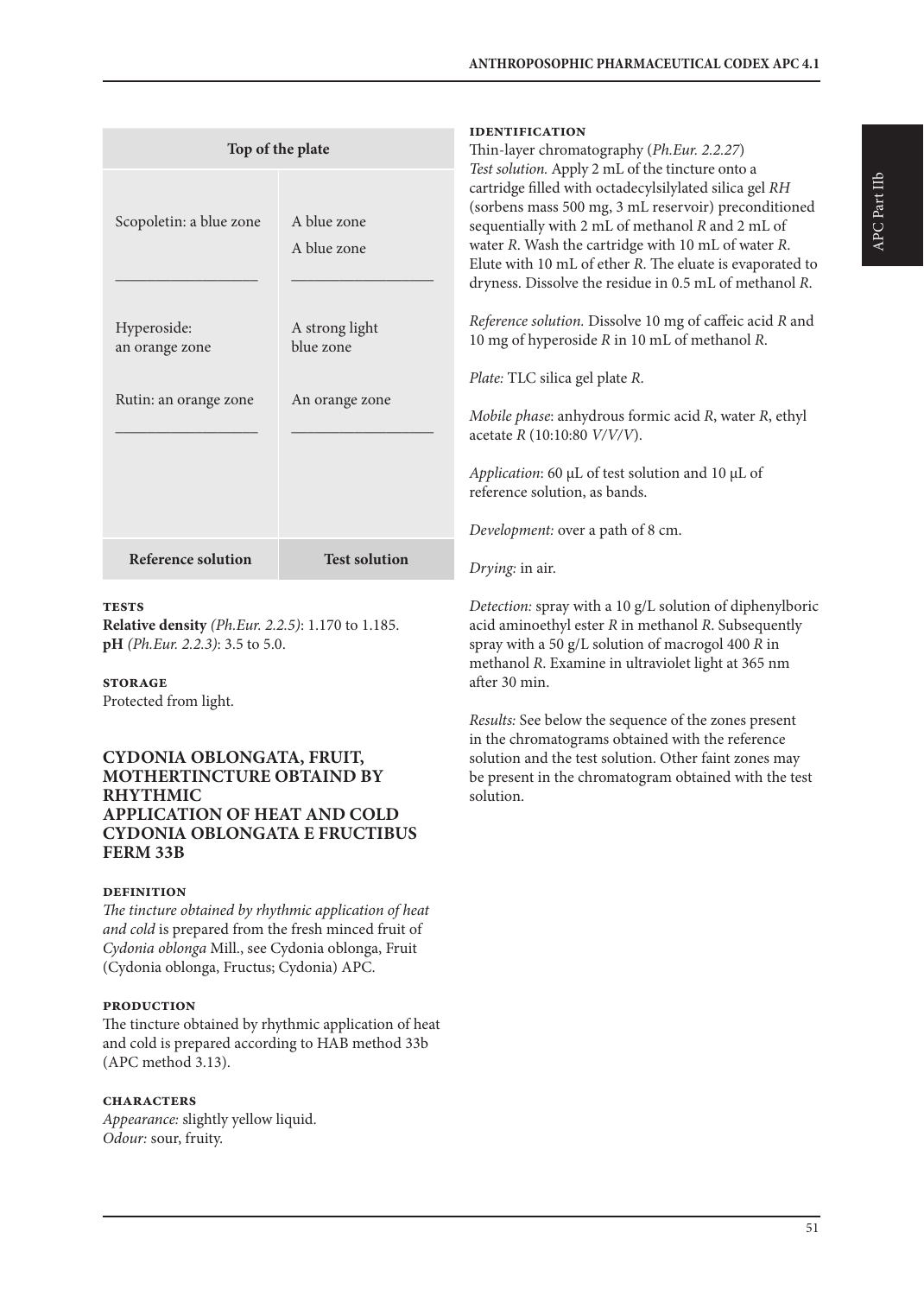| Top of the plate | |
|---|---|
| Scopoletin: a blue zone | A blue zone<br>A blue zone |
| _______________ | _______________ |
| Hyperoside: an orange zone | A strong light blue zone |
| Rutin: an orange zone | An orange zone |
| _______________ | _______________ |
| **Reference solution** | **Test solution** |

### TESTS

**Relative density** *(Ph.Eur. 2.2.5)*: 1.170 to 1.185.
**pH** *(Ph.Eur. 2.2.3)*: 3.5 to 5.0.

### STORAGE

Protected from light.

## CYDONIA OBLONGATA, FRUIT, MOTHERTINCTURE OBTAIND BY RHYTHMIC APPLICATION OF HEAT AND COLD CYDONIA OBLONGATA E FRUCTIBUS FERM 33B

### DEFINITION

*The tincture obtained by rhythmic application of heat and cold* is prepared from the fresh minced fruit of *Cydonia oblonga* Mill., see Cydonia oblonga, Fruit (Cydonia oblonga, Fructus; Cydonia) APC.

### PRODUCTION

The tincture obtained by rhythmic application of heat and cold is prepared according to HAB method 33b (APC method 3.13).

### CHARACTERS

*Appearance:* slightly yellow liquid.
*Odour:* sour, fruity.

### IDENTIFICATION

Thin-layer chromatography (*Ph.Eur. 2.2.27*)
*Test solution.* Apply 2 mL of the tincture onto a cartridge filled with octadecylsilylated silica gel *RH* (sorbens mass 500 mg, 3 mL reservoir) preconditioned sequentially with 2 mL of methanol *R* and 2 mL of water *R*. Wash the cartridge with 10 mL of water *R*. Elute with 10 mL of ether *R*. The eluate is evaporated to dryness. Dissolve the residue in 0.5 mL of methanol *R*.

*Reference solution.* Dissolve 10 mg of caffeic acid *R* and 10 mg of hyperoside *R* in 10 mL of methanol *R*.

*Plate:* TLC silica gel plate *R*.

*Mobile phase*: anhydrous formic acid *R*, water *R*, ethyl acetate *R* (10:10:80 *V/V/V*).

*Application*: 60 µL of test solution and 10 µL of reference solution, as bands.

*Development:* over a path of 8 cm.

*Drying:* in air.

*Detection:* spray with a 10 g/L solution of diphenylboric acid aminoethyl ester *R* in methanol *R*. Subsequently spray with a 50 g/L solution of macrogol 400 *R* in methanol *R*. Examine in ultraviolet light at 365 nm after 30 min.

*Results:* See below the sequence of the zones present in the chromatograms obtained with the reference solution and the test solution. Other faint zones may be present in the chromatogram obtained with the test solution.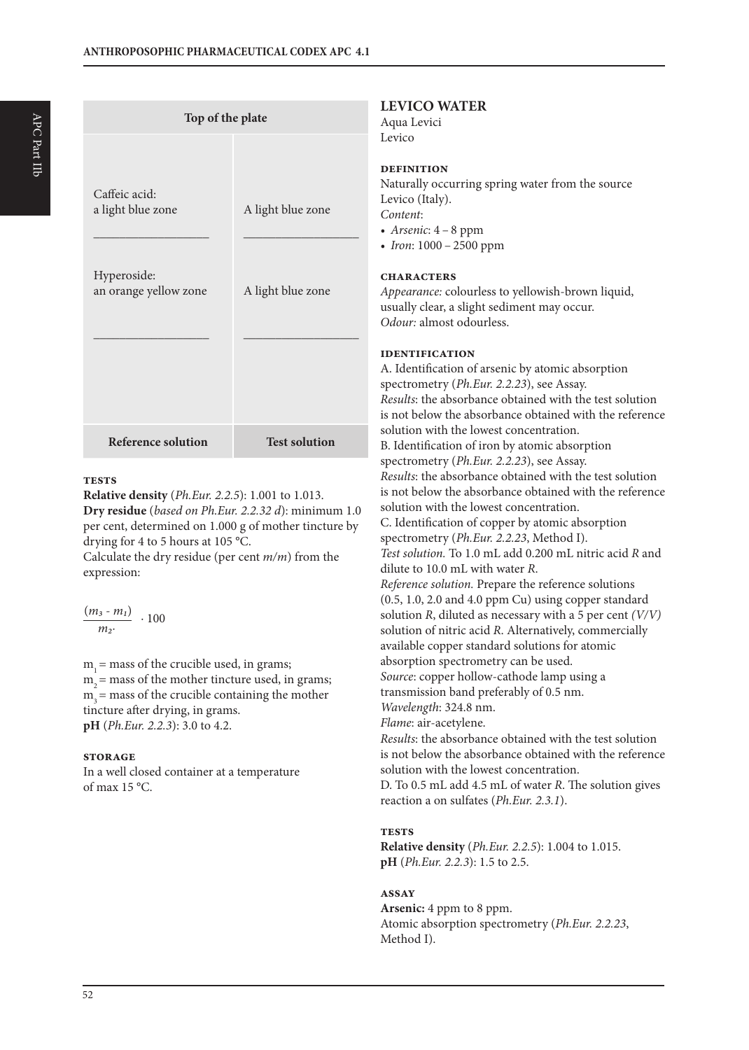| Top of the plate | |
|---|---|
| Caffeic acid: a light blue zone | A light blue zone |
| Hyperoside: an orange yellow zone | A light blue zone |
| **Reference solution** | **Test solution** |

### TESTS

**Relative density** (*Ph.Eur. 2.2.5*): 1.001 to 1.013.
**Dry residue** (*based on Ph.Eur. 2.2.32 d*): minimum 1.0 per cent, determined on 1.000 g of mother tincture by drying for 4 to 5 hours at 105 °C.
Calculate the dry residue (per cent *m/m*) from the expression:

$$\frac{(m_3 - m_1)}{m_2} \cdot 100$$

$m_1$ = mass of the crucible used, in grams;
$m_2$ = mass of the mother tincture used, in grams;
$m_3$ = mass of the crucible containing the mother tincture after drying, in grams.
**pH** (*Ph.Eur. 2.2.3*): 3.0 to 4.2.

### STORAGE

In a well closed container at a temperature of max 15 °C.

## LEVICO WATER

Aqua Levici
Levico

### DEFINITION

Naturally occurring spring water from the source Levico (Italy).
*Content*:

- *Arsenic*: 4 – 8 ppm
- *Iron*: 1000 – 2500 ppm

### CHARACTERS

*Appearance:* colourless to yellowish-brown liquid, usually clear, a slight sediment may occur.
*Odour:* almost odourless.

### IDENTIFICATION

A. Identification of arsenic by atomic absorption spectrometry (*Ph.Eur. 2.2.23*), see Assay.
*Results*: the absorbance obtained with the test solution is not below the absorbance obtained with the reference solution with the lowest concentration.
B. Identification of iron by atomic absorption spectrometry (*Ph.Eur. 2.2.23*), see Assay.
*Results*: the absorbance obtained with the test solution is not below the absorbance obtained with the reference solution with the lowest concentration.
C. Identification of copper by atomic absorption spectrometry (*Ph.Eur. 2.2.23*, Method I).
*Test solution.* To 1.0 mL add 0.200 mL nitric acid *R* and dilute to 10.0 mL with water *R*.
*Reference solution.* Prepare the reference solutions (0.5, 1.0, 2.0 and 4.0 ppm Cu) using copper standard solution *R*, diluted as necessary with a 5 per cent *(V/V)* solution of nitric acid *R*. Alternatively, commercially available copper standard solutions for atomic absorption spectrometry can be used.
*Source*: copper hollow-cathode lamp using a transmission band preferably of 0.5 nm.
*Wavelength*: 324.8 nm.
*Flame*: air-acetylene.
*Results*: the absorbance obtained with the test solution is not below the absorbance obtained with the reference solution with the lowest concentration.
D. To 0.5 mL add 4.5 mL of water *R*. The solution gives reaction a on sulfates (*Ph.Eur. 2.3.1*).

### TESTS

**Relative density** (*Ph.Eur. 2.2.5*): 1.004 to 1.015.
**pH** (*Ph.Eur. 2.2.3*): 1.5 to 2.5.

### ASSAY

**Arsenic:** 4 ppm to 8 ppm.
Atomic absorption spectrometry (*Ph.Eur. 2.2.23*, Method I).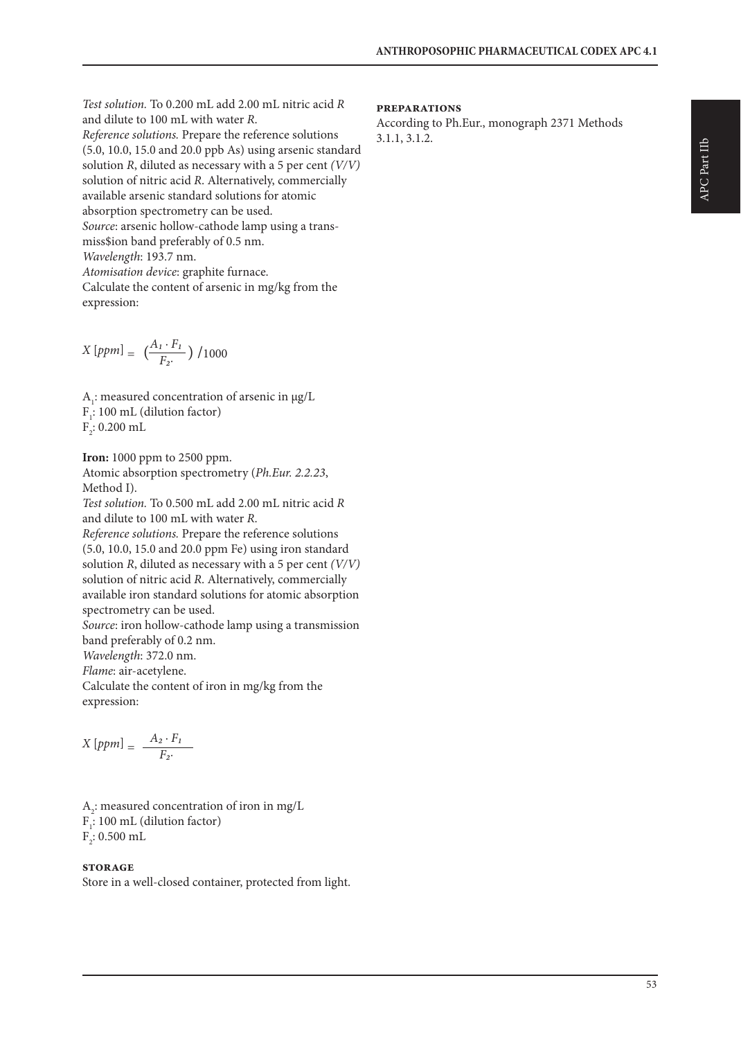*Test solution.* To 0.200 mL add 2.00 mL nitric acid *R* and dilute to 100 mL with water *R*.
*Reference solutions.* Prepare the reference solutions (5.0, 10.0, 15.0 and 20.0 ppb As) using arsenic standard solution *R*, diluted as necessary with a 5 per cent *(V/V)* solution of nitric acid *R*. Alternatively, commercially available arsenic standard solutions for atomic absorption spectrometry can be used.
*Source*: arsenic hollow-cathode lamp using a transmiss$ion band preferably of 0.5 nm.
*Wavelength*: 193.7 nm.
*Atomisation device*: graphite furnace.
Calculate the content of arsenic in mg/kg from the expression:

$$X\,[ppm] = \left(\frac{A_1 \cdot F_1}{F_2}\right) / 1000$$

$A_1$: measured concentration of arsenic in µg/L
$F_1$: 100 mL (dilution factor)
$F_2$: 0.200 mL

**Iron:** 1000 ppm to 2500 ppm.
Atomic absorption spectrometry (*Ph.Eur. 2.2.23*, Method I).
*Test solution.* To 0.500 mL add 2.00 mL nitric acid *R* and dilute to 100 mL with water *R*.
*Reference solutions.* Prepare the reference solutions (5.0, 10.0, 15.0 and 20.0 ppm Fe) using iron standard solution *R*, diluted as necessary with a 5 per cent *(V/V)* solution of nitric acid *R*. Alternatively, commercially available iron standard solutions for atomic absorption spectrometry can be used.
*Source*: iron hollow-cathode lamp using a transmission band preferably of 0.2 nm.
*Wavelength*: 372.0 nm.
*Flame*: air-acetylene.
Calculate the content of iron in mg/kg from the expression:

$$X\,[ppm] = \frac{A_2 \cdot F_1}{F_2}$$

$A_2$: measured concentration of iron in mg/L
$F_1$: 100 mL (dilution factor)
$F_2$: 0.500 mL

### STORAGE

Store in a well-closed container, protected from light.

### PREPARATIONS

According to Ph.Eur., monograph 2371 Methods 3.1.1, 3.1.2.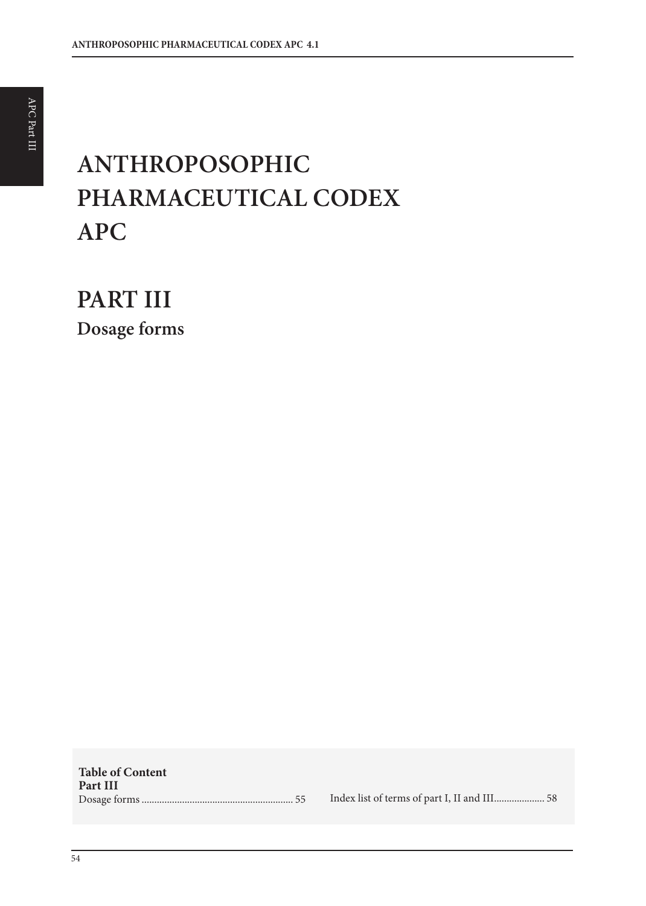# ANTHROPOSOPHIC PHARMACEUTICAL CODEX APC

## PART III

### Dosage forms

**Table of Content**
**Part III**

Dosage forms ........................................................... 55

Index list of terms of part I, II and III.................... 58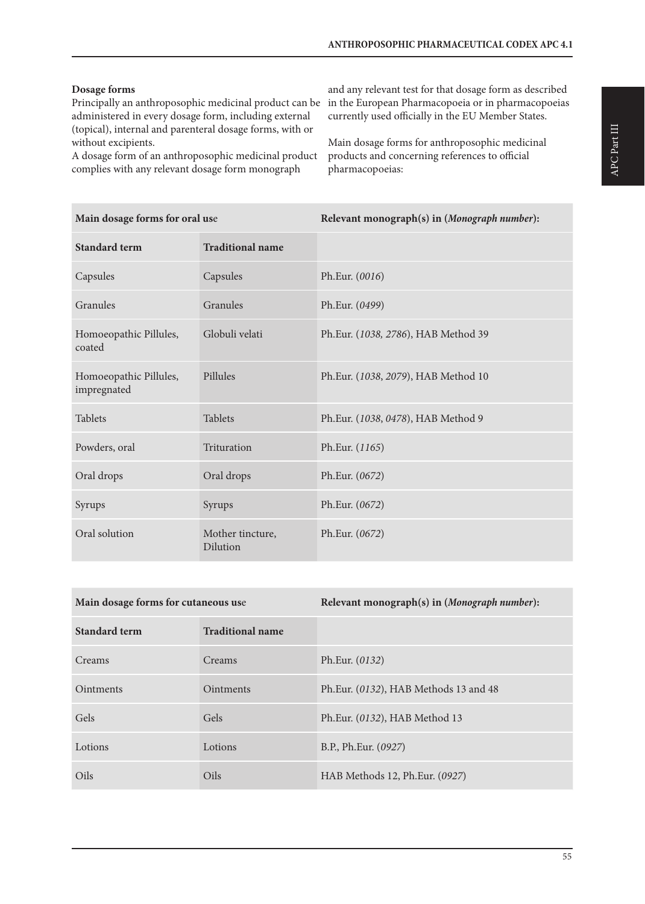**Dosage forms**

Principally an anthroposophic medicinal product can be administered in every dosage form, including external (topical), internal and parenteral dosage forms, with or without excipients.
A dosage form of an anthroposophic medicinal product complies with any relevant dosage form monograph and any relevant test for that dosage form as described in the European Pharmacopoeia or in pharmacopoeias currently used officially in the EU Member States.

Main dosage forms for anthroposophic medicinal products and concerning references to official pharmacopoeias:

| **Main dosage forms for oral use** | | **Relevant monograph(s) in (*Monograph number*):** |
|---|---|---|
| **Standard term** | **Traditional name** | |
| Capsules | Capsules | Ph.Eur. (*0016*) |
| Granules | Granules | Ph.Eur. (*0499*) |
| Homoeopathic Pillules, coated | Globuli velati | Ph.Eur. (*1038, 2786*), HAB Method 39 |
| Homoeopathic Pillules, impregnated | Pillules | Ph.Eur. (*1038*, *2079*), HAB Method 10 |
| Tablets | Tablets | Ph.Eur. (*1038*, *0478*), HAB Method 9 |
| Powders, oral | Trituration | Ph.Eur. (*1165*) |
| Oral drops | Oral drops | Ph.Eur. (*0672*) |
| Syrups | Syrups | Ph.Eur. (*0672*) |
| Oral solution | Mother tincture, Dilution | Ph.Eur. (*0672*) |

| **Main dosage forms for cutaneous use** | | **Relevant monograph(s) in (*Monograph number*):** |
|---|---|---|
| **Standard term** | **Traditional name** | |
| Creams | Creams | Ph.Eur. (*0132*) |
| Ointments | Ointments | Ph.Eur. (*0132*), HAB Methods 13 and 48 |
| Gels | Gels | Ph.Eur. (*0132*), HAB Method 13 |
| Lotions | Lotions | B.P., Ph.Eur. (*0927*) |
| Oils | Oils | HAB Methods 12, Ph.Eur. (*0927*) |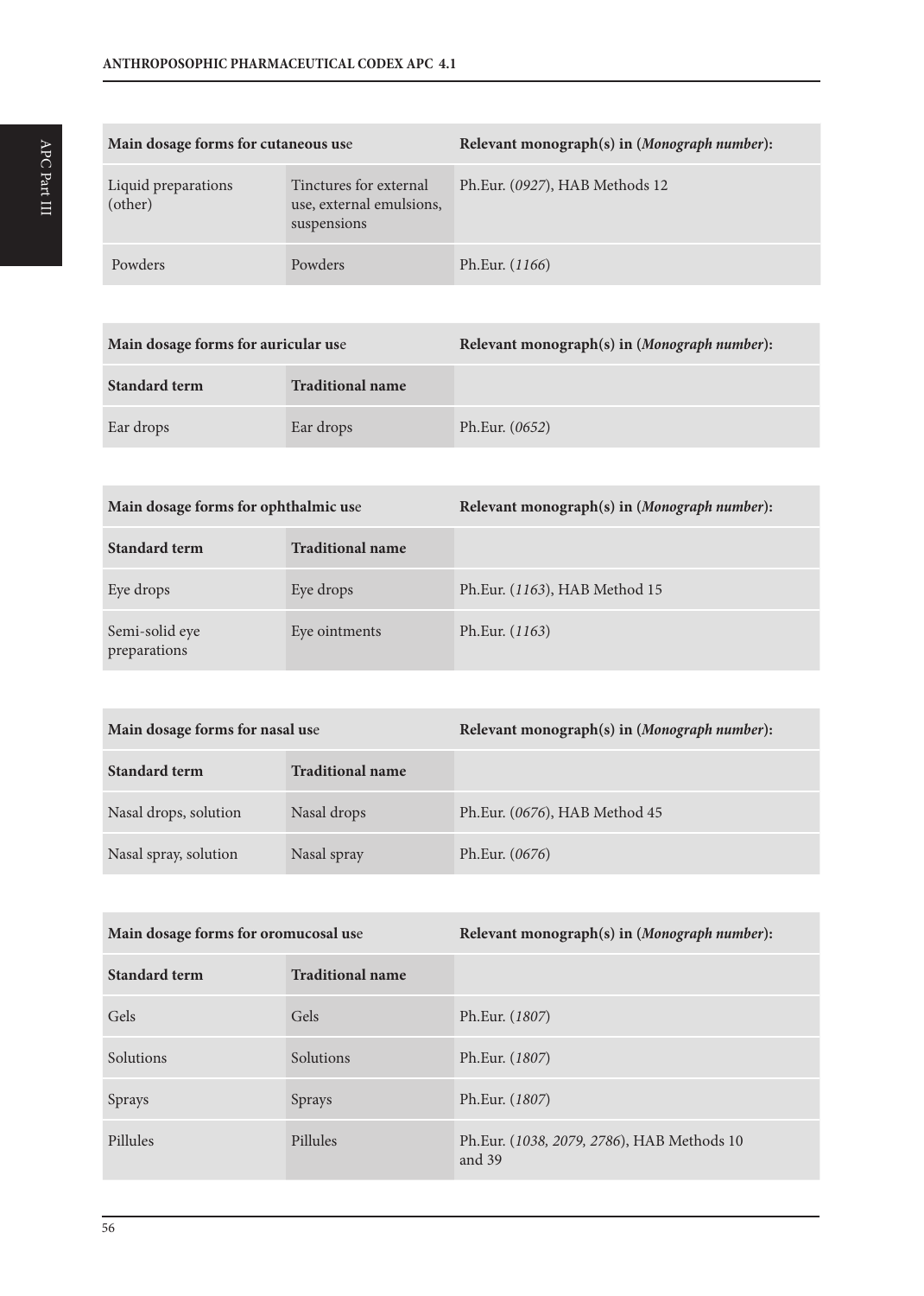| Main dosage forms for cutaneous use | | Relevant monograph(s) in (*Monograph number*): |
|---|---|---|
| Liquid preparations (other) | Tinctures for external use, external emulsions, suspensions | Ph.Eur. (*0927*), HAB Methods 12 |
| Powders | Powders | Ph.Eur. (*1166*) |

| Main dosage forms for auricular use | | Relevant monograph(s) in (*Monograph number*): |
|---|---|---|
| **Standard term** | **Traditional name** | |
| Ear drops | Ear drops | Ph.Eur. (*0652*) |

| Main dosage forms for ophthalmic use | | Relevant monograph(s) in (*Monograph number*): |
|---|---|---|
| **Standard term** | **Traditional name** | |
| Eye drops | Eye drops | Ph.Eur. (*1163*), HAB Method 15 |
| Semi-solid eye preparations | Eye ointments | Ph.Eur. (*1163*) |

| Main dosage forms for nasal use | | Relevant monograph(s) in (*Monograph number*): |
|---|---|---|
| **Standard term** | **Traditional name** | |
| Nasal drops, solution | Nasal drops | Ph.Eur. (*0676*), HAB Method 45 |
| Nasal spray, solution | Nasal spray | Ph.Eur. (*0676*) |

| Main dosage forms for oromucosal use | | Relevant monograph(s) in (*Monograph number*): |
|---|---|---|
| **Standard term** | **Traditional name** | |
| Gels | Gels | Ph.Eur. (*1807*) |
| Solutions | Solutions | Ph.Eur. (*1807*) |
| Sprays | Sprays | Ph.Eur. (*1807*) |
| Pillules | Pillules | Ph.Eur. (*1038, 2079, 2786*), HAB Methods 10 and 39 |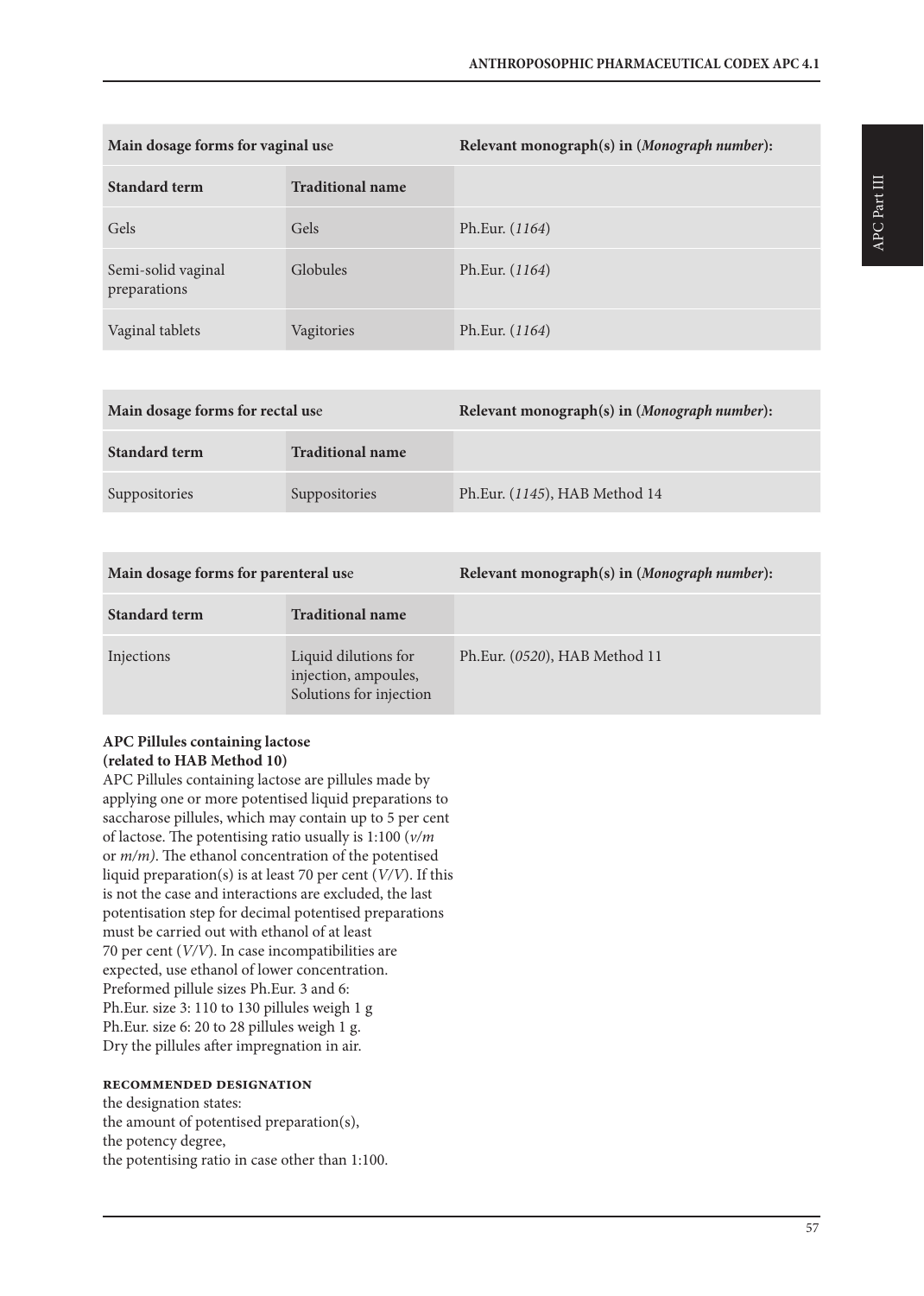| Main dosage forms for vaginal use | | Relevant monograph(s) in (*Monograph number*): |
|---|---|---|
| **Standard term** | **Traditional name** | |
| Gels | Gels | Ph.Eur. (*1164*) |
| Semi-solid vaginal preparations | Globules | Ph.Eur. (*1164*) |
| Vaginal tablets | Vagitories | Ph.Eur. (*1164*) |

| Main dosage forms for rectal use | | Relevant monograph(s) in (*Monograph number*): |
|---|---|---|
| **Standard term** | **Traditional name** | |
| Suppositories | Suppositories | Ph.Eur. (*1145*), HAB Method 14 |

| Main dosage forms for parenteral use | | Relevant monograph(s) in (*Monograph number*): |
|---|---|---|
| **Standard term** | **Traditional name** | |
| Injections | Liquid dilutions for injection, ampoules, Solutions for injection | Ph.Eur. (*0520*), HAB Method 11 |

**APC Pillules containing lactose (related to HAB Method 10)**

APC Pillules containing lactose are pillules made by applying one or more potentised liquid preparations to saccharose pillules, which may contain up to 5 per cent of lactose. The potentising ratio usually is 1:100 (*v/m* or *m/m)*. The ethanol concentration of the potentised liquid preparation(s) is at least 70 per cent (*V/V*). If this is not the case and interactions are excluded, the last potentisation step for decimal potentised preparations must be carried out with ethanol of at least 70 per cent (*V/V*). In case incompatibilities are expected, use ethanol of lower concentration.
Preformed pillule sizes Ph.Eur. 3 and 6:
Ph.Eur. size 3: 110 to 130 pillules weigh 1 g
Ph.Eur. size 6: 20 to 28 pillules weigh 1 g.
Dry the pillules after impregnation in air.

**RECOMMENDED DESIGNATION**

the designation states:
the amount of potentised preparation(s),
the potency degree,
the potentising ratio in case other than 1:100.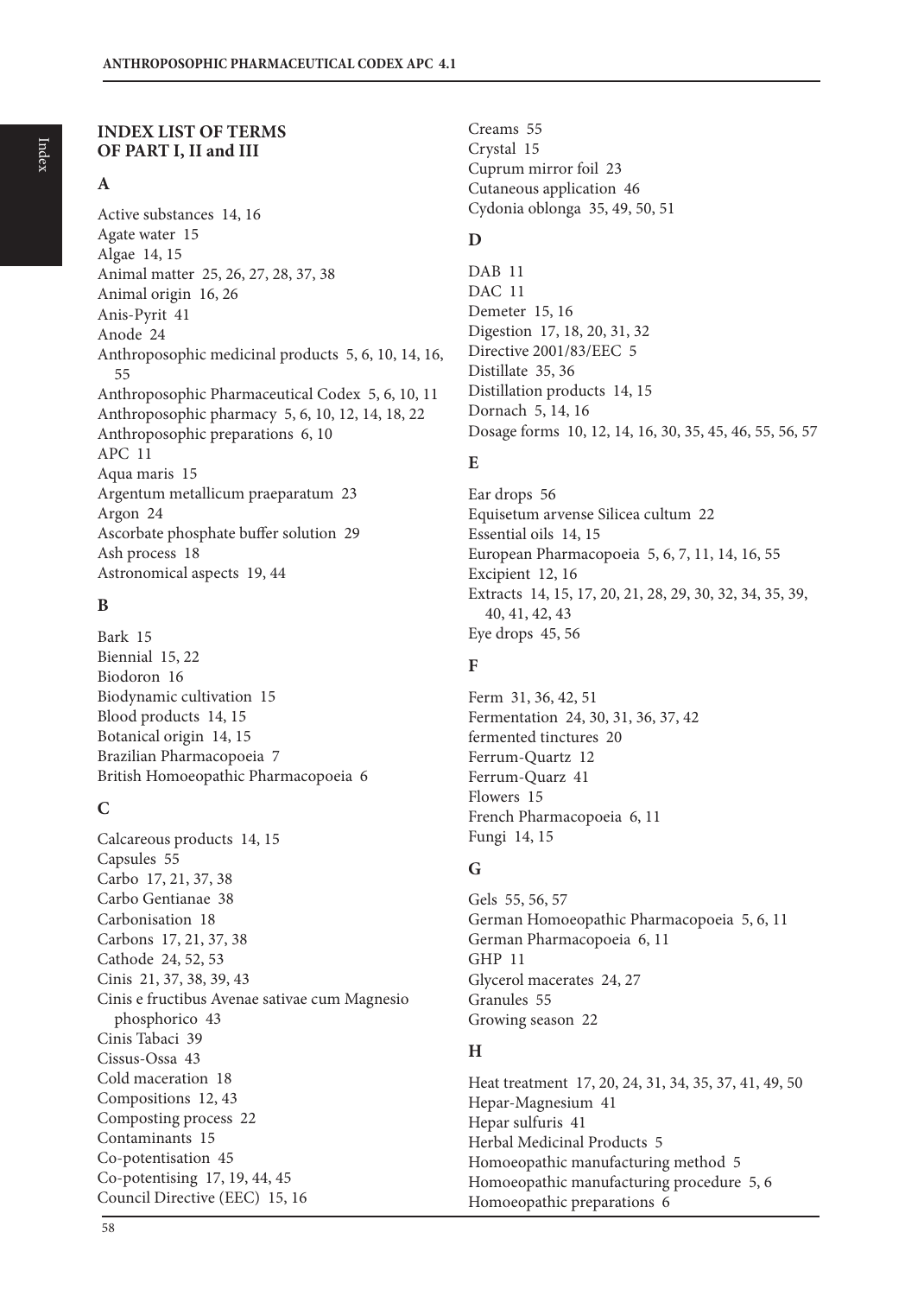## INDEX LIST OF TERMS OF PART I, II and III

### A

Active substances 14, 16
Agate water 15
Algae 14, 15
Animal matter 25, 26, 27, 28, 37, 38
Animal origin 16, 26
Anis-Pyrit 41
Anode 24
Anthroposophic medicinal products 5, 6, 10, 14, 16, 55
Anthroposophic Pharmaceutical Codex 5, 6, 10, 11
Anthroposophic pharmacy 5, 6, 10, 12, 14, 18, 22
Anthroposophic preparations 6, 10
APC 11
Aqua maris 15
Argentum metallicum praeparatum 23
Argon 24
Ascorbate phosphate buffer solution 29
Ash process 18
Astronomical aspects 19, 44

### B

Bark 15
Biennial 15, 22
Biodoron 16
Biodynamic cultivation 15
Blood products 14, 15
Botanical origin 14, 15
Brazilian Pharmacopoeia 7
British Homoeopathic Pharmacopoeia 6

### C

Calcareous products 14, 15
Capsules 55
Carbo 17, 21, 37, 38
Carbo Gentianae 38
Carbonisation 18
Carbons 17, 21, 37, 38
Cathode 24, 52, 53
Cinis 21, 37, 38, 39, 43
Cinis e fructibus Avenae sativae cum Magnesio phosphorico 43
Cinis Tabaci 39
Cissus-Ossa 43
Cold maceration 18
Compositions 12, 43
Composting process 22
Contaminants 15
Co-potentisation 45
Co-potentising 17, 19, 44, 45
Council Directive (EEC) 15, 16
Creams 55
Crystal 15
Cuprum mirror foil 23
Cutaneous application 46
Cydonia oblonga 35, 49, 50, 51

### D

DAB 11
DAC 11
Demeter 15, 16
Digestion 17, 18, 20, 31, 32
Directive 2001/83/EEC 5
Distillate 35, 36
Distillation products 14, 15
Dornach 5, 14, 16
Dosage forms 10, 12, 14, 16, 30, 35, 45, 46, 55, 56, 57

### E

Ear drops 56
Equisetum arvense Silicea cultum 22
Essential oils 14, 15
European Pharmacopoeia 5, 6, 7, 11, 14, 16, 55
Excipient 12, 16
Extracts 14, 15, 17, 20, 21, 28, 29, 30, 32, 34, 35, 39, 40, 41, 42, 43
Eye drops 45, 56

### F

Ferm 31, 36, 42, 51
Fermentation 24, 30, 31, 36, 37, 42
fermented tinctures 20
Ferrum-Quartz 12
Ferrum-Quarz 41
Flowers 15
French Pharmacopoeia 6, 11
Fungi 14, 15

### G

Gels 55, 56, 57
German Homoeopathic Pharmacopoeia 5, 6, 11
German Pharmacopoeia 6, 11
GHP 11
Glycerol macerates 24, 27
Granules 55
Growing season 22

### H

Heat treatment 17, 20, 24, 31, 34, 35, 37, 41, 49, 50
Hepar-Magnesium 41
Hepar sulfuris 41
Herbal Medicinal Products 5
Homoeopathic manufacturing method 5
Homoeopathic manufacturing procedure 5, 6
Homoeopathic preparations 6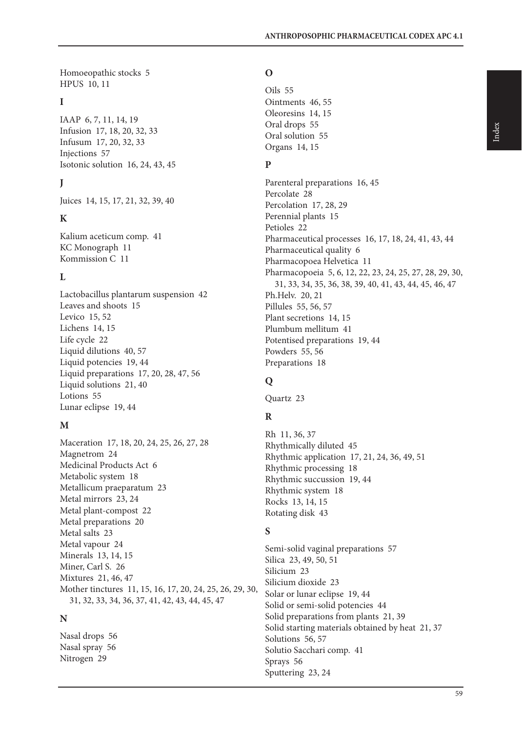Homoeopathic stocks 5
HPUS 10, 11

**I**

IAAP 6, 7, 11, 14, 19
Infusion 17, 18, 20, 32, 33
Infusum 17, 20, 32, 33
Injections 57
Isotonic solution 16, 24, 43, 45

**J**

Juices 14, 15, 17, 21, 32, 39, 40

**K**

Kalium aceticum comp. 41
KC Monograph 11
Kommission C 11

**L**

Lactobacillus plantarum suspension 42
Leaves and shoots 15
Levico 15, 52
Lichens 14, 15
Life cycle 22
Liquid dilutions 40, 57
Liquid potencies 19, 44
Liquid preparations 17, 20, 28, 47, 56
Liquid solutions 21, 40
Lotions 55
Lunar eclipse 19, 44

**M**

Maceration 17, 18, 20, 24, 25, 26, 27, 28
Magnetrom 24
Medicinal Products Act 6
Metabolic system 18
Metallicum praeparatum 23
Metal mirrors 23, 24
Metal plant-compost 22
Metal preparations 20
Metal salts 23
Metal vapour 24
Minerals 13, 14, 15
Miner, Carl S. 26
Mixtures 21, 46, 47
Mother tinctures 11, 15, 16, 17, 20, 24, 25, 26, 29, 30, 31, 32, 33, 34, 36, 37, 41, 42, 43, 44, 45, 47

**N**

Nasal drops 56
Nasal spray 56
Nitrogen 29

**O**

Oils 55
Ointments 46, 55
Oleoresins 14, 15
Oral drops 55
Oral solution 55
Organs 14, 15

**P**

Parenteral preparations 16, 45
Percolate 28
Percolation 17, 28, 29
Perennial plants 15
Petioles 22
Pharmaceutical processes 16, 17, 18, 24, 41, 43, 44
Pharmaceutical quality 6
Pharmacopoea Helvetica 11
Pharmacopoeia 5, 6, 12, 22, 23, 24, 25, 27, 28, 29, 30, 31, 33, 34, 35, 36, 38, 39, 40, 41, 43, 44, 45, 46, 47
Ph.Helv. 20, 21
Pillules 55, 56, 57
Plant secretions 14, 15
Plumbum mellitum 41
Potentised preparations 19, 44
Powders 55, 56
Preparations 18

**Q**

Quartz 23

**R**

Rh 11, 36, 37
Rhythmically diluted 45
Rhythmic application 17, 21, 24, 36, 49, 51
Rhythmic processing 18
Rhythmic succussion 19, 44
Rhythmic system 18
Rocks 13, 14, 15
Rotating disk 43

**S**

Semi-solid vaginal preparations 57
Silica 23, 49, 50, 51
Silicium 23
Silicium dioxide 23
Solar or lunar eclipse 19, 44
Solid or semi-solid potencies 44
Solid preparations from plants 21, 39
Solid starting materials obtained by heat 21, 37
Solutions 56, 57
Solutio Sacchari comp. 41
Sprays 56
Sputtering 23, 24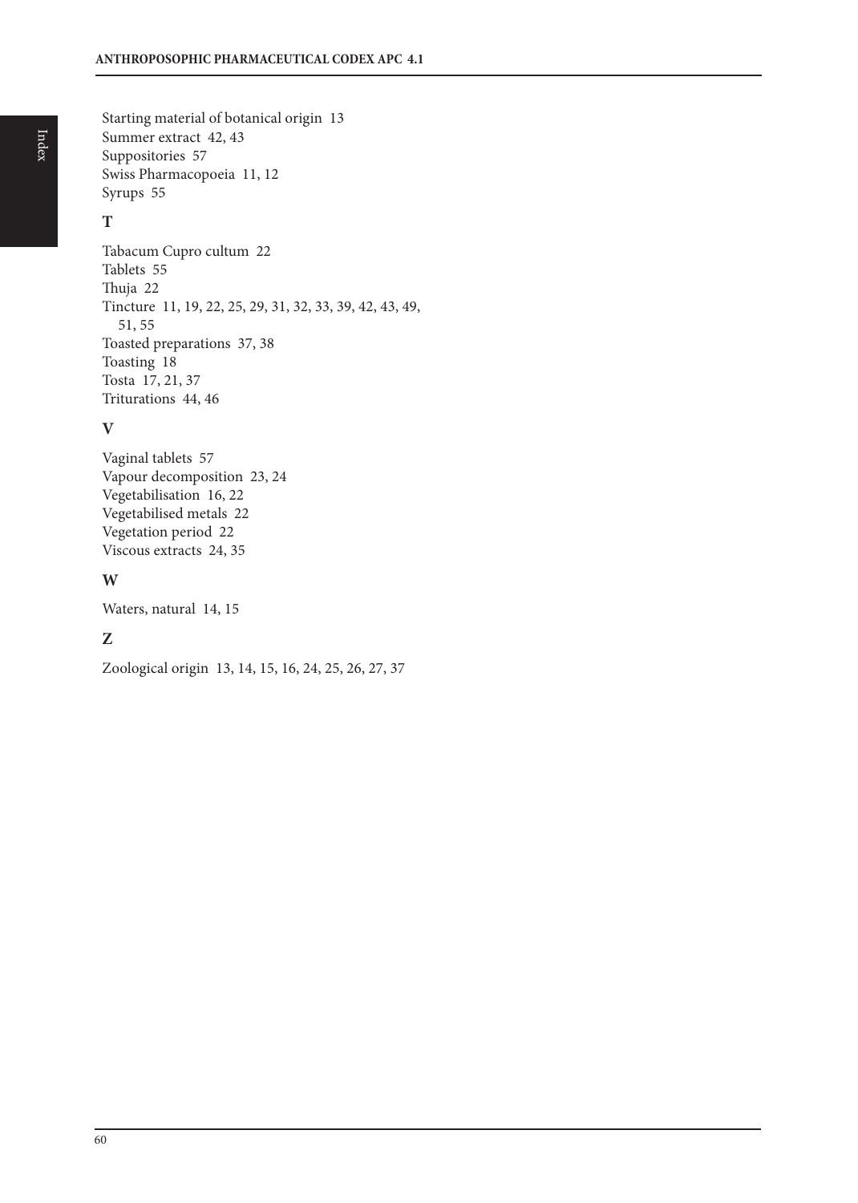Starting material of botanical origin 13
Summer extract 42, 43
Suppositories 57
Swiss Pharmacopoeia 11, 12
Syrups 55

## T

Tabacum Cupro cultum 22
Tablets 55
Thuja 22
Tincture 11, 19, 22, 25, 29, 31, 32, 33, 39, 42, 43, 49, 51, 55
Toasted preparations 37, 38
Toasting 18
Tosta 17, 21, 37
Triturations 44, 46

## V

Vaginal tablets 57
Vapour decomposition 23, 24
Vegetabilisation 16, 22
Vegetabilised metals 22
Vegetation period 22
Viscous extracts 24, 35

## W

Waters, natural 14, 15

## Z

Zoological origin 13, 14, 15, 16, 24, 25, 26, 27, 37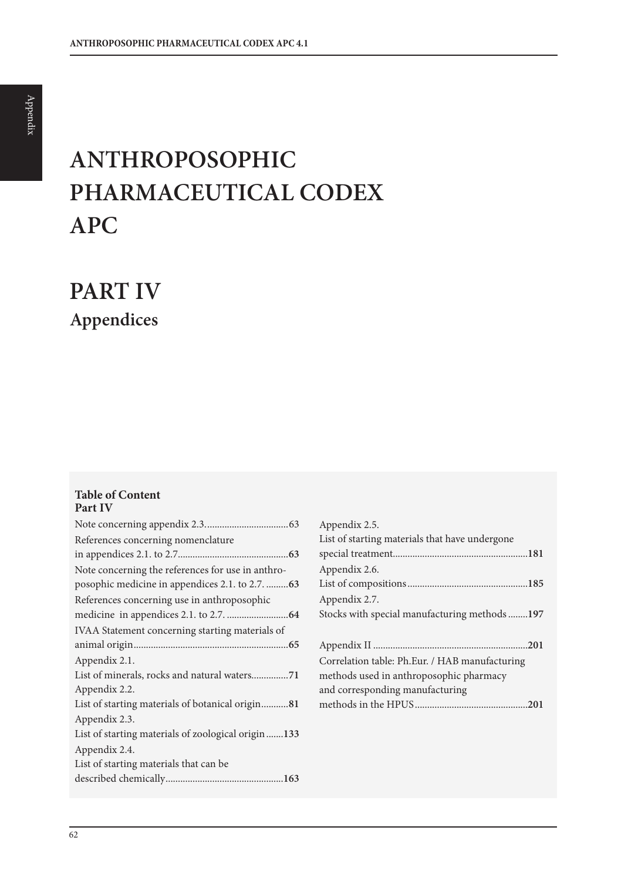# ANTHROPOSOPHIC PHARMACEUTICAL CODEX APC

# PART IV

## Appendices

**Table of Content**
**Part IV**

Note concerning appendix 2.3. .................................63

References concerning nomenclature in appendices 2.1. to 2.7. ............................................**63**

Note concerning the references for use in anthroposophic medicine in appendices 2.1. to 2.7. .........**63**

References concerning use in anthroposophic medicine in appendices 2.1. to 2.7. .........................**64**

IVAA Statement concerning starting materials of animal origin.............................................................**65**

Appendix 2.1.
List of minerals, rocks and natural waters...............**71**

Appendix 2.2.
List of starting materials of botanical origin...........**81**

Appendix 2.3.
List of starting materials of zoological origin .......**133**

Appendix 2.4.
List of starting materials that can be described chemically...............................................**163**

Appendix 2.5.
List of starting materials that have undergone special treatment......................................................**181**

Appendix 2.6.
List of compositions ................................................**185**

Appendix 2.7.
Stocks with special manufacturing methods ........**197**

Appendix II ..............................................................**201**

Correlation table: Ph.Eur. / HAB manufacturing methods used in anthroposophic pharmacy and corresponding manufacturing methods in the HPUS .............................................**201**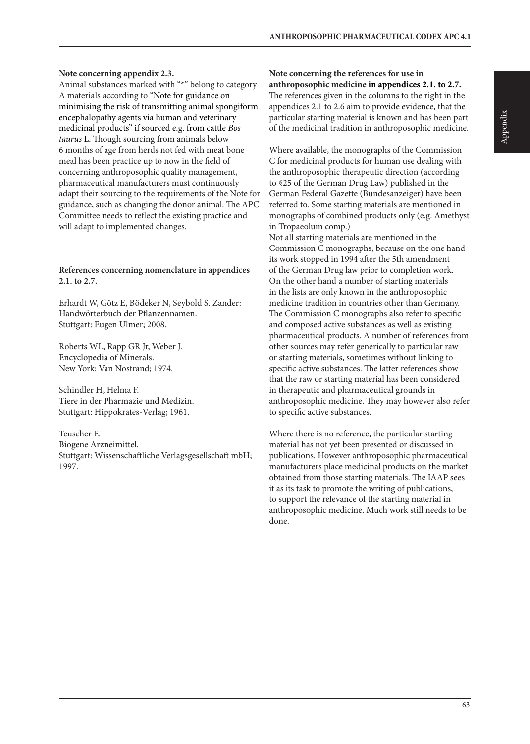**Note concerning appendix 2.3.**

Animal substances marked with "*" belong to category A materials according to "Note for guidance on minimising the risk of transmitting animal spongiform encephalopathy agents via human and veterinary medicinal products" if sourced e.g. from cattle *Bos taurus* L. Though sourcing from animals below 6 months of age from herds not fed with meat bone meal has been practice up to now in the field of concerning anthroposophic quality management, pharmaceutical manufacturers must continuously adapt their sourcing to the requirements of the Note for guidance, such as changing the donor animal. The APC Committee needs to reflect the existing practice and will adapt to implemented changes.

**References concerning nomenclature in appendices 2.1. to 2.7.**

Erhardt W, Götz E, Bödeker N, Seybold S. Zander: Handwörterbuch der Pflanzennamen. Stuttgart: Eugen Ulmer; 2008.

Roberts WL, Rapp GR Jr, Weber J. Encyclopedia of Minerals. New York: Van Nostrand; 1974.

Schindler H, Helma F. Tiere in der Pharmazie und Medizin. Stuttgart: Hippokrates-Verlag; 1961.

Teuscher E. Biogene Arzneimittel. Stuttgart: Wissenschaftliche Verlagsgesellschaft mbH; 1997.

**Note concerning the references for use in anthroposophic medicine in appendices 2.1. to 2.7.**

The references given in the columns to the right in the appendices 2.1 to 2.6 aim to provide evidence, that the particular starting material is known and has been part of the medicinal tradition in anthroposophic medicine.

Where available, the monographs of the Commission C for medicinal products for human use dealing with the anthroposophic therapeutic direction (according to §25 of the German Drug Law) published in the German Federal Gazette (Bundesanzeiger) have been referred to. Some starting materials are mentioned in monographs of combined products only (e.g. Amethyst in Tropaeolum comp.)
Not all starting materials are mentioned in the Commission C monographs, because on the one hand its work stopped in 1994 after the 5th amendment of the German Drug law prior to completion work. On the other hand a number of starting materials in the lists are only known in the anthroposophic medicine tradition in countries other than Germany. The Commission C monographs also refer to specific and composed active substances as well as existing pharmaceutical products. A number of references from other sources may refer generically to particular raw or starting materials, sometimes without linking to specific active substances. The latter references show that the raw or starting material has been considered in therapeutic and pharmaceutical grounds in anthroposophic medicine. They may however also refer to specific active substances.

Where there is no reference, the particular starting material has not yet been presented or discussed in publications. However anthroposophic pharmaceutical manufacturers place medicinal products on the market obtained from those starting materials. The IAAP sees it as its task to promote the writing of publications, to support the relevance of the starting material in anthroposophic medicine. Much work still needs to be done.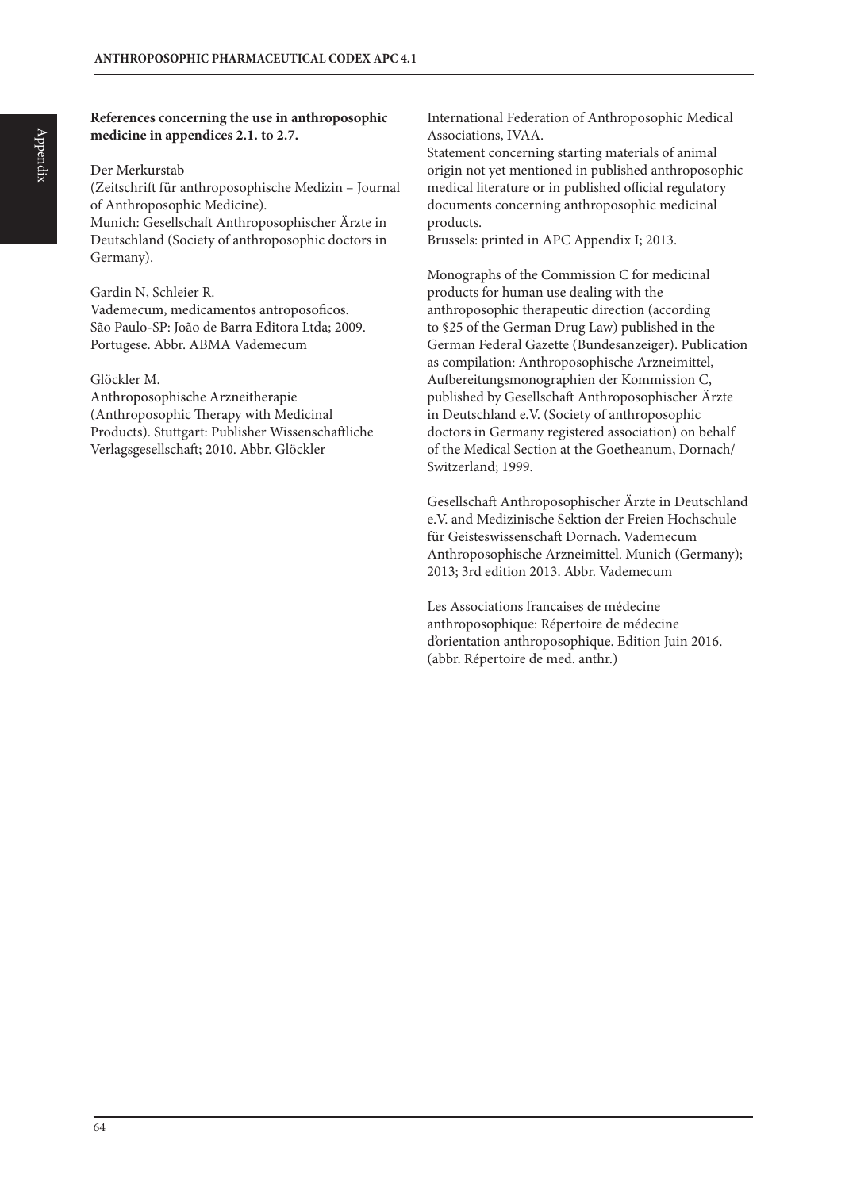**References concerning the use in anthroposophic medicine in appendices 2.1. to 2.7.**

Der Merkurstab
(Zeitschrift für anthroposophische Medizin – Journal of Anthroposophic Medicine).
Munich: Gesellschaft Anthroposophischer Ärzte in Deutschland (Society of anthroposophic doctors in Germany).

Gardin N, Schleier R.
Vademecum, medicamentos antroposoficos.
São Paulo-SP: João de Barra Editora Ltda; 2009.
Portugese. Abbr. ABMA Vademecum

Glöckler M.
Anthroposophische Arzneitherapie
(Anthroposophic Therapy with Medicinal Products). Stuttgart: Publisher Wissenschaftliche Verlagsgesellschaft; 2010. Abbr. Glöckler

International Federation of Anthroposophic Medical Associations, IVAA.
Statement concerning starting materials of animal origin not yet mentioned in published anthroposophic medical literature or in published official regulatory documents concerning anthroposophic medicinal products.
Brussels: printed in APC Appendix I; 2013.

Monographs of the Commission C for medicinal products for human use dealing with the anthroposophic therapeutic direction (according to §25 of the German Drug Law) published in the German Federal Gazette (Bundesanzeiger). Publication as compilation: Anthroposophische Arzneimittel, Aufbereitungsmonographien der Kommission C, published by Gesellschaft Anthroposophischer Ärzte in Deutschland e.V. (Society of anthroposophic doctors in Germany registered association) on behalf of the Medical Section at the Goetheanum, Dornach/ Switzerland; 1999.

Gesellschaft Anthroposophischer Ärzte in Deutschland e.V. and Medizinische Sektion der Freien Hochschule für Geisteswissenschaft Dornach. Vademecum Anthroposophische Arzneimittel. Munich (Germany); 2013; 3rd edition 2013. Abbr. Vademecum

Les Associations francaises de médecine anthroposophique: Répertoire de médecine d'orientation anthroposophique. Edition Juin 2016. (abbr. Répertoire de med. anthr.)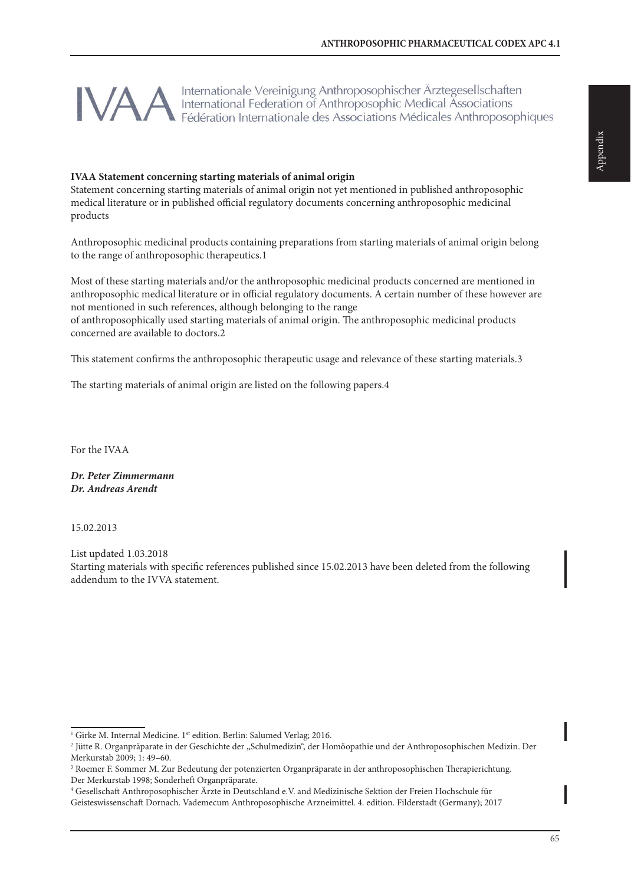**IVAA** Internationale Vereinigung Anthroposophischer Ärztegesellschaften
International Federation of Anthroposophic Medical Associations
Fédération Internationale des Associations Médicales Anthroposophiques

**IVAA Statement concerning starting materials of animal origin**
Statement concerning starting materials of animal origin not yet mentioned in published anthroposophic medical literature or in published official regulatory documents concerning anthroposophic medicinal products

Anthroposophic medicinal products containing preparations from starting materials of animal origin belong to the range of anthroposophic therapeutics.1

Most of these starting materials and/or the anthroposophic medicinal products concerned are mentioned in anthroposophic medical literature or in official regulatory documents. A certain number of these however are not mentioned in such references, although belonging to the range of anthroposophically used starting materials of animal origin. The anthroposophic medicinal products concerned are available to doctors.2

This statement confirms the anthroposophic therapeutic usage and relevance of these starting materials.3

The starting materials of animal origin are listed on the following papers.4

For the IVAA

***Dr. Peter Zimmermann***
***Dr. Andreas Arendt***

15.02.2013

List updated 1.03.2018
Starting materials with specific references published since 15.02.2013 have been deleted from the following addendum to the IVVA statement.

---

[1] Girke M. Internal Medicine. 1st edition. Berlin: Salumed Verlag; 2016.

[2] Jütte R. Organpräparate in der Geschichte der „Schulmedizin", der Homöopathie und der Anthroposophischen Medizin. Der Merkurstab 2009; 1: 49–60.

[3] Roemer F. Sommer M. Zur Bedeutung der potenzierten Organpräparate in der anthroposophischen Therapierichtung. Der Merkurstab 1998; Sonderheft Organpräparate.

[4] Gesellschaft Anthroposophischer Ärzte in Deutschland e.V. and Medizinische Sektion der Freien Hochschule für Geisteswissenschaft Dornach. Vademecum Anthroposophische Arzneimittel. 4. edition. Filderstadt (Germany); 2017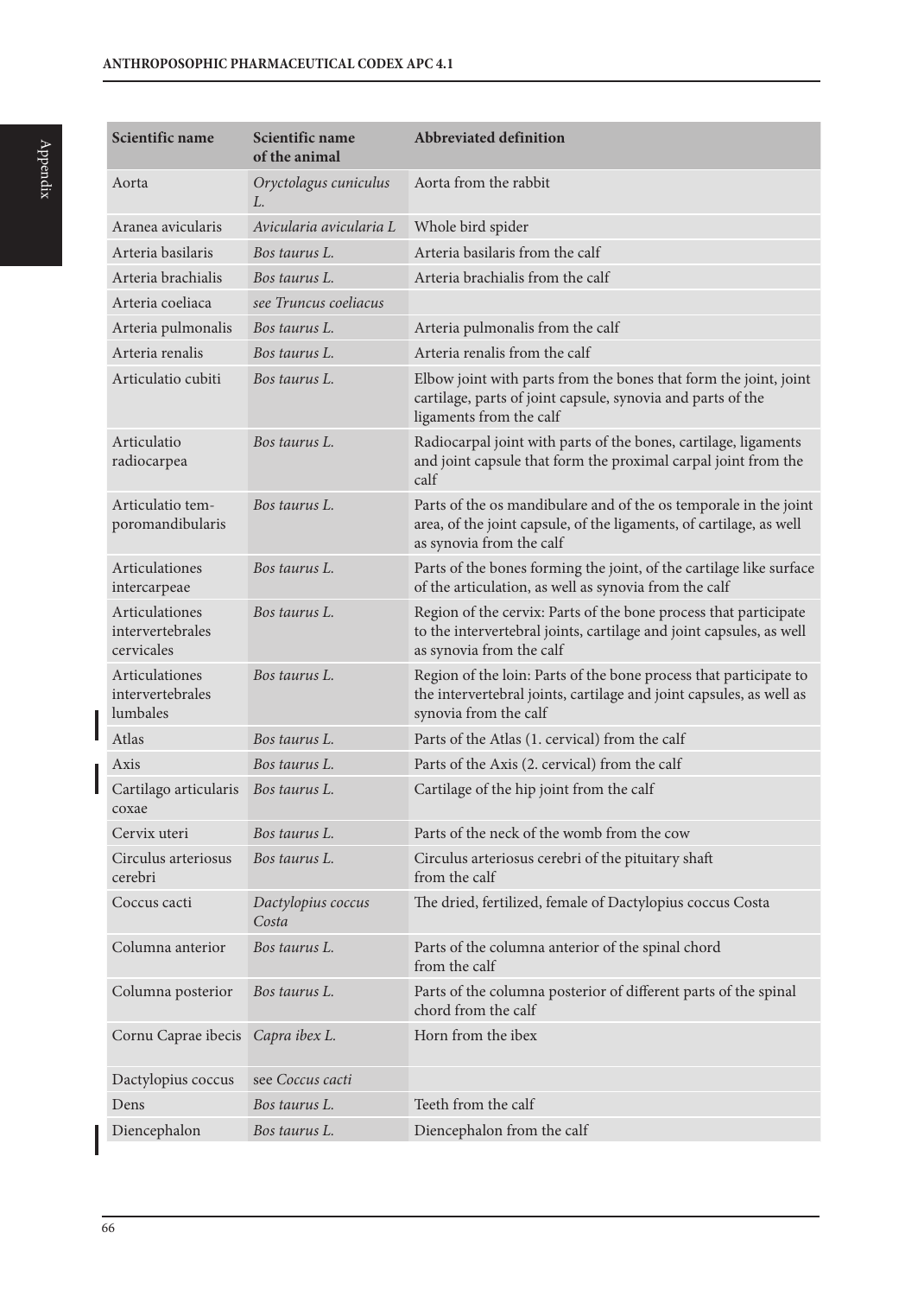| Scientific name | Scientific name of the animal | Abbreviated definition |
|---|---|---|
| Aorta | *Oryctolagus cuniculus L.* | Aorta from the rabbit |
| Aranea avicularis | *Avicularia avicularia L* | Whole bird spider |
| Arteria basilaris | *Bos taurus L.* | Arteria basilaris from the calf |
| Arteria brachialis | *Bos taurus L.* | Arteria brachialis from the calf |
| Arteria coeliaca | *see Truncus coeliacus* | |
| Arteria pulmonalis | *Bos taurus L.* | Arteria pulmonalis from the calf |
| Arteria renalis | *Bos taurus L.* | Arteria renalis from the calf |
| Articulatio cubiti | *Bos taurus L.* | Elbow joint with parts from the bones that form the joint, joint cartilage, parts of joint capsule, synovia and parts of the ligaments from the calf |
| Articulatio radiocarpea | *Bos taurus L.* | Radiocarpal joint with parts of the bones, cartilage, ligaments and joint capsule that form the proximal carpal joint from the calf |
| Articulatio temporomandibularis | *Bos taurus L.* | Parts of the os mandibulare and of the os temporale in the joint area, of the joint capsule, of the ligaments, of cartilage, as well as synovia from the calf |
| Articulationes intercarpeae | *Bos taurus L.* | Parts of the bones forming the joint, of the cartilage like surface of the articulation, as well as synovia from the calf |
| Articulationes intervertebrales cervicales | *Bos taurus L.* | Region of the cervix: Parts of the bone process that participate to the intervertebral joints, cartilage and joint capsules, as well as synovia from the calf |
| Articulationes intervertebrales lumbales | *Bos taurus L.* | Region of the loin: Parts of the bone process that participate to the intervertebral joints, cartilage and joint capsules, as well as synovia from the calf |
| Atlas | *Bos taurus L.* | Parts of the Atlas (1. cervical) from the calf |
| Axis | *Bos taurus L.* | Parts of the Axis (2. cervical) from the calf |
| Cartilago articularis coxae | *Bos taurus L.* | Cartilage of the hip joint from the calf |
| Cervix uteri | *Bos taurus L.* | Parts of the neck of the womb from the cow |
| Circulus arteriosus cerebri | *Bos taurus L.* | Circulus arteriosus cerebri of the pituitary shaft from the calf |
| Coccus cacti | *Dactylopius coccus Costa* | The dried, fertilized, female of Dactylopius coccus Costa |
| Columna anterior | *Bos taurus L.* | Parts of the columna anterior of the spinal chord from the calf |
| Columna posterior | *Bos taurus L.* | Parts of the columna posterior of different parts of the spinal chord from the calf |
| Cornu Caprae ibecis | *Capra ibex L.* | Horn from the ibex |
| Dactylopius coccus | see *Coccus cacti* | |
| Dens | *Bos taurus L.* | Teeth from the calf |
| Diencephalon | *Bos taurus L.* | Diencephalon from the calf |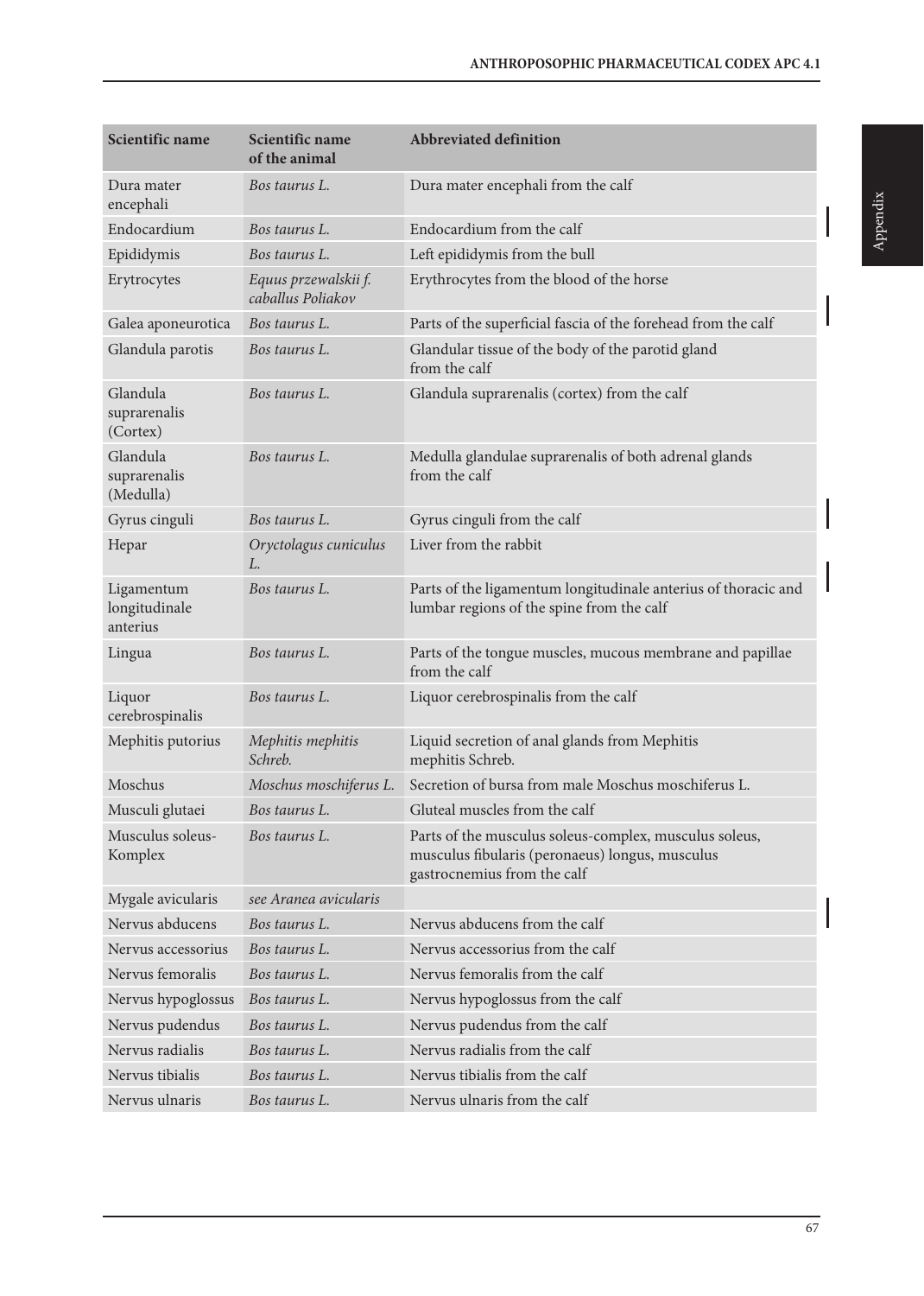| Scientific name | Scientific name of the animal | Abbreviated definition |
|---|---|---|
| Dura mater encephali | *Bos taurus L.* | Dura mater encephali from the calf |
| Endocardium | *Bos taurus L.* | Endocardium from the calf |
| Epididymis | *Bos taurus L.* | Left epididymis from the bull |
| Erytrocytes | *Equus przewalskii f. caballus Poliakov* | Erythrocytes from the blood of the horse |
| Galea aponeurotica | *Bos taurus L.* | Parts of the superficial fascia of the forehead from the calf |
| Glandula parotis | *Bos taurus L.* | Glandular tissue of the body of the parotid gland from the calf |
| Glandula suprarenalis (Cortex) | *Bos taurus L.* | Glandula suprarenalis (cortex) from the calf |
| Glandula suprarenalis (Medulla) | *Bos taurus L.* | Medulla glandulae suprarenalis of both adrenal glands from the calf |
| Gyrus cinguli | *Bos taurus L.* | Gyrus cinguli from the calf |
| Hepar | *Oryctolagus cuniculus L.* | Liver from the rabbit |
| Ligamentum longitudinale anterius | *Bos taurus L.* | Parts of the ligamentum longitudinale anterius of thoracic and lumbar regions of the spine from the calf |
| Lingua | *Bos taurus L.* | Parts of the tongue muscles, mucous membrane and papillae from the calf |
| Liquor cerebrospinalis | *Bos taurus L.* | Liquor cerebrospinalis from the calf |
| Mephitis putorius | *Mephitis mephitis Schreb.* | Liquid secretion of anal glands from Mephitis mephitis Schreb. |
| Moschus | *Moschus moschiferus L.* | Secretion of bursa from male Moschus moschiferus L. |
| Musculi glutaei | *Bos taurus L.* | Gluteal muscles from the calf |
| Musculus soleus-Komplex | *Bos taurus L.* | Parts of the musculus soleus-complex, musculus soleus, musculus fibularis (peronaeus) longus, musculus gastrocnemius from the calf |
| Mygale avicularis | *see Aranea avicularis* | |
| Nervus abducens | *Bos taurus L.* | Nervus abducens from the calf |
| Nervus accessorius | *Bos taurus L.* | Nervus accessorius from the calf |
| Nervus femoralis | *Bos taurus L.* | Nervus femoralis from the calf |
| Nervus hypoglossus | *Bos taurus L.* | Nervus hypoglossus from the calf |
| Nervus pudendus | *Bos taurus L.* | Nervus pudendus from the calf |
| Nervus radialis | *Bos taurus L.* | Nervus radialis from the calf |
| Nervus tibialis | *Bos taurus L.* | Nervus tibialis from the calf |
| Nervus ulnaris | *Bos taurus L.* | Nervus ulnaris from the calf |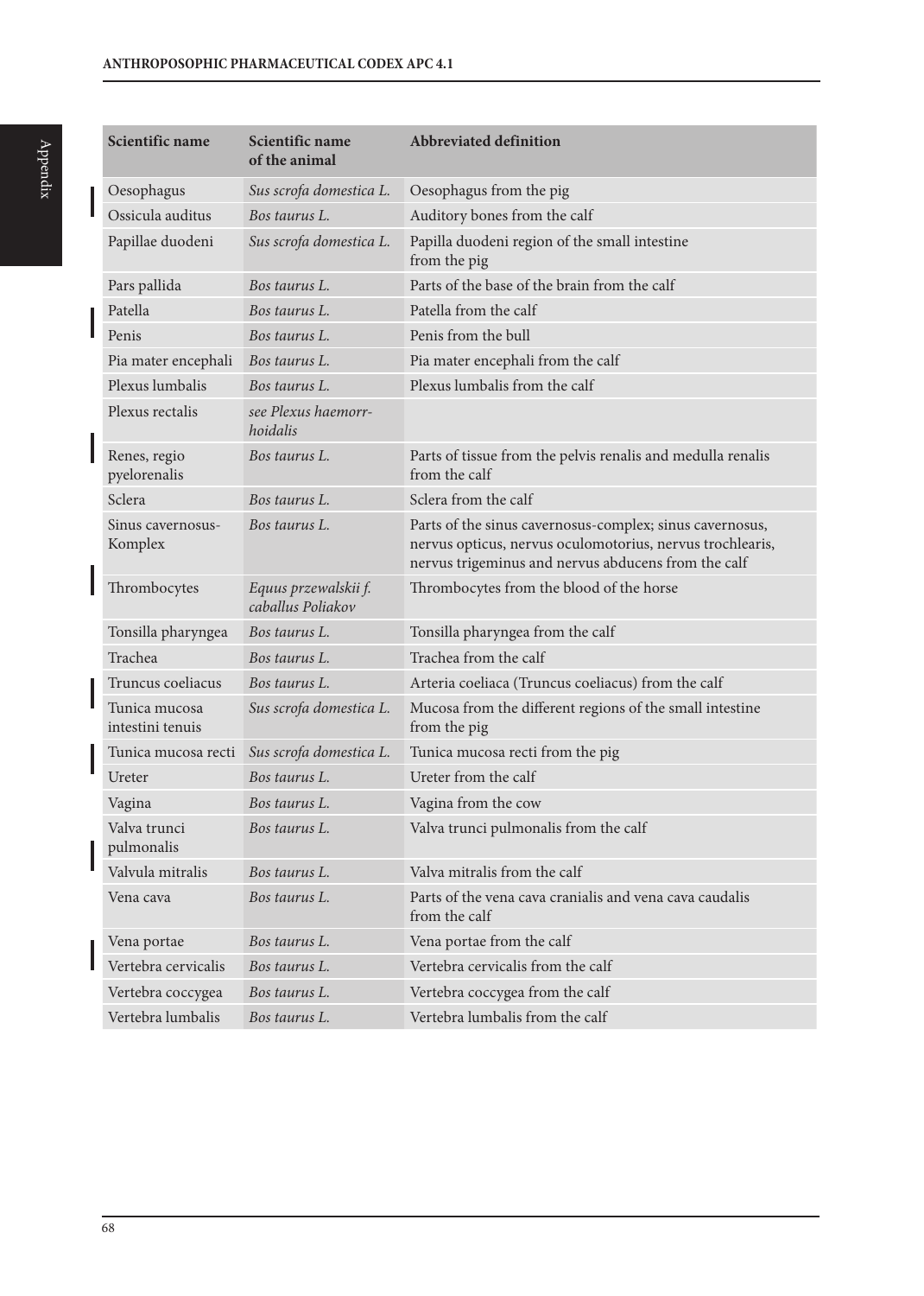| Scientific name | Scientific name of the animal | Abbreviated definition |
|---|---|---|
| Oesophagus | *Sus scrofa domestica L.* | Oesophagus from the pig |
| Ossicula auditus | *Bos taurus L.* | Auditory bones from the calf |
| Papillae duodeni | *Sus scrofa domestica L.* | Papilla duodeni region of the small intestine from the pig |
| Pars pallida | *Bos taurus L.* | Parts of the base of the brain from the calf |
| Patella | *Bos taurus L.* | Patella from the calf |
| Penis | *Bos taurus L.* | Penis from the bull |
| Pia mater encephali | *Bos taurus L.* | Pia mater encephali from the calf |
| Plexus lumbalis | *Bos taurus L.* | Plexus lumbalis from the calf |
| Plexus rectalis | *see Plexus haemorr-hoidalis* | |
| Renes, regio pyelorenalis | *Bos taurus L.* | Parts of tissue from the pelvis renalis and medulla renalis from the calf |
| Sclera | *Bos taurus L.* | Sclera from the calf |
| Sinus cavernosus-Komplex | *Bos taurus L.* | Parts of the sinus cavernosus-complex; sinus cavernosus, nervus opticus, nervus oculomotorius, nervus trochlearis, nervus trigeminus and nervus abducens from the calf |
| Thrombocytes | *Equus przewalskii f. caballus Poliakov* | Thrombocytes from the blood of the horse |
| Tonsilla pharyngea | *Bos taurus L.* | Tonsilla pharyngea from the calf |
| Trachea | *Bos taurus L.* | Trachea from the calf |
| Truncus coeliacus | *Bos taurus L.* | Arteria coeliaca (Truncus coeliacus) from the calf |
| Tunica mucosa intestini tenuis | *Sus scrofa domestica L.* | Mucosa from the different regions of the small intestine from the pig |
| Tunica mucosa recti | *Sus scrofa domestica L.* | Tunica mucosa recti from the pig |
| Ureter | *Bos taurus L.* | Ureter from the calf |
| Vagina | *Bos taurus L.* | Vagina from the cow |
| Valva trunci pulmonalis | *Bos taurus L.* | Valva trunci pulmonalis from the calf |
| Valvula mitralis | *Bos taurus L.* | Valva mitralis from the calf |
| Vena cava | *Bos taurus L.* | Parts of the vena cava cranialis and vena cava caudalis from the calf |
| Vena portae | *Bos taurus L.* | Vena portae from the calf |
| Vertebra cervicalis | *Bos taurus L.* | Vertebra cervicalis from the calf |
| Vertebra coccygea | *Bos taurus L.* | Vertebra coccygea from the calf |
| Vertebra lumbalis | *Bos taurus L.* | Vertebra lumbalis from the calf |